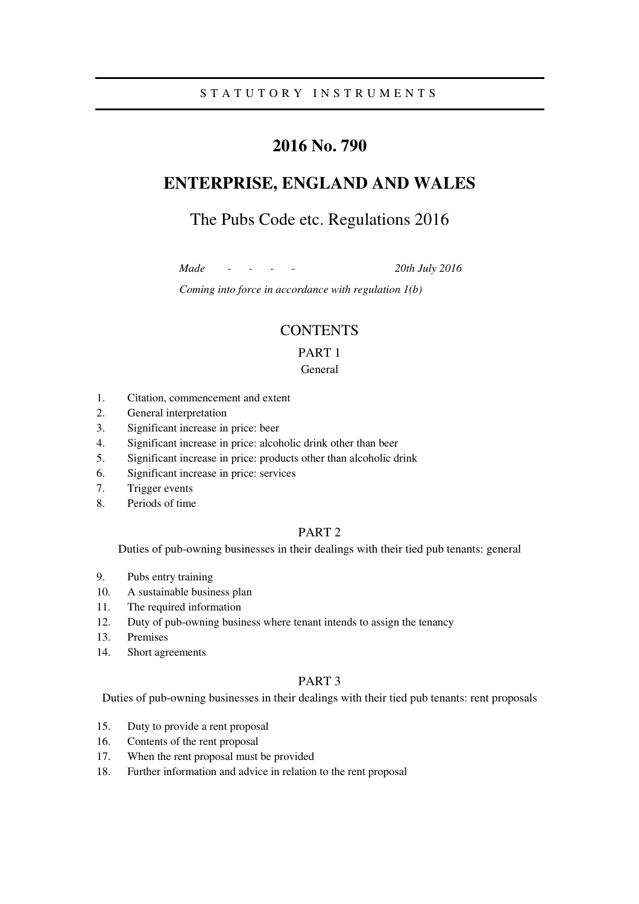STATUTORY INSTRUMENTS

# 2016 No. 790

# ENTERPRISE, ENGLAND AND WALES

## The Pubs Code etc. Regulations 2016

*Made - - - - 20th July 2016*

*Coming into force in accordance with regulation 1(b)*

## CONTENTS

### PART 1
General

1. Citation, commencement and extent
2. General interpretation
3. Significant increase in price: beer
4. Significant increase in price: alcoholic drink other than beer
5. Significant increase in price: products other than alcoholic drink
6. Significant increase in price: services
7. Trigger events
8. Periods of time

### PART 2
Duties of pub-owning businesses in their dealings with their tied pub tenants: general

9. Pubs entry training
10. A sustainable business plan
11. The required information
12. Duty of pub-owning business where tenant intends to assign the tenancy
13. Premises
14. Short agreements

### PART 3
Duties of pub-owning businesses in their dealings with their tied pub tenants: rent proposals

15. Duty to provide a rent proposal
16. Contents of the rent proposal
17. When the rent proposal must be provided
18. Further information and advice in relation to the rent proposal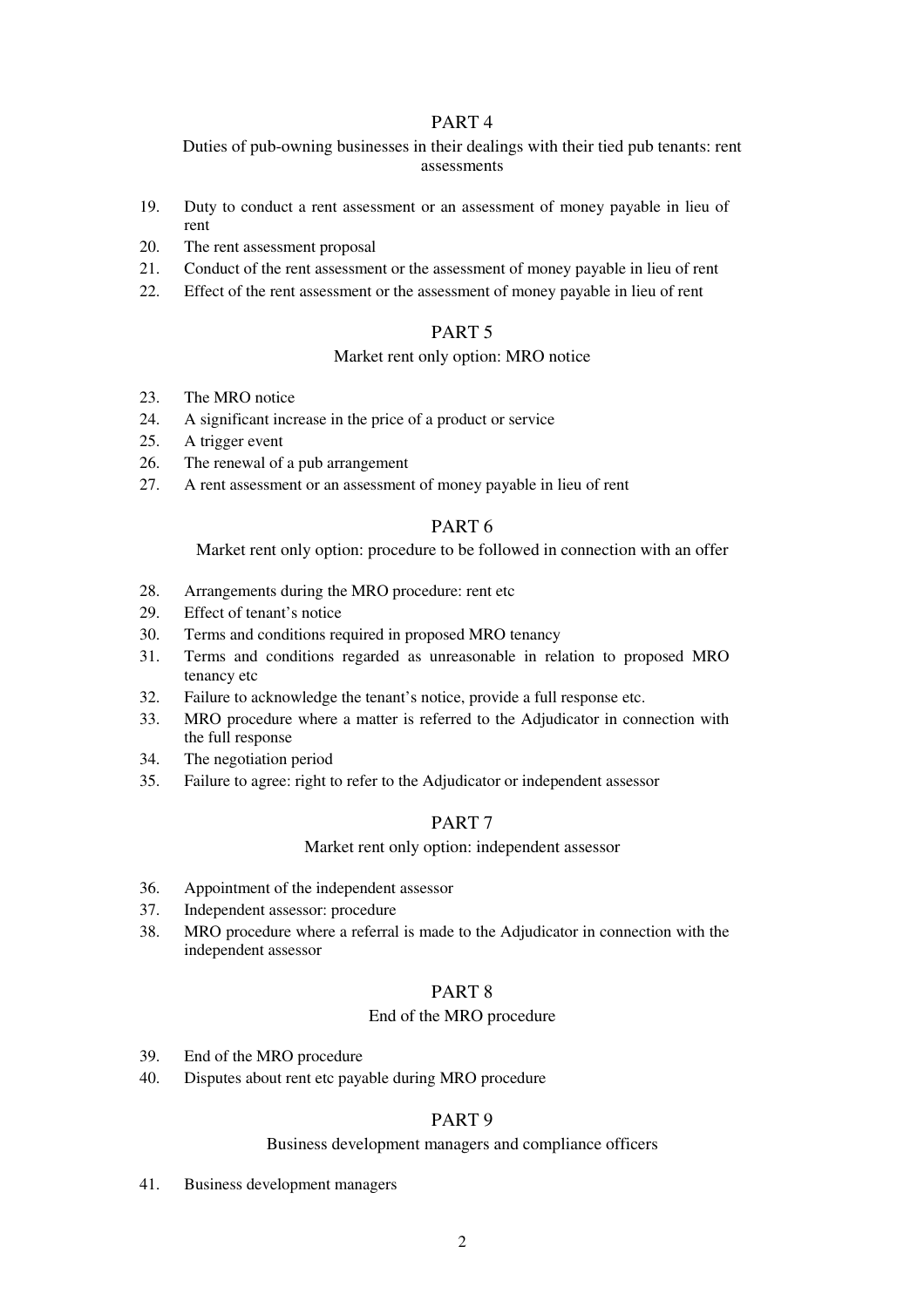## PART 4

Duties of pub-owning businesses in their dealings with their tied pub tenants: rent assessments

19. Duty to conduct a rent assessment or an assessment of money payable in lieu of rent
20. The rent assessment proposal
21. Conduct of the rent assessment or the assessment of money payable in lieu of rent
22. Effect of the rent assessment or the assessment of money payable in lieu of rent

## PART 5

Market rent only option: MRO notice

23. The MRO notice
24. A significant increase in the price of a product or service
25. A trigger event
26. The renewal of a pub arrangement
27. A rent assessment or an assessment of money payable in lieu of rent

## PART 6

Market rent only option: procedure to be followed in connection with an offer

28. Arrangements during the MRO procedure: rent etc
29. Effect of tenant's notice
30. Terms and conditions required in proposed MRO tenancy
31. Terms and conditions regarded as unreasonable in relation to proposed MRO tenancy etc
32. Failure to acknowledge the tenant's notice, provide a full response etc.
33. MRO procedure where a matter is referred to the Adjudicator in connection with the full response
34. The negotiation period
35. Failure to agree: right to refer to the Adjudicator or independent assessor

## PART 7

Market rent only option: independent assessor

36. Appointment of the independent assessor
37. Independent assessor: procedure
38. MRO procedure where a referral is made to the Adjudicator in connection with the independent assessor

## PART 8

End of the MRO procedure

39. End of the MRO procedure
40. Disputes about rent etc payable during MRO procedure

## PART 9

Business development managers and compliance officers

41. Business development managers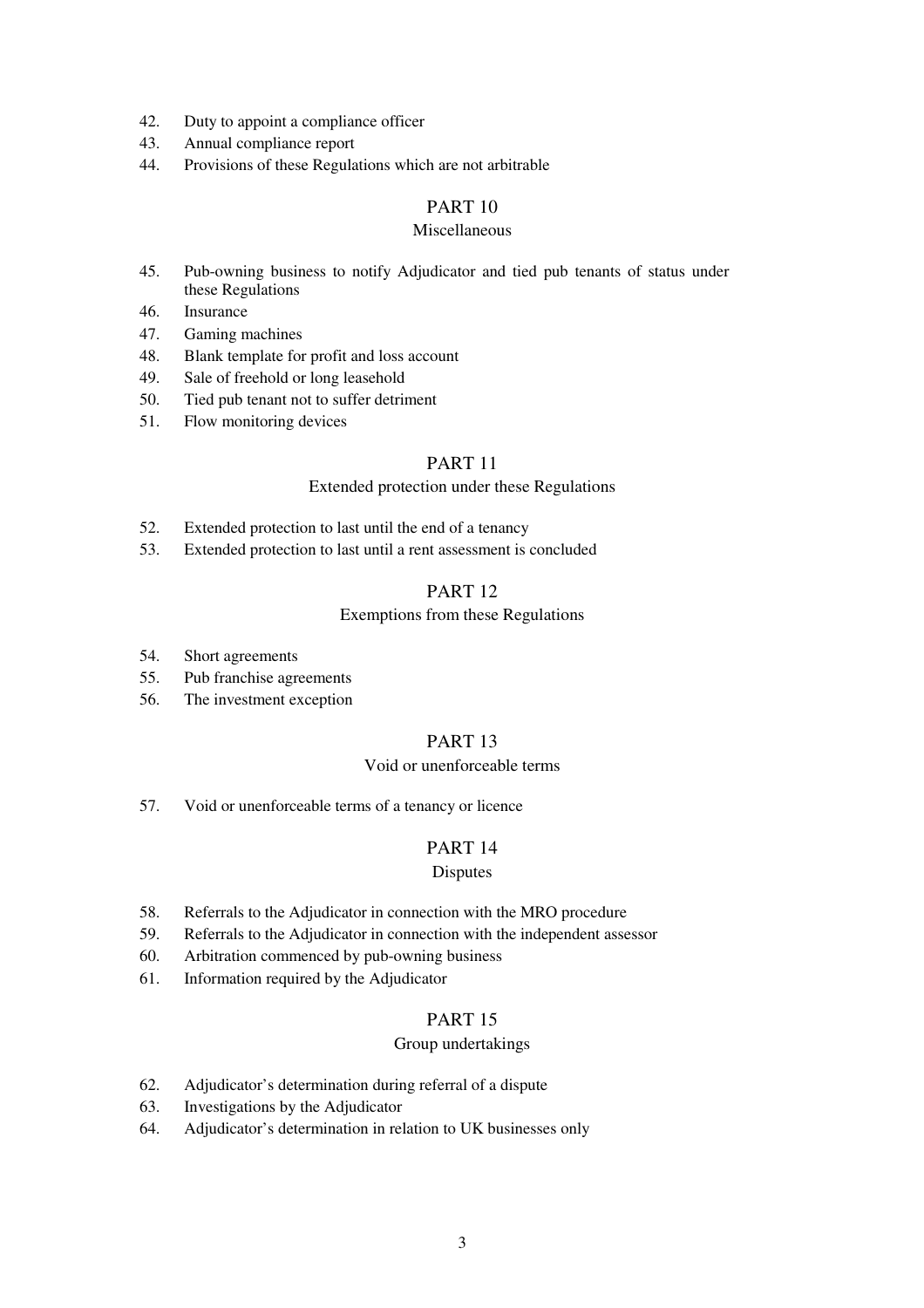42. Duty to appoint a compliance officer
43. Annual compliance report
44. Provisions of these Regulations which are not arbitrable

## PART 10

### Miscellaneous

45. Pub-owning business to notify Adjudicator and tied pub tenants of status under these Regulations
46. Insurance
47. Gaming machines
48. Blank template for profit and loss account
49. Sale of freehold or long leasehold
50. Tied pub tenant not to suffer detriment
51. Flow monitoring devices

## PART 11

### Extended protection under these Regulations

52. Extended protection to last until the end of a tenancy
53. Extended protection to last until a rent assessment is concluded

## PART 12

### Exemptions from these Regulations

54. Short agreements
55. Pub franchise agreements
56. The investment exception

## PART 13

### Void or unenforceable terms

57. Void or unenforceable terms of a tenancy or licence

## PART 14

### Disputes

58. Referrals to the Adjudicator in connection with the MRO procedure
59. Referrals to the Adjudicator in connection with the independent assessor
60. Arbitration commenced by pub-owning business
61. Information required by the Adjudicator

## PART 15

### Group undertakings

62. Adjudicator's determination during referral of a dispute
63. Investigations by the Adjudicator
64. Adjudicator's determination in relation to UK businesses only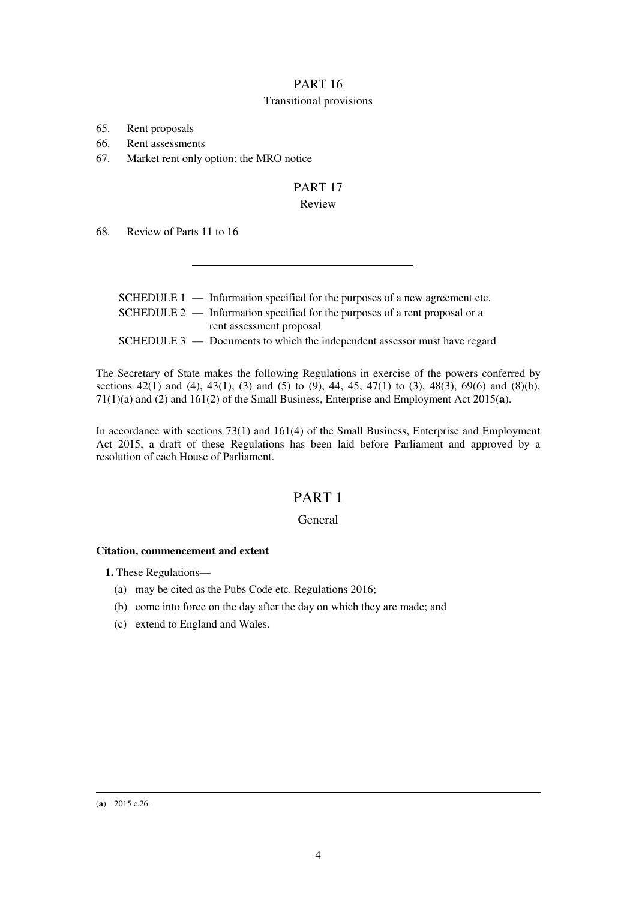PART 16

Transitional provisions

65. Rent proposals
66. Rent assessments
67. Market rent only option: the MRO notice

PART 17

Review

68. Review of Parts 11 to 16

---

SCHEDULE 1 — Information specified for the purposes of a new agreement etc.

SCHEDULE 2 — Information specified for the purposes of a rent proposal or a rent assessment proposal

SCHEDULE 3 — Documents to which the independent assessor must have regard

The Secretary of State makes the following Regulations in exercise of the powers conferred by sections 42(1) and (4), 43(1), (3) and (5) to (9), 44, 45, 47(1) to (3), 48(3), 69(6) and (8)(b), 71(1)(a) and (2) and 161(2) of the Small Business, Enterprise and Employment Act 2015(**a**).

In accordance with sections 73(1) and 161(4) of the Small Business, Enterprise and Employment Act 2015, a draft of these Regulations has been laid before Parliament and approved by a resolution of each House of Parliament.

# PART 1

## General

**Citation, commencement and extent**

**1.** These Regulations—

(a) may be cited as the Pubs Code etc. Regulations 2016;

(b) come into force on the day after the day on which they are made; and

(c) extend to England and Wales.

---

(**a**) 2015 c.26.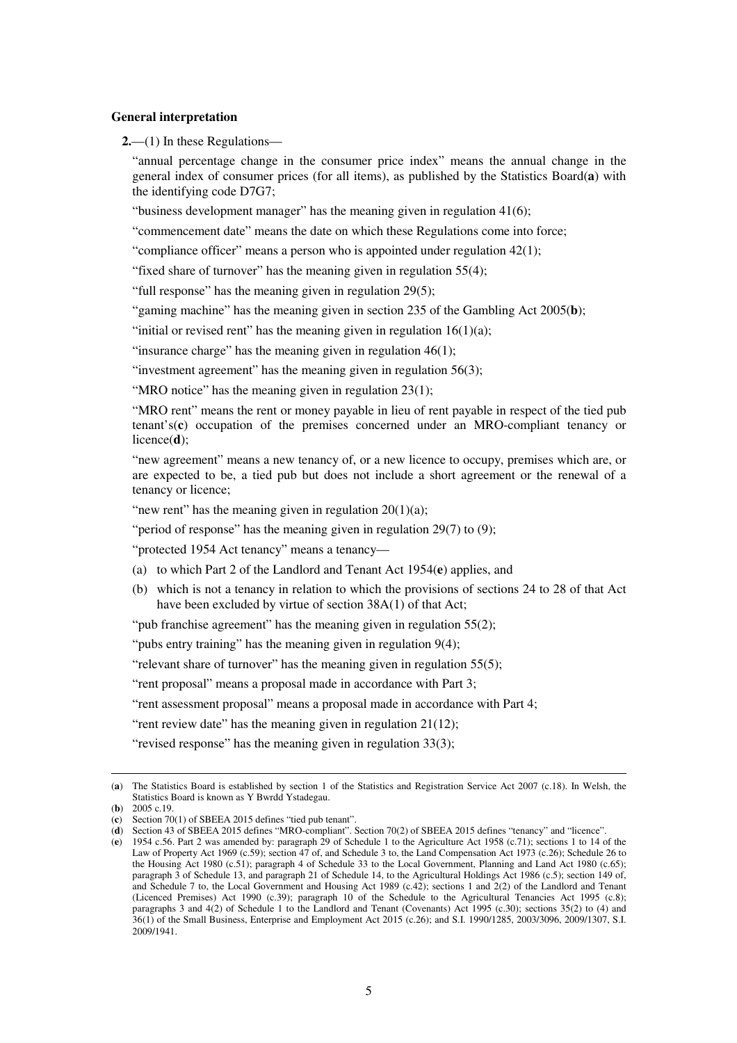**General interpretation**

**2.**—(1) In these Regulations—

"annual percentage change in the consumer price index" means the annual change in the general index of consumer prices (for all items), as published by the Statistics Board(**a**) with the identifying code D7G7;

"business development manager" has the meaning given in regulation 41(6);

"commencement date" means the date on which these Regulations come into force;

"compliance officer" means a person who is appointed under regulation 42(1);

"fixed share of turnover" has the meaning given in regulation 55(4);

"full response" has the meaning given in regulation 29(5);

"gaming machine" has the meaning given in section 235 of the Gambling Act 2005(**b**);

"initial or revised rent" has the meaning given in regulation 16(1)(a);

"insurance charge" has the meaning given in regulation 46(1);

"investment agreement" has the meaning given in regulation 56(3);

"MRO notice" has the meaning given in regulation 23(1);

"MRO rent" means the rent or money payable in lieu of rent payable in respect of the tied pub tenant's(**c**) occupation of the premises concerned under an MRO-compliant tenancy or licence(**d**);

"new agreement" means a new tenancy of, or a new licence to occupy, premises which are, or are expected to be, a tied pub but does not include a short agreement or the renewal of a tenancy or licence;

"new rent" has the meaning given in regulation 20(1)(a);

"period of response" has the meaning given in regulation 29(7) to (9);

"protected 1954 Act tenancy" means a tenancy—

(a) to which Part 2 of the Landlord and Tenant Act 1954(**e**) applies, and

(b) which is not a tenancy in relation to which the provisions of sections 24 to 28 of that Act have been excluded by virtue of section 38A(1) of that Act;

"pub franchise agreement" has the meaning given in regulation 55(2);

"pubs entry training" has the meaning given in regulation 9(4);

"relevant share of turnover" has the meaning given in regulation 55(5);

"rent proposal" means a proposal made in accordance with Part 3;

"rent assessment proposal" means a proposal made in accordance with Part 4;

"rent review date" has the meaning given in regulation 21(12);

"revised response" has the meaning given in regulation 33(3);

---

(**a**) The Statistics Board is established by section 1 of the Statistics and Registration Service Act 2007 (c.18). In Welsh, the Statistics Board is known as Y Bwrdd Ystadegau.

(**b**) 2005 c.19.

(**c**) Section 70(1) of SBEEA 2015 defines "tied pub tenant".

(**d**) Section 43 of SBEEA 2015 defines "MRO-compliant". Section 70(2) of SBEEA 2015 defines "tenancy" and "licence".

(**e**) 1954 c.56. Part 2 was amended by: paragraph 29 of Schedule 1 to the Agriculture Act 1958 (c.71); sections 1 to 14 of the Law of Property Act 1969 (c.59); section 47 of, and Schedule 3 to, the Land Compensation Act 1973 (c.26); Schedule 26 to the Housing Act 1980 (c.51); paragraph 4 of Schedule 33 to the Local Government, Planning and Land Act 1980 (c.65); paragraph 3 of Schedule 13, and paragraph 21 of Schedule 14, to the Agricultural Holdings Act 1986 (c.5); section 149 of, and Schedule 7 to, the Local Government and Housing Act 1989 (c.42); sections 1 and 2(2) of the Landlord and Tenant (Licenced Premises) Act 1990 (c.39); paragraph 10 of the Schedule to the Agricultural Tenancies Act 1995 (c.8); paragraphs 3 and 4(2) of Schedule 1 to the Landlord and Tenant (Covenants) Act 1995 (c.30); sections 35(2) to (4) and 36(1) of the Small Business, Enterprise and Employment Act 2015 (c.26); and S.I. 1990/1285, 2003/3096, 2009/1307, S.I. 2009/1941.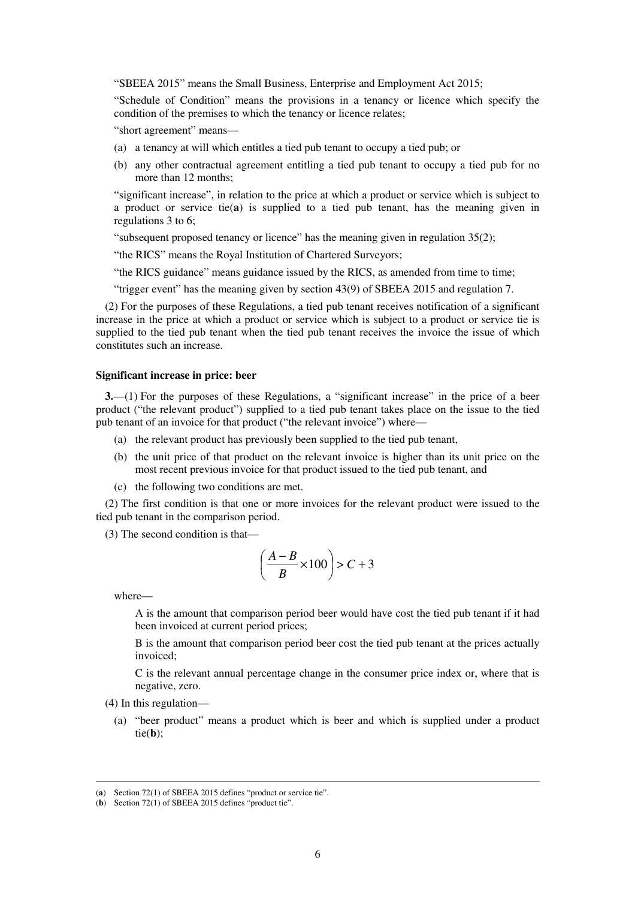"SBEEA 2015" means the Small Business, Enterprise and Employment Act 2015;

"Schedule of Condition" means the provisions in a tenancy or licence which specify the condition of the premises to which the tenancy or licence relates;

"short agreement" means—

(a) a tenancy at will which entitles a tied pub tenant to occupy a tied pub; or

(b) any other contractual agreement entitling a tied pub tenant to occupy a tied pub for no more than 12 months;

"significant increase", in relation to the price at which a product or service which is subject to a product or service tie(**a**) is supplied to a tied pub tenant, has the meaning given in regulations 3 to 6;

"subsequent proposed tenancy or licence" has the meaning given in regulation 35(2);

"the RICS" means the Royal Institution of Chartered Surveyors;

"the RICS guidance" means guidance issued by the RICS, as amended from time to time;

"trigger event" has the meaning given by section 43(9) of SBEEA 2015 and regulation 7.

(2) For the purposes of these Regulations, a tied pub tenant receives notification of a significant increase in the price at which a product or service which is subject to a product or service tie is supplied to the tied pub tenant when the tied pub tenant receives the invoice the issue of which constitutes such an increase.

**Significant increase in price: beer**

**3.**—(1) For the purposes of these Regulations, a "significant increase" in the price of a beer product ("the relevant product") supplied to a tied pub tenant takes place on the issue to the tied pub tenant of an invoice for that product ("the relevant invoice") where—

(a) the relevant product has previously been supplied to the tied pub tenant,

(b) the unit price of that product on the relevant invoice is higher than its unit price on the most recent previous invoice for that product issued to the tied pub tenant, and

(c) the following two conditions are met.

(2) The first condition is that one or more invoices for the relevant product were issued to the tied pub tenant in the comparison period.

(3) The second condition is that—

$$\left(\frac{A-B}{B}\times 100\right) > C+3$$

where—

A is the amount that comparison period beer would have cost the tied pub tenant if it had been invoiced at current period prices;

B is the amount that comparison period beer cost the tied pub tenant at the prices actually invoiced;

C is the relevant annual percentage change in the consumer price index or, where that is negative, zero.

(4) In this regulation—

(a) "beer product" means a product which is beer and which is supplied under a product tie(**b**);

---

(**a**) Section 72(1) of SBEEA 2015 defines "product or service tie".

(**b**) Section 72(1) of SBEEA 2015 defines "product tie".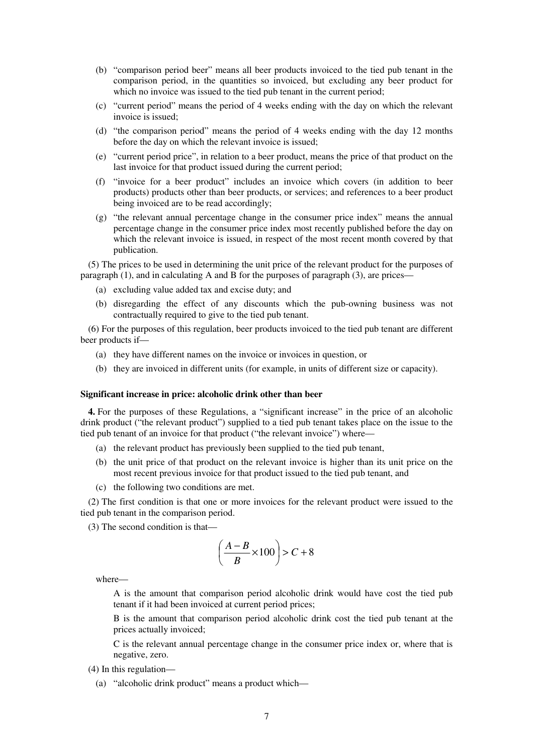(b) "comparison period beer" means all beer products invoiced to the tied pub tenant in the comparison period, in the quantities so invoiced, but excluding any beer product for which no invoice was issued to the tied pub tenant in the current period;

(c) "current period" means the period of 4 weeks ending with the day on which the relevant invoice is issued;

(d) "the comparison period" means the period of 4 weeks ending with the day 12 months before the day on which the relevant invoice is issued;

(e) "current period price", in relation to a beer product, means the price of that product on the last invoice for that product issued during the current period;

(f) "invoice for a beer product" includes an invoice which covers (in addition to beer products) products other than beer products, or services; and references to a beer product being invoiced are to be read accordingly;

(g) "the relevant annual percentage change in the consumer price index" means the annual percentage change in the consumer price index most recently published before the day on which the relevant invoice is issued, in respect of the most recent month covered by that publication.

(5) The prices to be used in determining the unit price of the relevant product for the purposes of paragraph (1), and in calculating A and B for the purposes of paragraph (3), are prices—

(a) excluding value added tax and excise duty; and

(b) disregarding the effect of any discounts which the pub-owning business was not contractually required to give to the tied pub tenant.

(6) For the purposes of this regulation, beer products invoiced to the tied pub tenant are different beer products if—

(a) they have different names on the invoice or invoices in question, or

(b) they are invoiced in different units (for example, in units of different size or capacity).

### Significant increase in price: alcoholic drink other than beer

**4.** For the purposes of these Regulations, a "significant increase" in the price of an alcoholic drink product ("the relevant product") supplied to a tied pub tenant takes place on the issue to the tied pub tenant of an invoice for that product ("the relevant invoice") where—

(a) the relevant product has previously been supplied to the tied pub tenant,

(b) the unit price of that product on the relevant invoice is higher than its unit price on the most recent previous invoice for that product issued to the tied pub tenant, and

(c) the following two conditions are met.

(2) The first condition is that one or more invoices for the relevant product were issued to the tied pub tenant in the comparison period.

(3) The second condition is that—

$$\left(\frac{A-B}{B}\times 100\right) > C+8$$

where—

A is the amount that comparison period alcoholic drink would have cost the tied pub tenant if it had been invoiced at current period prices;

B is the amount that comparison period alcoholic drink cost the tied pub tenant at the prices actually invoiced;

C is the relevant annual percentage change in the consumer price index or, where that is negative, zero.

(4) In this regulation—

(a) "alcoholic drink product" means a product which—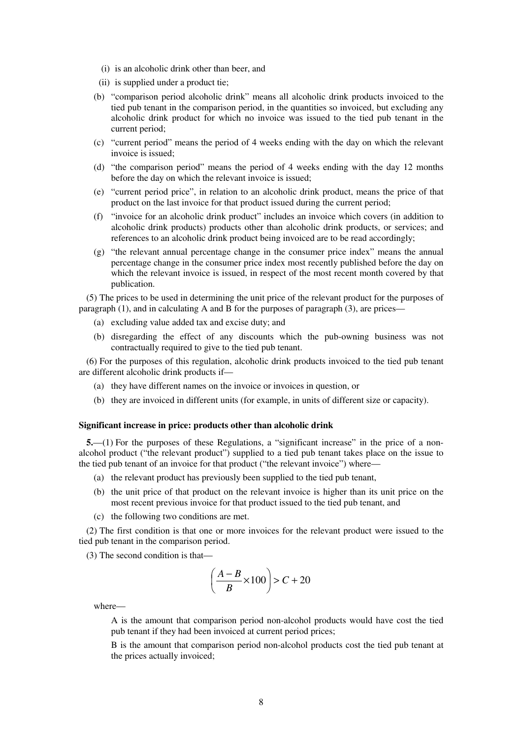- (i) is an alcoholic drink other than beer, and
- (ii) is supplied under a product tie;

(b) "comparison period alcoholic drink" means all alcoholic drink products invoiced to the tied pub tenant in the comparison period, in the quantities so invoiced, but excluding any alcoholic drink product for which no invoice was issued to the tied pub tenant in the current period;

(c) "current period" means the period of 4 weeks ending with the day on which the relevant invoice is issued;

(d) "the comparison period" means the period of 4 weeks ending with the day 12 months before the day on which the relevant invoice is issued;

(e) "current period price", in relation to an alcoholic drink product, means the price of that product on the last invoice for that product issued during the current period;

(f) "invoice for an alcoholic drink product" includes an invoice which covers (in addition to alcoholic drink products) products other than alcoholic drink products, or services; and references to an alcoholic drink product being invoiced are to be read accordingly;

(g) "the relevant annual percentage change in the consumer price index" means the annual percentage change in the consumer price index most recently published before the day on which the relevant invoice is issued, in respect of the most recent month covered by that publication.

(5) The prices to be used in determining the unit price of the relevant product for the purposes of paragraph (1), and in calculating A and B for the purposes of paragraph (3), are prices—

(a) excluding value added tax and excise duty; and

(b) disregarding the effect of any discounts which the pub-owning business was not contractually required to give to the tied pub tenant.

(6) For the purposes of this regulation, alcoholic drink products invoiced to the tied pub tenant are different alcoholic drink products if—

(a) they have different names on the invoice or invoices in question, or

(b) they are invoiced in different units (for example, in units of different size or capacity).

**Significant increase in price: products other than alcoholic drink**

**5.**—(1) For the purposes of these Regulations, a "significant increase" in the price of a non-alcohol product ("the relevant product") supplied to a tied pub tenant takes place on the issue to the tied pub tenant of an invoice for that product ("the relevant invoice") where—

(a) the relevant product has previously been supplied to the tied pub tenant,

(b) the unit price of that product on the relevant invoice is higher than its unit price on the most recent previous invoice for that product issued to the tied pub tenant, and

(c) the following two conditions are met.

(2) The first condition is that one or more invoices for the relevant product were issued to the tied pub tenant in the comparison period.

(3) The second condition is that—

$$\left(\frac{A-B}{B}\times 100\right) > C + 20$$

where—

A is the amount that comparison period non-alcohol products would have cost the tied pub tenant if they had been invoiced at current period prices;

B is the amount that comparison period non-alcohol products cost the tied pub tenant at the prices actually invoiced;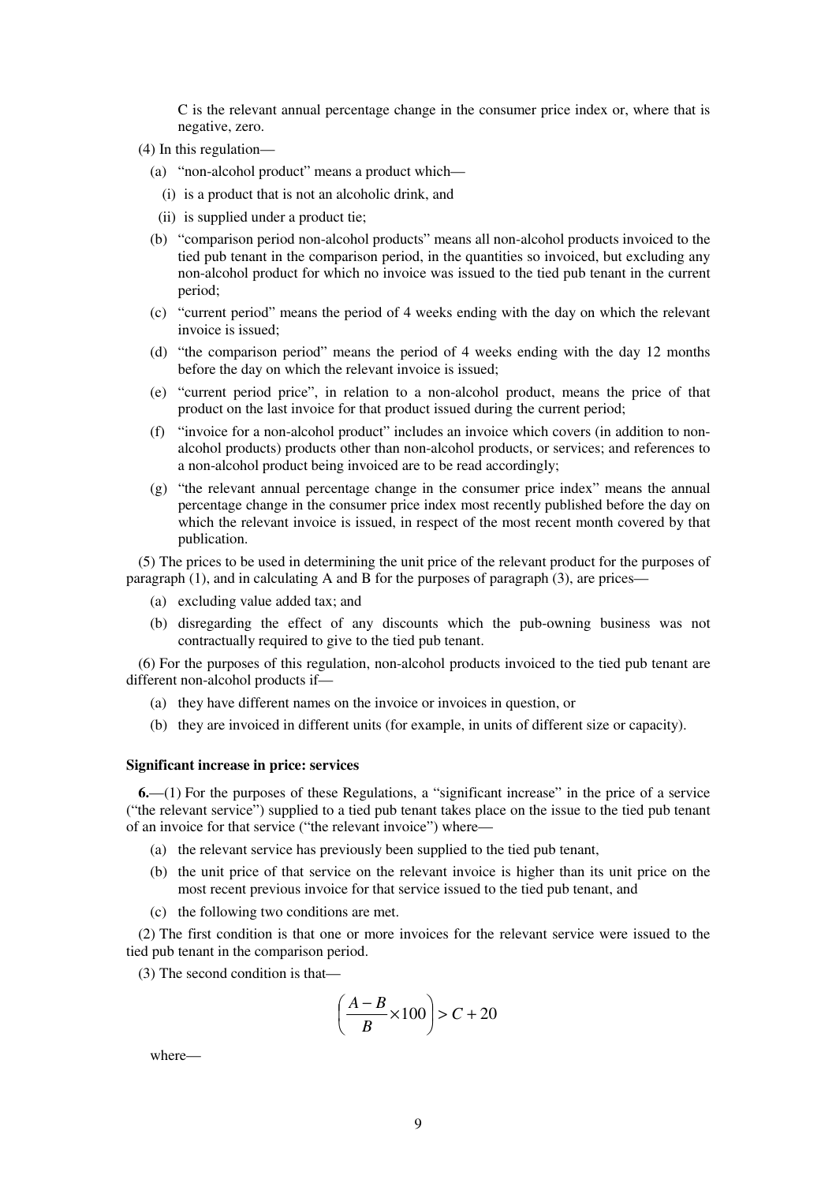C is the relevant annual percentage change in the consumer price index or, where that is negative, zero.

(4) In this regulation—

(a) "non-alcohol product" means a product which—

(i) is a product that is not an alcoholic drink, and

(ii) is supplied under a product tie;

(b) "comparison period non-alcohol products" means all non-alcohol products invoiced to the tied pub tenant in the comparison period, in the quantities so invoiced, but excluding any non-alcohol product for which no invoice was issued to the tied pub tenant in the current period;

(c) "current period" means the period of 4 weeks ending with the day on which the relevant invoice is issued;

(d) "the comparison period" means the period of 4 weeks ending with the day 12 months before the day on which the relevant invoice is issued;

(e) "current period price", in relation to a non-alcohol product, means the price of that product on the last invoice for that product issued during the current period;

(f) "invoice for a non-alcohol product" includes an invoice which covers (in addition to non-alcohol products) products other than non-alcohol products, or services; and references to a non-alcohol product being invoiced are to be read accordingly;

(g) "the relevant annual percentage change in the consumer price index" means the annual percentage change in the consumer price index most recently published before the day on which the relevant invoice is issued, in respect of the most recent month covered by that publication.

(5) The prices to be used in determining the unit price of the relevant product for the purposes of paragraph (1), and in calculating A and B for the purposes of paragraph (3), are prices—

(a) excluding value added tax; and

(b) disregarding the effect of any discounts which the pub-owning business was not contractually required to give to the tied pub tenant.

(6) For the purposes of this regulation, non-alcohol products invoiced to the tied pub tenant are different non-alcohol products if—

(a) they have different names on the invoice or invoices in question, or

(b) they are invoiced in different units (for example, in units of different size or capacity).

**Significant increase in price: services**

**6.**—(1) For the purposes of these Regulations, a "significant increase" in the price of a service ("the relevant service") supplied to a tied pub tenant takes place on the issue to the tied pub tenant of an invoice for that service ("the relevant invoice") where—

(a) the relevant service has previously been supplied to the tied pub tenant,

(b) the unit price of that service on the relevant invoice is higher than its unit price on the most recent previous invoice for that service issued to the tied pub tenant, and

(c) the following two conditions are met.

(2) The first condition is that one or more invoices for the relevant service were issued to the tied pub tenant in the comparison period.

(3) The second condition is that—

$$\left(\frac{A-B}{B}\times 100\right) > C + 20$$

where—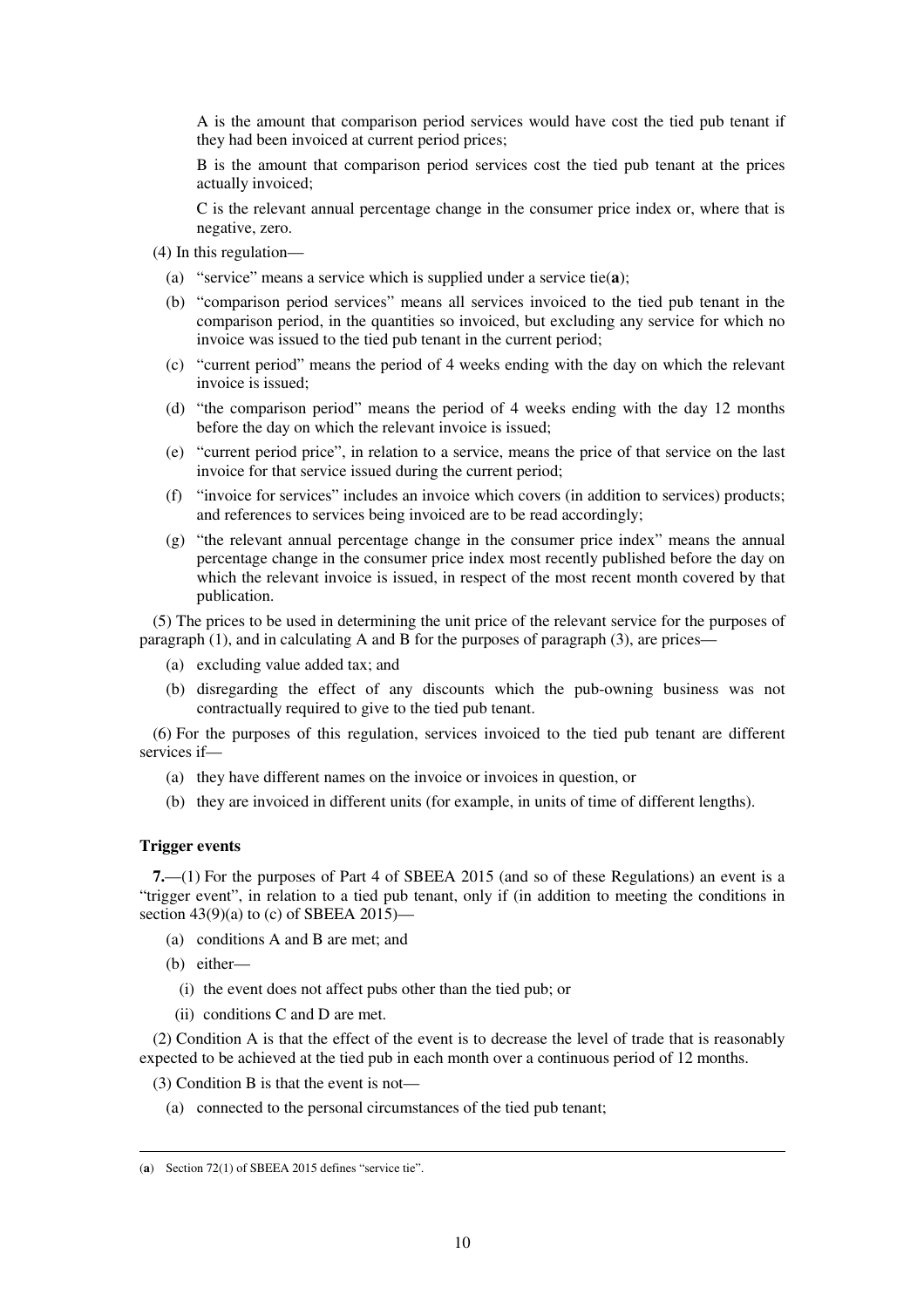A is the amount that comparison period services would have cost the tied pub tenant if they had been invoiced at current period prices;

B is the amount that comparison period services cost the tied pub tenant at the prices actually invoiced;

C is the relevant annual percentage change in the consumer price index or, where that is negative, zero.

(4) In this regulation—

(a) "service" means a service which is supplied under a service tie(**a**);

(b) "comparison period services" means all services invoiced to the tied pub tenant in the comparison period, in the quantities so invoiced, but excluding any service for which no invoice was issued to the tied pub tenant in the current period;

(c) "current period" means the period of 4 weeks ending with the day on which the relevant invoice is issued;

(d) "the comparison period" means the period of 4 weeks ending with the day 12 months before the day on which the relevant invoice is issued;

(e) "current period price", in relation to a service, means the price of that service on the last invoice for that service issued during the current period;

(f) "invoice for services" includes an invoice which covers (in addition to services) products; and references to services being invoiced are to be read accordingly;

(g) "the relevant annual percentage change in the consumer price index" means the annual percentage change in the consumer price index most recently published before the day on which the relevant invoice is issued, in respect of the most recent month covered by that publication.

(5) The prices to be used in determining the unit price of the relevant service for the purposes of paragraph (1), and in calculating A and B for the purposes of paragraph (3), are prices—

(a) excluding value added tax; and

(b) disregarding the effect of any discounts which the pub-owning business was not contractually required to give to the tied pub tenant.

(6) For the purposes of this regulation, services invoiced to the tied pub tenant are different services if—

(a) they have different names on the invoice or invoices in question, or

(b) they are invoiced in different units (for example, in units of time of different lengths).

### Trigger events

**7.**—(1) For the purposes of Part 4 of SBEEA 2015 (and so of these Regulations) an event is a "trigger event", in relation to a tied pub tenant, only if (in addition to meeting the conditions in section 43(9)(a) to (c) of SBEEA 2015)—

(a) conditions A and B are met; and

(b) either—

(i) the event does not affect pubs other than the tied pub; or

(ii) conditions C and D are met.

(2) Condition A is that the effect of the event is to decrease the level of trade that is reasonably expected to be achieved at the tied pub in each month over a continuous period of 12 months.

(3) Condition B is that the event is not—

(a) connected to the personal circumstances of the tied pub tenant;

---

(**a**) Section 72(1) of SBEEA 2015 defines "service tie".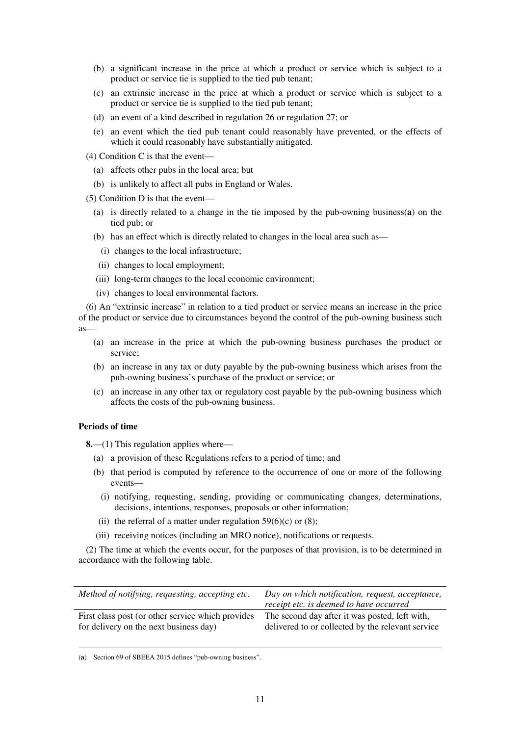(b) a significant increase in the price at which a product or service which is subject to a product or service tie is supplied to the tied pub tenant;

(c) an extrinsic increase in the price at which a product or service which is subject to a product or service tie is supplied to the tied pub tenant;

(d) an event of a kind described in regulation 26 or regulation 27; or

(e) an event which the tied pub tenant could reasonably have prevented, or the effects of which it could reasonably have substantially mitigated.

(4) Condition C is that the event—

(a) affects other pubs in the local area; but

(b) is unlikely to affect all pubs in England or Wales.

(5) Condition D is that the event—

(a) is directly related to a change in the tie imposed by the pub-owning business(**a**) on the tied pub; or

(b) has an effect which is directly related to changes in the local area such as—

(i) changes to the local infrastructure;

(ii) changes to local employment;

(iii) long-term changes to the local economic environment;

(iv) changes to local environmental factors.

(6) An "extrinsic increase" in relation to a tied product or service means an increase in the price of the product or service due to circumstances beyond the control of the pub-owning business such as—

(a) an increase in the price at which the pub-owning business purchases the product or service;

(b) an increase in any tax or duty payable by the pub-owning business which arises from the pub-owning business's purchase of the product or service; or

(c) an increase in any other tax or regulatory cost payable by the pub-owning business which affects the costs of the pub-owning business.

**Periods of time**

**8.**—(1) This regulation applies where—

(a) a provision of these Regulations refers to a period of time; and

(b) that period is computed by reference to the occurrence of one or more of the following events—

(i) notifying, requesting, sending, providing or communicating changes, determinations, decisions, intentions, responses, proposals or other information;

(ii) the referral of a matter under regulation 59(6)(c) or (8);

(iii) receiving notices (including an MRO notice), notifications or requests.

(2) The time at which the events occur, for the purposes of that provision, is to be determined in accordance with the following table.

| *Method of notifying, requesting, accepting etc.* | *Day on which notification, request, acceptance, receipt etc. is deemed to have occurred* |
|---|---|
| First class post (or other service which provides for delivery on the next business day) | The second day after it was posted, left with, delivered to or collected by the relevant service |

(**a**) Section 69 of SBEEA 2015 defines "pub-owning business".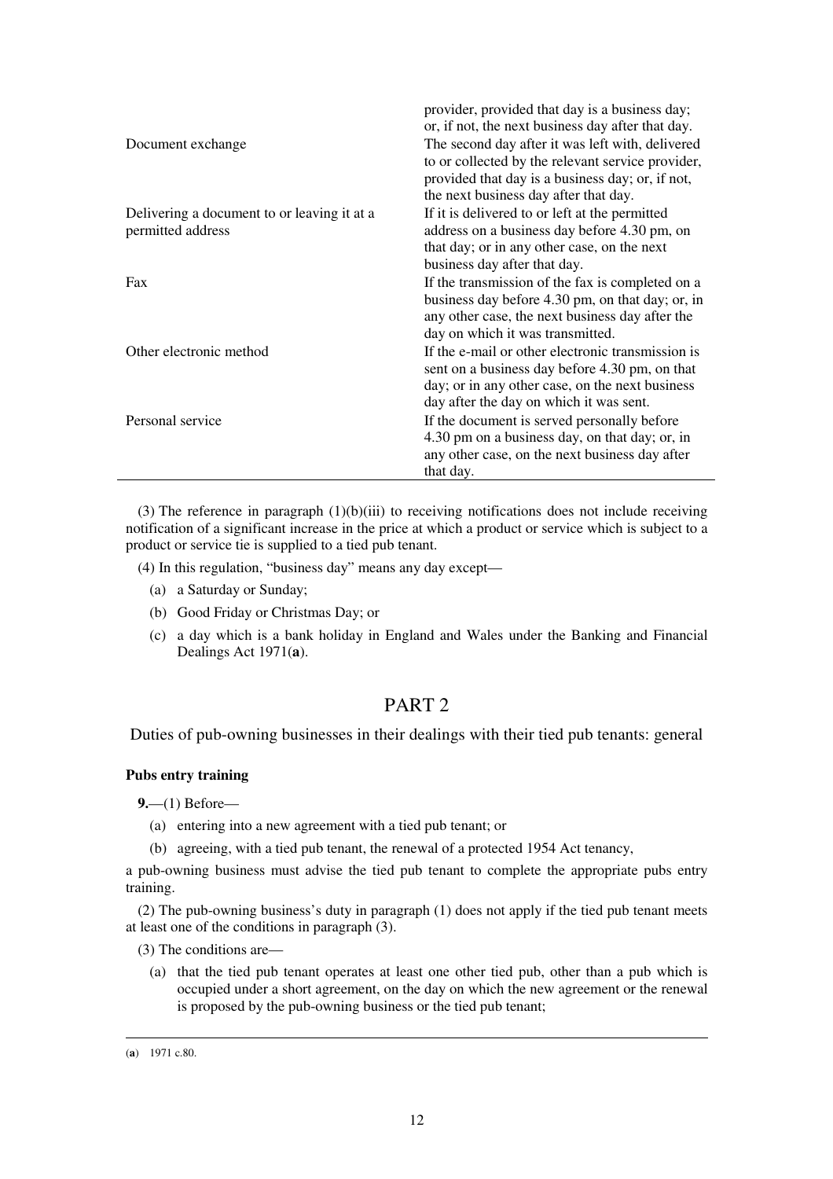| | |
|---|---|
| | provider, provided that day is a business day; or, if not, the next business day after that day. |
| Document exchange | The second day after it was left with, delivered to or collected by the relevant service provider, provided that day is a business day; or, if not, the next business day after that day. |
| Delivering a document to or leaving it at a permitted address | If it is delivered to or left at the permitted address on a business day before 4.30 pm, on that day; or in any other case, on the next business day after that day. |
| Fax | If the transmission of the fax is completed on a business day before 4.30 pm, on that day; or, in any other case, the next business day after the day on which it was transmitted. |
| Other electronic method | If the e-mail or other electronic transmission is sent on a business day before 4.30 pm, on that day; or in any other case, on the next business day after the day on which it was sent. |
| Personal service | If the document is served personally before 4.30 pm on a business day, on that day; or, in any other case, on the next business day after that day. |

(3) The reference in paragraph (1)(b)(iii) to receiving notifications does not include receiving notification of a significant increase in the price at which a product or service which is subject to a product or service tie is supplied to a tied pub tenant.

(4) In this regulation, "business day" means any day except—

(a) a Saturday or Sunday;

(b) Good Friday or Christmas Day; or

(c) a day which is a bank holiday in England and Wales under the Banking and Financial Dealings Act 1971(**a**).

## PART 2

### Duties of pub-owning businesses in their dealings with their tied pub tenants: general

**Pubs entry training**

**9.**—(1) Before—

(a) entering into a new agreement with a tied pub tenant; or

(b) agreeing, with a tied pub tenant, the renewal of a protected 1954 Act tenancy,

a pub-owning business must advise the tied pub tenant to complete the appropriate pubs entry training.

(2) The pub-owning business's duty in paragraph (1) does not apply if the tied pub tenant meets at least one of the conditions in paragraph (3).

(3) The conditions are—

(a) that the tied pub tenant operates at least one other tied pub, other than a pub which is occupied under a short agreement, on the day on which the new agreement or the renewal is proposed by the pub-owning business or the tied pub tenant;

---

(**a**) 1971 c.80.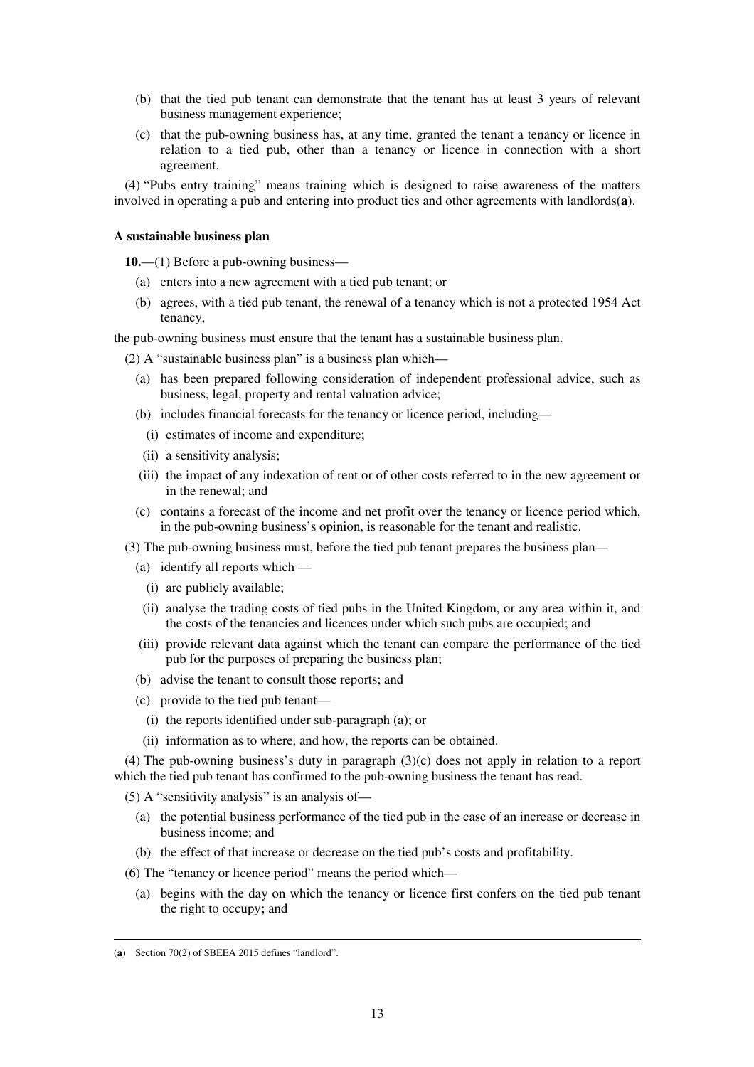(b) that the tied pub tenant can demonstrate that the tenant has at least 3 years of relevant business management experience;

(c) that the pub-owning business has, at any time, granted the tenant a tenancy or licence in relation to a tied pub, other than a tenancy or licence in connection with a short agreement.

(4) "Pubs entry training" means training which is designed to raise awareness of the matters involved in operating a pub and entering into product ties and other agreements with landlords(**a**).

**A sustainable business plan**

**10.**—(1) Before a pub-owning business—

(a) enters into a new agreement with a tied pub tenant; or

(b) agrees, with a tied pub tenant, the renewal of a tenancy which is not a protected 1954 Act tenancy,

the pub-owning business must ensure that the tenant has a sustainable business plan.

(2) A "sustainable business plan" is a business plan which—

(a) has been prepared following consideration of independent professional advice, such as business, legal, property and rental valuation advice;

(b) includes financial forecasts for the tenancy or licence period, including—

(i) estimates of income and expenditure;

(ii) a sensitivity analysis;

(iii) the impact of any indexation of rent or of other costs referred to in the new agreement or in the renewal; and

(c) contains a forecast of the income and net profit over the tenancy or licence period which, in the pub-owning business's opinion, is reasonable for the tenant and realistic.

(3) The pub-owning business must, before the tied pub tenant prepares the business plan—

(a) identify all reports which —

(i) are publicly available;

(ii) analyse the trading costs of tied pubs in the United Kingdom, or any area within it, and the costs of the tenancies and licences under which such pubs are occupied; and

(iii) provide relevant data against which the tenant can compare the performance of the tied pub for the purposes of preparing the business plan;

(b) advise the tenant to consult those reports; and

(c) provide to the tied pub tenant—

(i) the reports identified under sub-paragraph (a); or

(ii) information as to where, and how, the reports can be obtained.

(4) The pub-owning business's duty in paragraph (3)(c) does not apply in relation to a report which the tied pub tenant has confirmed to the pub-owning business the tenant has read.

(5) A "sensitivity analysis" is an analysis of—

(a) the potential business performance of the tied pub in the case of an increase or decrease in business income; and

(b) the effect of that increase or decrease on the tied pub's costs and profitability.

(6) The "tenancy or licence period" means the period which—

(a) begins with the day on which the tenancy or licence first confers on the tied pub tenant the right to occupy**;** and

---

(**a**) Section 70(2) of SBEEA 2015 defines "landlord".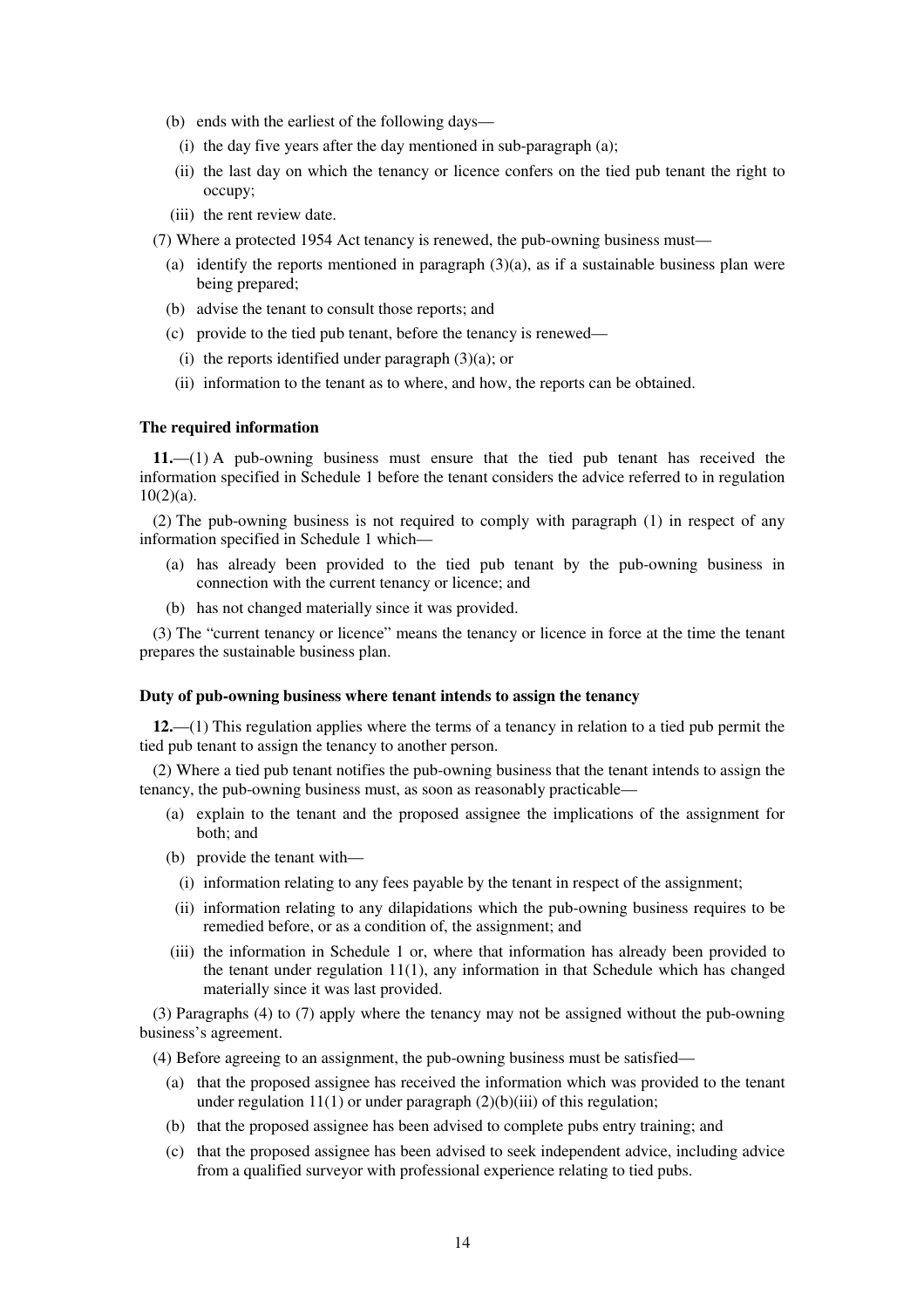(b) ends with the earliest of the following days—

(i) the day five years after the day mentioned in sub-paragraph (a);

(ii) the last day on which the tenancy or licence confers on the tied pub tenant the right to occupy;

(iii) the rent review date.

(7) Where a protected 1954 Act tenancy is renewed, the pub-owning business must—

(a) identify the reports mentioned in paragraph (3)(a), as if a sustainable business plan were being prepared;

(b) advise the tenant to consult those reports; and

(c) provide to the tied pub tenant, before the tenancy is renewed—

(i) the reports identified under paragraph (3)(a); or

(ii) information to the tenant as to where, and how, the reports can be obtained.

### The required information

**11.**—(1) A pub-owning business must ensure that the tied pub tenant has received the information specified in Schedule 1 before the tenant considers the advice referred to in regulation 10(2)(a).

(2) The pub-owning business is not required to comply with paragraph (1) in respect of any information specified in Schedule 1 which—

(a) has already been provided to the tied pub tenant by the pub-owning business in connection with the current tenancy or licence; and

(b) has not changed materially since it was provided.

(3) The "current tenancy or licence" means the tenancy or licence in force at the time the tenant prepares the sustainable business plan.

### Duty of pub-owning business where tenant intends to assign the tenancy

**12.**—(1) This regulation applies where the terms of a tenancy in relation to a tied pub permit the tied pub tenant to assign the tenancy to another person.

(2) Where a tied pub tenant notifies the pub-owning business that the tenant intends to assign the tenancy, the pub-owning business must, as soon as reasonably practicable—

(a) explain to the tenant and the proposed assignee the implications of the assignment for both; and

(b) provide the tenant with—

(i) information relating to any fees payable by the tenant in respect of the assignment;

(ii) information relating to any dilapidations which the pub-owning business requires to be remedied before, or as a condition of, the assignment; and

(iii) the information in Schedule 1 or, where that information has already been provided to the tenant under regulation 11(1), any information in that Schedule which has changed materially since it was last provided.

(3) Paragraphs (4) to (7) apply where the tenancy may not be assigned without the pub-owning business's agreement.

(4) Before agreeing to an assignment, the pub-owning business must be satisfied—

(a) that the proposed assignee has received the information which was provided to the tenant under regulation 11(1) or under paragraph (2)(b)(iii) of this regulation;

(b) that the proposed assignee has been advised to complete pubs entry training; and

(c) that the proposed assignee has been advised to seek independent advice, including advice from a qualified surveyor with professional experience relating to tied pubs.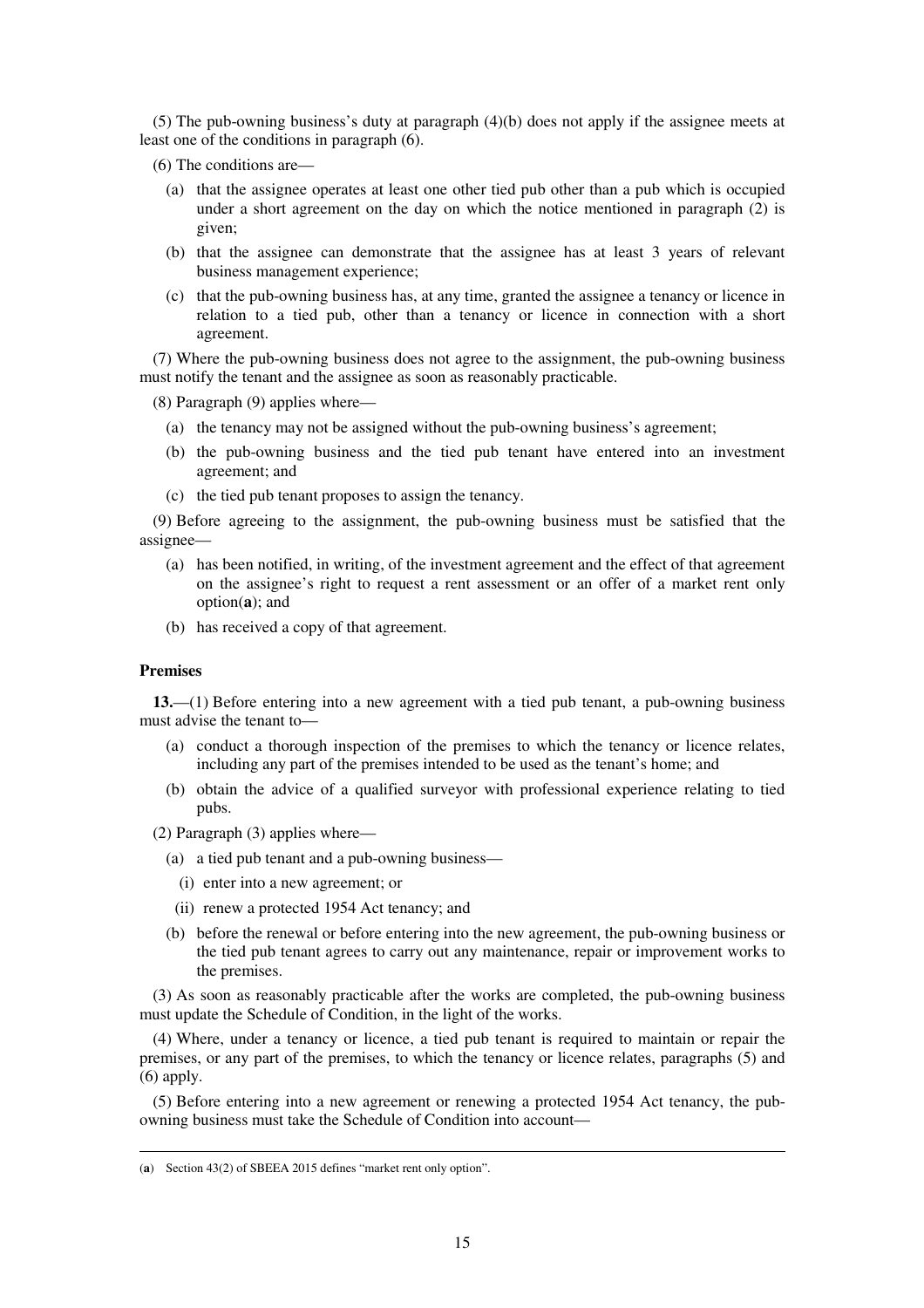(5) The pub-owning business's duty at paragraph (4)(b) does not apply if the assignee meets at least one of the conditions in paragraph (6).

(6) The conditions are—

(a) that the assignee operates at least one other tied pub other than a pub which is occupied under a short agreement on the day on which the notice mentioned in paragraph (2) is given;

(b) that the assignee can demonstrate that the assignee has at least 3 years of relevant business management experience;

(c) that the pub-owning business has, at any time, granted the assignee a tenancy or licence in relation to a tied pub, other than a tenancy or licence in connection with a short agreement.

(7) Where the pub-owning business does not agree to the assignment, the pub-owning business must notify the tenant and the assignee as soon as reasonably practicable.

(8) Paragraph (9) applies where—

(a) the tenancy may not be assigned without the pub-owning business's agreement;

(b) the pub-owning business and the tied pub tenant have entered into an investment agreement; and

(c) the tied pub tenant proposes to assign the tenancy.

(9) Before agreeing to the assignment, the pub-owning business must be satisfied that the assignee—

(a) has been notified, in writing, of the investment agreement and the effect of that agreement on the assignee's right to request a rent assessment or an offer of a market rent only option([a]); and

(b) has received a copy of that agreement.

**Premises**

**13.**—(1) Before entering into a new agreement with a tied pub tenant, a pub-owning business must advise the tenant to—

(a) conduct a thorough inspection of the premises to which the tenancy or licence relates, including any part of the premises intended to be used as the tenant's home; and

(b) obtain the advice of a qualified surveyor with professional experience relating to tied pubs.

(2) Paragraph (3) applies where—

(a) a tied pub tenant and a pub-owning business—

(i) enter into a new agreement; or

(ii) renew a protected 1954 Act tenancy; and

(b) before the renewal or before entering into the new agreement, the pub-owning business or the tied pub tenant agrees to carry out any maintenance, repair or improvement works to the premises.

(3) As soon as reasonably practicable after the works are completed, the pub-owning business must update the Schedule of Condition, in the light of the works.

(4) Where, under a tenancy or licence, a tied pub tenant is required to maintain or repair the premises, or any part of the premises, to which the tenancy or licence relates, paragraphs (5) and (6) apply.

(5) Before entering into a new agreement or renewing a protected 1954 Act tenancy, the pub-owning business must take the Schedule of Condition into account—

---

([a]) Section 43(2) of SBEEA 2015 defines "market rent only option".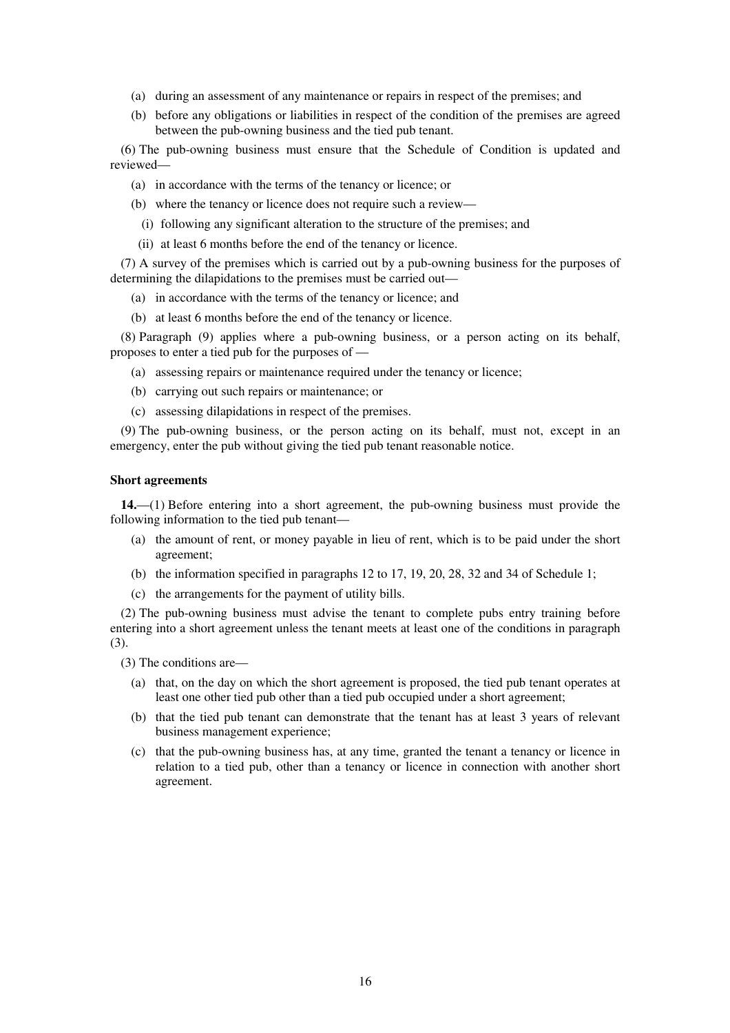(a) during an assessment of any maintenance or repairs in respect of the premises; and

(b) before any obligations or liabilities in respect of the condition of the premises are agreed between the pub-owning business and the tied pub tenant.

(6) The pub-owning business must ensure that the Schedule of Condition is updated and reviewed—

(a) in accordance with the terms of the tenancy or licence; or

(b) where the tenancy or licence does not require such a review—

(i) following any significant alteration to the structure of the premises; and

(ii) at least 6 months before the end of the tenancy or licence.

(7) A survey of the premises which is carried out by a pub-owning business for the purposes of determining the dilapidations to the premises must be carried out—

(a) in accordance with the terms of the tenancy or licence; and

(b) at least 6 months before the end of the tenancy or licence.

(8) Paragraph (9) applies where a pub-owning business, or a person acting on its behalf, proposes to enter a tied pub for the purposes of —

(a) assessing repairs or maintenance required under the tenancy or licence;

(b) carrying out such repairs or maintenance; or

(c) assessing dilapidations in respect of the premises.

(9) The pub-owning business, or the person acting on its behalf, must not, except in an emergency, enter the pub without giving the tied pub tenant reasonable notice.

**Short agreements**

**14.**—(1) Before entering into a short agreement, the pub-owning business must provide the following information to the tied pub tenant—

(a) the amount of rent, or money payable in lieu of rent, which is to be paid under the short agreement;

(b) the information specified in paragraphs 12 to 17, 19, 20, 28, 32 and 34 of Schedule 1;

(c) the arrangements for the payment of utility bills.

(2) The pub-owning business must advise the tenant to complete pubs entry training before entering into a short agreement unless the tenant meets at least one of the conditions in paragraph (3).

(3) The conditions are—

(a) that, on the day on which the short agreement is proposed, the tied pub tenant operates at least one other tied pub other than a tied pub occupied under a short agreement;

(b) that the tied pub tenant can demonstrate that the tenant has at least 3 years of relevant business management experience;

(c) that the pub-owning business has, at any time, granted the tenant a tenancy or licence in relation to a tied pub, other than a tenancy or licence in connection with another short agreement.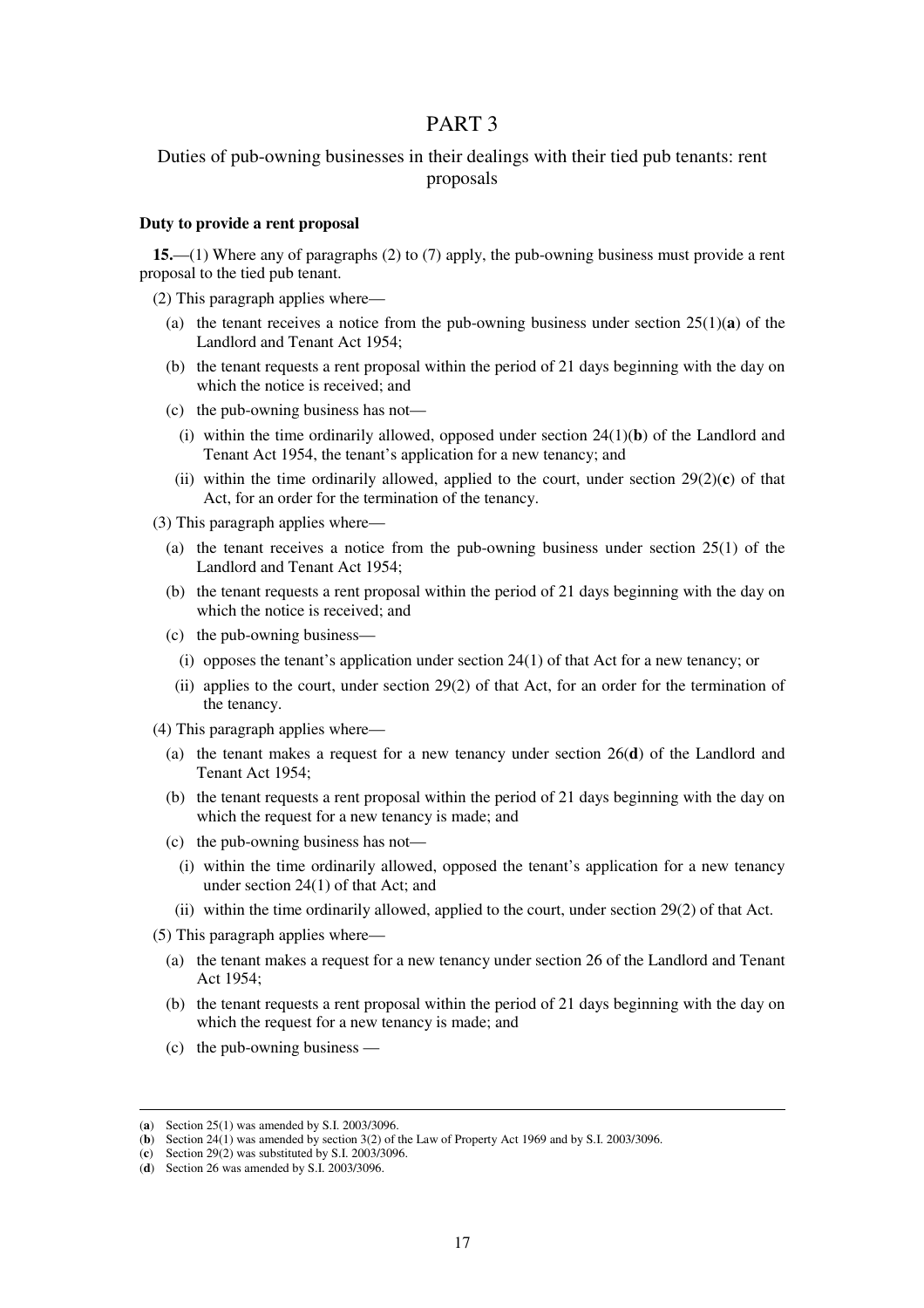# PART 3

## Duties of pub-owning businesses in their dealings with their tied pub tenants: rent proposals

**Duty to provide a rent proposal**

**15.**—(1) Where any of paragraphs (2) to (7) apply, the pub-owning business must provide a rent proposal to the tied pub tenant.

(2) This paragraph applies where—

- (a) the tenant receives a notice from the pub-owning business under section 25(1)(**a**) of the Landlord and Tenant Act 1954;
- (b) the tenant requests a rent proposal within the period of 21 days beginning with the day on which the notice is received; and
- (c) the pub-owning business has not—
  - (i) within the time ordinarily allowed, opposed under section 24(1)(**b**) of the Landlord and Tenant Act 1954, the tenant's application for a new tenancy; and
  - (ii) within the time ordinarily allowed, applied to the court, under section 29(2)(**c**) of that Act, for an order for the termination of the tenancy.

(3) This paragraph applies where—

- (a) the tenant receives a notice from the pub-owning business under section 25(1) of the Landlord and Tenant Act 1954;
- (b) the tenant requests a rent proposal within the period of 21 days beginning with the day on which the notice is received; and
- (c) the pub-owning business—
  - (i) opposes the tenant's application under section 24(1) of that Act for a new tenancy; or
  - (ii) applies to the court, under section 29(2) of that Act, for an order for the termination of the tenancy.

(4) This paragraph applies where—

- (a) the tenant makes a request for a new tenancy under section 26(**d**) of the Landlord and Tenant Act 1954;
- (b) the tenant requests a rent proposal within the period of 21 days beginning with the day on which the request for a new tenancy is made; and
- (c) the pub-owning business has not—
  - (i) within the time ordinarily allowed, opposed the tenant's application for a new tenancy under section 24(1) of that Act; and
  - (ii) within the time ordinarily allowed, applied to the court, under section 29(2) of that Act.

(5) This paragraph applies where—

- (a) the tenant makes a request for a new tenancy under section 26 of the Landlord and Tenant Act 1954;
- (b) the tenant requests a rent proposal within the period of 21 days beginning with the day on which the request for a new tenancy is made; and
- (c) the pub-owning business —

---

(**a**) Section 25(1) was amended by S.I. 2003/3096.
(**b**) Section 24(1) was amended by section 3(2) of the Law of Property Act 1969 and by S.I. 2003/3096.
(**c**) Section 29(2) was substituted by S.I. 2003/3096.
(**d**) Section 26 was amended by S.I. 2003/3096.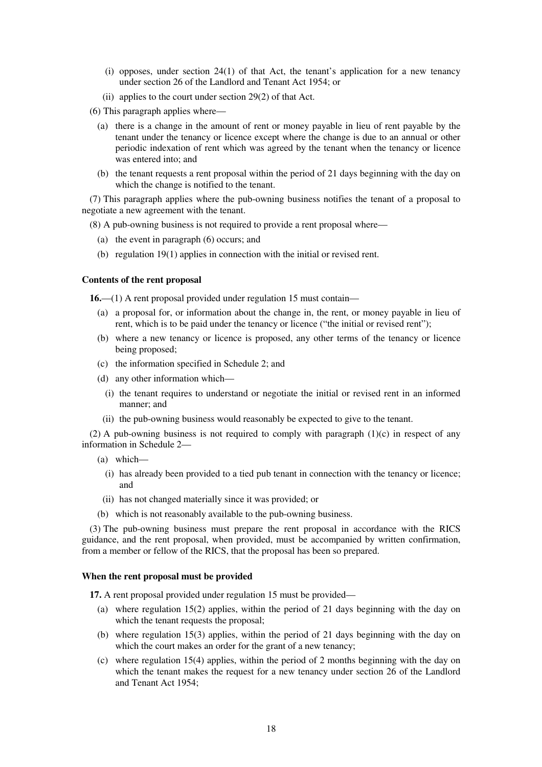(i) opposes, under section 24(1) of that Act, the tenant's application for a new tenancy under section 26 of the Landlord and Tenant Act 1954; or

(ii) applies to the court under section 29(2) of that Act.

(6) This paragraph applies where—

(a) there is a change in the amount of rent or money payable in lieu of rent payable by the tenant under the tenancy or licence except where the change is due to an annual or other periodic indexation of rent which was agreed by the tenant when the tenancy or licence was entered into; and

(b) the tenant requests a rent proposal within the period of 21 days beginning with the day on which the change is notified to the tenant.

(7) This paragraph applies where the pub-owning business notifies the tenant of a proposal to negotiate a new agreement with the tenant.

(8) A pub-owning business is not required to provide a rent proposal where—

(a) the event in paragraph (6) occurs; and

(b) regulation 19(1) applies in connection with the initial or revised rent.

**Contents of the rent proposal**

**16.**—(1) A rent proposal provided under regulation 15 must contain—

(a) a proposal for, or information about the change in, the rent, or money payable in lieu of rent, which is to be paid under the tenancy or licence ("the initial or revised rent");

(b) where a new tenancy or licence is proposed, any other terms of the tenancy or licence being proposed;

(c) the information specified in Schedule 2; and

(d) any other information which—

(i) the tenant requires to understand or negotiate the initial or revised rent in an informed manner; and

(ii) the pub-owning business would reasonably be expected to give to the tenant.

(2) A pub-owning business is not required to comply with paragraph (1)(c) in respect of any information in Schedule 2—

(a) which—

(i) has already been provided to a tied pub tenant in connection with the tenancy or licence; and

(ii) has not changed materially since it was provided; or

(b) which is not reasonably available to the pub-owning business.

(3) The pub-owning business must prepare the rent proposal in accordance with the RICS guidance, and the rent proposal, when provided, must be accompanied by written confirmation, from a member or fellow of the RICS, that the proposal has been so prepared.

**When the rent proposal must be provided**

**17.** A rent proposal provided under regulation 15 must be provided—

(a) where regulation 15(2) applies, within the period of 21 days beginning with the day on which the tenant requests the proposal;

(b) where regulation 15(3) applies, within the period of 21 days beginning with the day on which the court makes an order for the grant of a new tenancy;

(c) where regulation 15(4) applies, within the period of 2 months beginning with the day on which the tenant makes the request for a new tenancy under section 26 of the Landlord and Tenant Act 1954;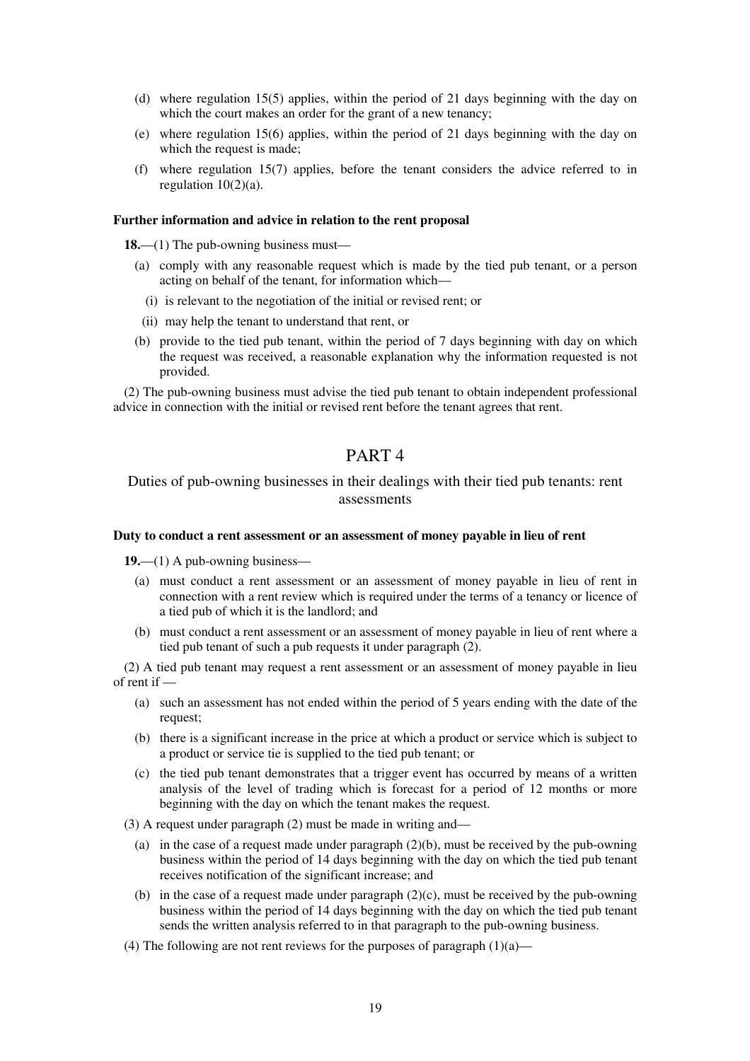(d) where regulation 15(5) applies, within the period of 21 days beginning with the day on which the court makes an order for the grant of a new tenancy;

(e) where regulation 15(6) applies, within the period of 21 days beginning with the day on which the request is made;

(f) where regulation 15(7) applies, before the tenant considers the advice referred to in regulation 10(2)(a).

**Further information and advice in relation to the rent proposal**

**18.**—(1) The pub-owning business must—

(a) comply with any reasonable request which is made by the tied pub tenant, or a person acting on behalf of the tenant, for information which—

(i) is relevant to the negotiation of the initial or revised rent; or

(ii) may help the tenant to understand that rent, or

(b) provide to the tied pub tenant, within the period of 7 days beginning with day on which the request was received, a reasonable explanation why the information requested is not provided.

(2) The pub-owning business must advise the tied pub tenant to obtain independent professional advice in connection with the initial or revised rent before the tenant agrees that rent.

# PART 4

## Duties of pub-owning businesses in their dealings with their tied pub tenants: rent assessments

**Duty to conduct a rent assessment or an assessment of money payable in lieu of rent**

**19.**—(1) A pub-owning business—

(a) must conduct a rent assessment or an assessment of money payable in lieu of rent in connection with a rent review which is required under the terms of a tenancy or licence of a tied pub of which it is the landlord; and

(b) must conduct a rent assessment or an assessment of money payable in lieu of rent where a tied pub tenant of such a pub requests it under paragraph (2).

(2) A tied pub tenant may request a rent assessment or an assessment of money payable in lieu of rent if —

(a) such an assessment has not ended within the period of 5 years ending with the date of the request;

(b) there is a significant increase in the price at which a product or service which is subject to a product or service tie is supplied to the tied pub tenant; or

(c) the tied pub tenant demonstrates that a trigger event has occurred by means of a written analysis of the level of trading which is forecast for a period of 12 months or more beginning with the day on which the tenant makes the request.

(3) A request under paragraph (2) must be made in writing and—

(a) in the case of a request made under paragraph (2)(b), must be received by the pub-owning business within the period of 14 days beginning with the day on which the tied pub tenant receives notification of the significant increase; and

(b) in the case of a request made under paragraph (2)(c), must be received by the pub-owning business within the period of 14 days beginning with the day on which the tied pub tenant sends the written analysis referred to in that paragraph to the pub-owning business.

(4) The following are not rent reviews for the purposes of paragraph (1)(a)—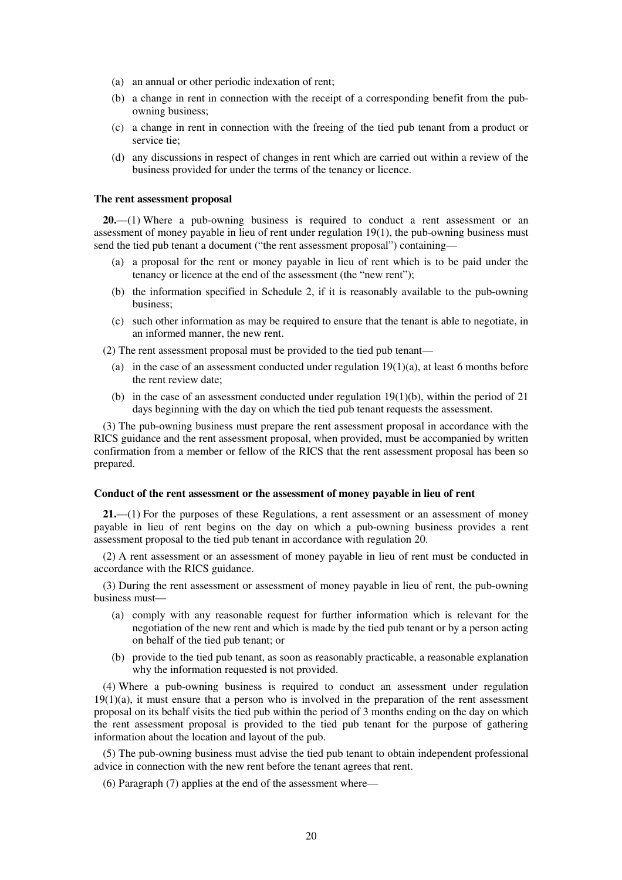(a) an annual or other periodic indexation of rent;

(b) a change in rent in connection with the receipt of a corresponding benefit from the pub-owning business;

(c) a change in rent in connection with the freeing of the tied pub tenant from a product or service tie;

(d) any discussions in respect of changes in rent which are carried out within a review of the business provided for under the terms of the tenancy or licence.

**The rent assessment proposal**

**20.**—(1) Where a pub-owning business is required to conduct a rent assessment or an assessment of money payable in lieu of rent under regulation 19(1), the pub-owning business must send the tied pub tenant a document ("the rent assessment proposal") containing—

(a) a proposal for the rent or money payable in lieu of rent which is to be paid under the tenancy or licence at the end of the assessment (the "new rent");

(b) the information specified in Schedule 2, if it is reasonably available to the pub-owning business;

(c) such other information as may be required to ensure that the tenant is able to negotiate, in an informed manner, the new rent.

(2) The rent assessment proposal must be provided to the tied pub tenant—

(a) in the case of an assessment conducted under regulation 19(1)(a), at least 6 months before the rent review date;

(b) in the case of an assessment conducted under regulation 19(1)(b), within the period of 21 days beginning with the day on which the tied pub tenant requests the assessment.

(3) The pub-owning business must prepare the rent assessment proposal in accordance with the RICS guidance and the rent assessment proposal, when provided, must be accompanied by written confirmation from a member or fellow of the RICS that the rent assessment proposal has been so prepared.

**Conduct of the rent assessment or the assessment of money payable in lieu of rent**

**21.**—(1) For the purposes of these Regulations, a rent assessment or an assessment of money payable in lieu of rent begins on the day on which a pub-owning business provides a rent assessment proposal to the tied pub tenant in accordance with regulation 20.

(2) A rent assessment or an assessment of money payable in lieu of rent must be conducted in accordance with the RICS guidance.

(3) During the rent assessment or assessment of money payable in lieu of rent, the pub-owning business must—

(a) comply with any reasonable request for further information which is relevant for the negotiation of the new rent and which is made by the tied pub tenant or by a person acting on behalf of the tied pub tenant; or

(b) provide to the tied pub tenant, as soon as reasonably practicable, a reasonable explanation why the information requested is not provided.

(4) Where a pub-owning business is required to conduct an assessment under regulation 19(1)(a), it must ensure that a person who is involved in the preparation of the rent assessment proposal on its behalf visits the tied pub within the period of 3 months ending on the day on which the rent assessment proposal is provided to the tied pub tenant for the purpose of gathering information about the location and layout of the pub.

(5) The pub-owning business must advise the tied pub tenant to obtain independent professional advice in connection with the new rent before the tenant agrees that rent.

(6) Paragraph (7) applies at the end of the assessment where—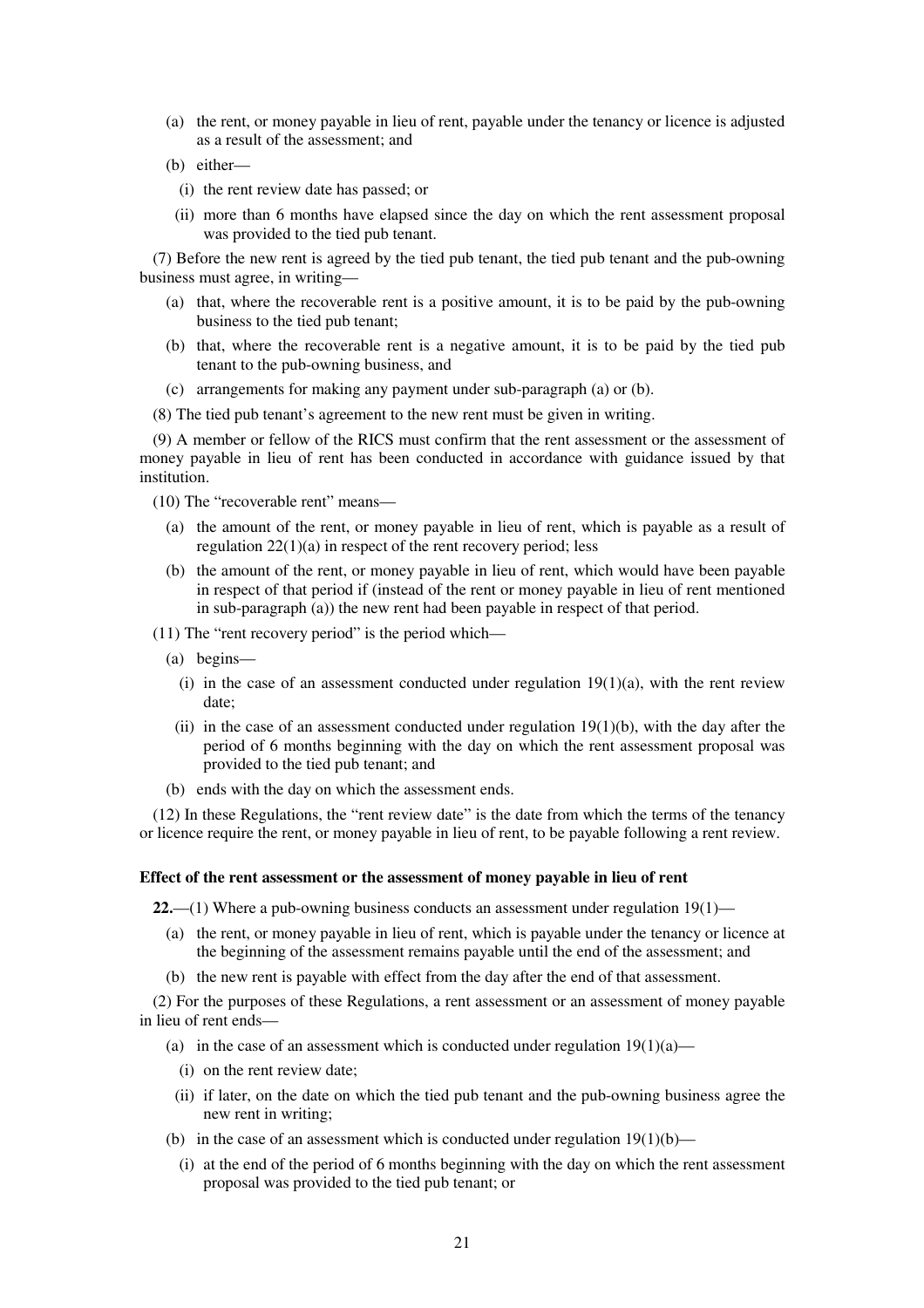(a) the rent, or money payable in lieu of rent, payable under the tenancy or licence is adjusted as a result of the assessment; and

(b) either—

(i) the rent review date has passed; or

(ii) more than 6 months have elapsed since the day on which the rent assessment proposal was provided to the tied pub tenant.

(7) Before the new rent is agreed by the tied pub tenant, the tied pub tenant and the pub-owning business must agree, in writing—

(a) that, where the recoverable rent is a positive amount, it is to be paid by the pub-owning business to the tied pub tenant;

(b) that, where the recoverable rent is a negative amount, it is to be paid by the tied pub tenant to the pub-owning business, and

(c) arrangements for making any payment under sub-paragraph (a) or (b).

(8) The tied pub tenant's agreement to the new rent must be given in writing.

(9) A member or fellow of the RICS must confirm that the rent assessment or the assessment of money payable in lieu of rent has been conducted in accordance with guidance issued by that institution.

(10) The "recoverable rent" means—

(a) the amount of the rent, or money payable in lieu of rent, which is payable as a result of regulation 22(1)(a) in respect of the rent recovery period; less

(b) the amount of the rent, or money payable in lieu of rent, which would have been payable in respect of that period if (instead of the rent or money payable in lieu of rent mentioned in sub-paragraph (a)) the new rent had been payable in respect of that period.

(11) The "rent recovery period" is the period which—

(a) begins—

(i) in the case of an assessment conducted under regulation 19(1)(a), with the rent review date;

(ii) in the case of an assessment conducted under regulation 19(1)(b), with the day after the period of 6 months beginning with the day on which the rent assessment proposal was provided to the tied pub tenant; and

(b) ends with the day on which the assessment ends.

(12) In these Regulations, the "rent review date" is the date from which the terms of the tenancy or licence require the rent, or money payable in lieu of rent, to be payable following a rent review.

### Effect of the rent assessment or the assessment of money payable in lieu of rent

**22.**—(1) Where a pub-owning business conducts an assessment under regulation 19(1)—

(a) the rent, or money payable in lieu of rent, which is payable under the tenancy or licence at the beginning of the assessment remains payable until the end of the assessment; and

(b) the new rent is payable with effect from the day after the end of that assessment.

(2) For the purposes of these Regulations, a rent assessment or an assessment of money payable in lieu of rent ends—

(a) in the case of an assessment which is conducted under regulation 19(1)(a)—

(i) on the rent review date;

(ii) if later, on the date on which the tied pub tenant and the pub-owning business agree the new rent in writing;

(b) in the case of an assessment which is conducted under regulation 19(1)(b)—

(i) at the end of the period of 6 months beginning with the day on which the rent assessment proposal was provided to the tied pub tenant; or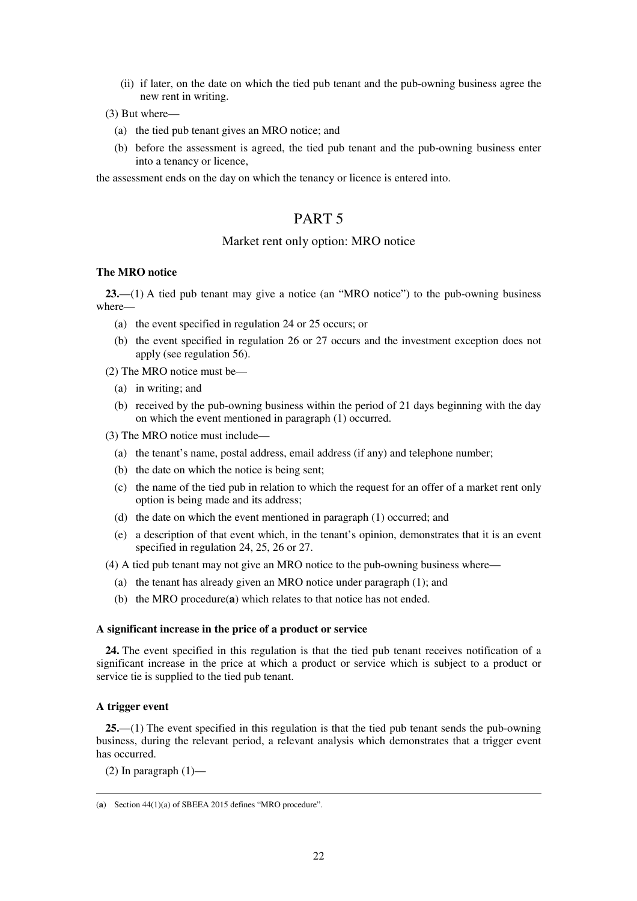(ii) if later, on the date on which the tied pub tenant and the pub-owning business agree the new rent in writing.

(3) But where—

(a) the tied pub tenant gives an MRO notice; and

(b) before the assessment is agreed, the tied pub tenant and the pub-owning business enter into a tenancy or licence,

the assessment ends on the day on which the tenancy or licence is entered into.

# PART 5

## Market rent only option: MRO notice

### The MRO notice

**23.**—(1) A tied pub tenant may give a notice (an "MRO notice") to the pub-owning business where—

(a) the event specified in regulation 24 or 25 occurs; or

(b) the event specified in regulation 26 or 27 occurs and the investment exception does not apply (see regulation 56).

(2) The MRO notice must be—

(a) in writing; and

(b) received by the pub-owning business within the period of 21 days beginning with the day on which the event mentioned in paragraph (1) occurred.

(3) The MRO notice must include—

(a) the tenant's name, postal address, email address (if any) and telephone number;

(b) the date on which the notice is being sent;

(c) the name of the tied pub in relation to which the request for an offer of a market rent only option is being made and its address;

(d) the date on which the event mentioned in paragraph (1) occurred; and

(e) a description of that event which, in the tenant's opinion, demonstrates that it is an event specified in regulation 24, 25, 26 or 27.

(4) A tied pub tenant may not give an MRO notice to the pub-owning business where—

(a) the tenant has already given an MRO notice under paragraph (1); and

(b) the MRO procedure[a] which relates to that notice has not ended.

### A significant increase in the price of a product or service

**24.** The event specified in this regulation is that the tied pub tenant receives notification of a significant increase in the price at which a product or service which is subject to a product or service tie is supplied to the tied pub tenant.

### A trigger event

**25.**—(1) The event specified in this regulation is that the tied pub tenant sends the pub-owning business, during the relevant period, a relevant analysis which demonstrates that a trigger event has occurred.

(2) In paragraph (1)—

---

(a) Section 44(1)(a) of SBEEA 2015 defines "MRO procedure".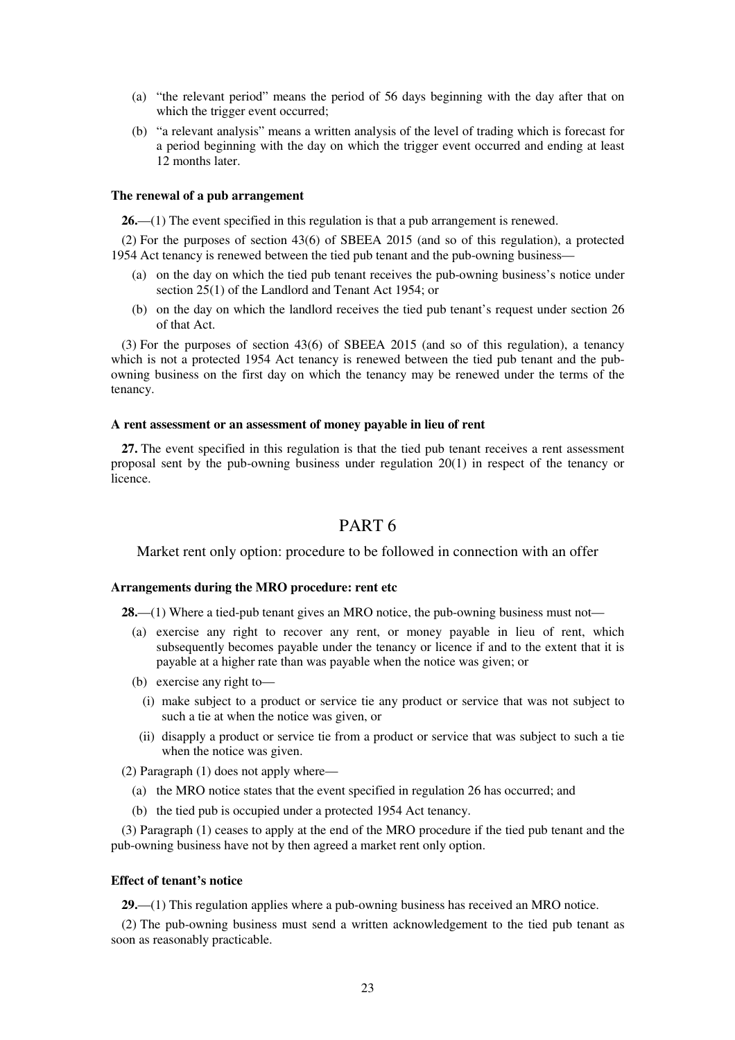(a) "the relevant period" means the period of 56 days beginning with the day after that on which the trigger event occurred;

(b) "a relevant analysis" means a written analysis of the level of trading which is forecast for a period beginning with the day on which the trigger event occurred and ending at least 12 months later.

**The renewal of a pub arrangement**

**26.**—(1) The event specified in this regulation is that a pub arrangement is renewed.

(2) For the purposes of section 43(6) of SBEEA 2015 (and so of this regulation), a protected 1954 Act tenancy is renewed between the tied pub tenant and the pub-owning business—

(a) on the day on which the tied pub tenant receives the pub-owning business's notice under section 25(1) of the Landlord and Tenant Act 1954; or

(b) on the day on which the landlord receives the tied pub tenant's request under section 26 of that Act.

(3) For the purposes of section 43(6) of SBEEA 2015 (and so of this regulation), a tenancy which is not a protected 1954 Act tenancy is renewed between the tied pub tenant and the pub-owning business on the first day on which the tenancy may be renewed under the terms of the tenancy.

**A rent assessment or an assessment of money payable in lieu of rent**

**27.** The event specified in this regulation is that the tied pub tenant receives a rent assessment proposal sent by the pub-owning business under regulation 20(1) in respect of the tenancy or licence.

# PART 6

## Market rent only option: procedure to be followed in connection with an offer

**Arrangements during the MRO procedure: rent etc**

**28.**—(1) Where a tied-pub tenant gives an MRO notice, the pub-owning business must not—

(a) exercise any right to recover any rent, or money payable in lieu of rent, which subsequently becomes payable under the tenancy or licence if and to the extent that it is payable at a higher rate than was payable when the notice was given; or

(b) exercise any right to—

(i) make subject to a product or service tie any product or service that was not subject to such a tie at when the notice was given, or

(ii) disapply a product or service tie from a product or service that was subject to such a tie when the notice was given.

(2) Paragraph (1) does not apply where—

(a) the MRO notice states that the event specified in regulation 26 has occurred; and

(b) the tied pub is occupied under a protected 1954 Act tenancy.

(3) Paragraph (1) ceases to apply at the end of the MRO procedure if the tied pub tenant and the pub-owning business have not by then agreed a market rent only option.

**Effect of tenant's notice**

**29.**—(1) This regulation applies where a pub-owning business has received an MRO notice.

(2) The pub-owning business must send a written acknowledgement to the tied pub tenant as soon as reasonably practicable.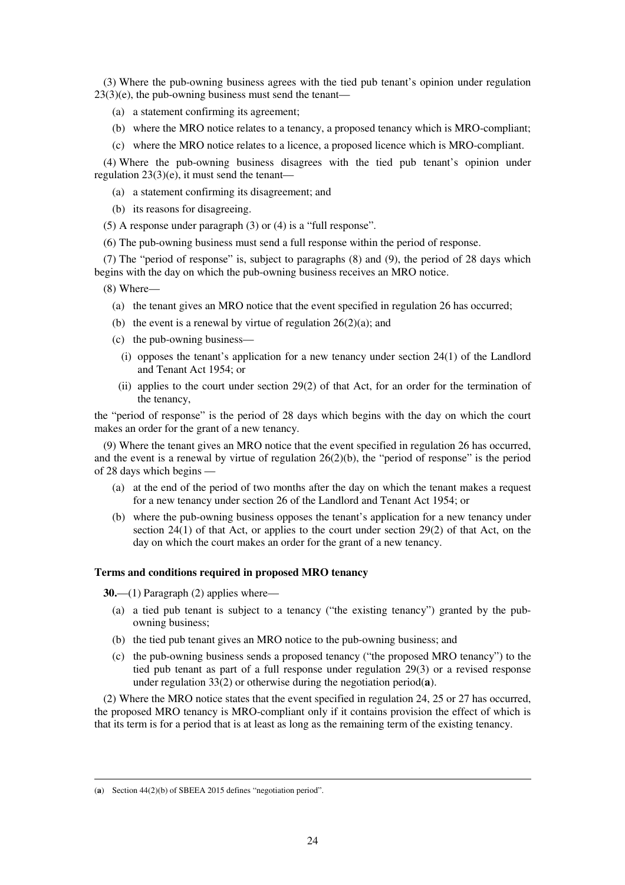(3) Where the pub-owning business agrees with the tied pub tenant's opinion under regulation 23(3)(e), the pub-owning business must send the tenant—

(a) a statement confirming its agreement;

(b) where the MRO notice relates to a tenancy, a proposed tenancy which is MRO-compliant;

(c) where the MRO notice relates to a licence, a proposed licence which is MRO-compliant.

(4) Where the pub-owning business disagrees with the tied pub tenant's opinion under regulation 23(3)(e), it must send the tenant—

(a) a statement confirming its disagreement; and

(b) its reasons for disagreeing.

(5) A response under paragraph (3) or (4) is a "full response".

(6) The pub-owning business must send a full response within the period of response.

(7) The "period of response" is, subject to paragraphs (8) and (9), the period of 28 days which begins with the day on which the pub-owning business receives an MRO notice.

(8) Where—

(a) the tenant gives an MRO notice that the event specified in regulation 26 has occurred;

(b) the event is a renewal by virtue of regulation 26(2)(a); and

(c) the pub-owning business—

(i) opposes the tenant's application for a new tenancy under section 24(1) of the Landlord and Tenant Act 1954; or

(ii) applies to the court under section 29(2) of that Act, for an order for the termination of the tenancy,

the "period of response" is the period of 28 days which begins with the day on which the court makes an order for the grant of a new tenancy.

(9) Where the tenant gives an MRO notice that the event specified in regulation 26 has occurred, and the event is a renewal by virtue of regulation 26(2)(b), the "period of response" is the period of 28 days which begins —

(a) at the end of the period of two months after the day on which the tenant makes a request for a new tenancy under section 26 of the Landlord and Tenant Act 1954; or

(b) where the pub-owning business opposes the tenant's application for a new tenancy under section 24(1) of that Act, or applies to the court under section 29(2) of that Act, on the day on which the court makes an order for the grant of a new tenancy.

**Terms and conditions required in proposed MRO tenancy**

**30.**—(1) Paragraph (2) applies where—

(a) a tied pub tenant is subject to a tenancy ("the existing tenancy") granted by the pub-owning business;

(b) the tied pub tenant gives an MRO notice to the pub-owning business; and

(c) the pub-owning business sends a proposed tenancy ("the proposed MRO tenancy") to the tied pub tenant as part of a full response under regulation 29(3) or a revised response under regulation 33(2) or otherwise during the negotiation period(**a**).

(2) Where the MRO notice states that the event specified in regulation 24, 25 or 27 has occurred, the proposed MRO tenancy is MRO-compliant only if it contains provision the effect of which is that its term is for a period that is at least as long as the remaining term of the existing tenancy.

---

(**a**) Section 44(2)(b) of SBEEA 2015 defines "negotiation period".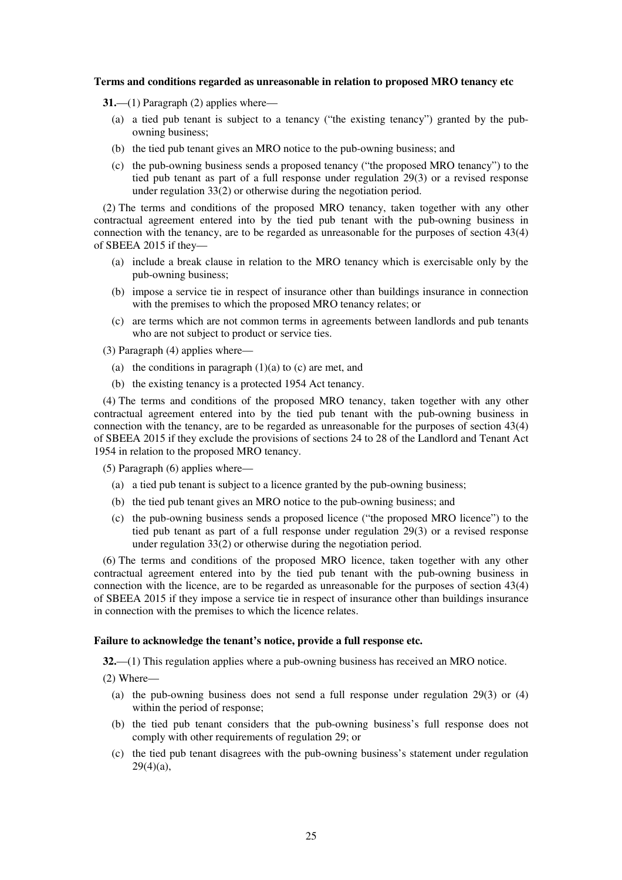**Terms and conditions regarded as unreasonable in relation to proposed MRO tenancy etc**

**31.**—(1) Paragraph (2) applies where—

(a) a tied pub tenant is subject to a tenancy ("the existing tenancy") granted by the pub-owning business;

(b) the tied pub tenant gives an MRO notice to the pub-owning business; and

(c) the pub-owning business sends a proposed tenancy ("the proposed MRO tenancy") to the tied pub tenant as part of a full response under regulation 29(3) or a revised response under regulation 33(2) or otherwise during the negotiation period.

(2) The terms and conditions of the proposed MRO tenancy, taken together with any other contractual agreement entered into by the tied pub tenant with the pub-owning business in connection with the tenancy, are to be regarded as unreasonable for the purposes of section 43(4) of SBEEA 2015 if they—

(a) include a break clause in relation to the MRO tenancy which is exercisable only by the pub-owning business;

(b) impose a service tie in respect of insurance other than buildings insurance in connection with the premises to which the proposed MRO tenancy relates; or

(c) are terms which are not common terms in agreements between landlords and pub tenants who are not subject to product or service ties.

(3) Paragraph (4) applies where—

(a) the conditions in paragraph (1)(a) to (c) are met, and

(b) the existing tenancy is a protected 1954 Act tenancy.

(4) The terms and conditions of the proposed MRO tenancy, taken together with any other contractual agreement entered into by the tied pub tenant with the pub-owning business in connection with the tenancy, are to be regarded as unreasonable for the purposes of section 43(4) of SBEEA 2015 if they exclude the provisions of sections 24 to 28 of the Landlord and Tenant Act 1954 in relation to the proposed MRO tenancy.

(5) Paragraph (6) applies where—

(a) a tied pub tenant is subject to a licence granted by the pub-owning business;

(b) the tied pub tenant gives an MRO notice to the pub-owning business; and

(c) the pub-owning business sends a proposed licence ("the proposed MRO licence") to the tied pub tenant as part of a full response under regulation 29(3) or a revised response under regulation 33(2) or otherwise during the negotiation period.

(6) The terms and conditions of the proposed MRO licence, taken together with any other contractual agreement entered into by the tied pub tenant with the pub-owning business in connection with the licence, are to be regarded as unreasonable for the purposes of section 43(4) of SBEEA 2015 if they impose a service tie in respect of insurance other than buildings insurance in connection with the premises to which the licence relates.

**Failure to acknowledge the tenant's notice, provide a full response etc.**

**32.**—(1) This regulation applies where a pub-owning business has received an MRO notice.

(2) Where—

(a) the pub-owning business does not send a full response under regulation 29(3) or (4) within the period of response;

(b) the tied pub tenant considers that the pub-owning business's full response does not comply with other requirements of regulation 29; or

(c) the tied pub tenant disagrees with the pub-owning business's statement under regulation 29(4)(a),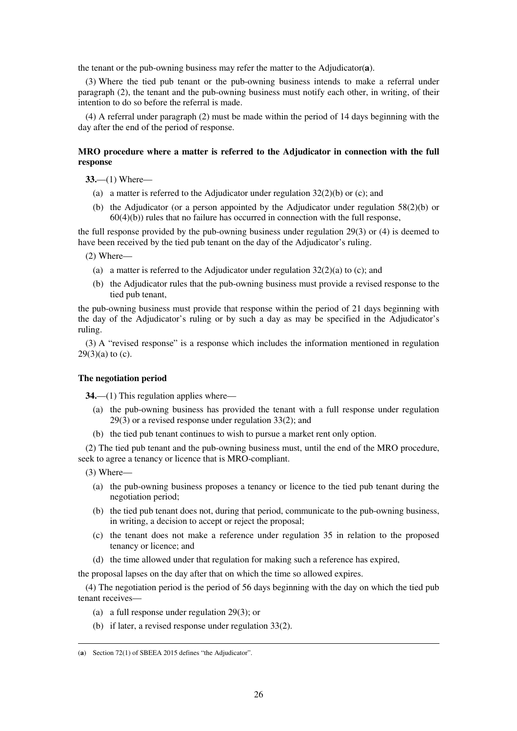the tenant or the pub-owning business may refer the matter to the Adjudicator(**a**).

(3) Where the tied pub tenant or the pub-owning business intends to make a referral under paragraph (2), the tenant and the pub-owning business must notify each other, in writing, of their intention to do so before the referral is made.

(4) A referral under paragraph (2) must be made within the period of 14 days beginning with the day after the end of the period of response.

**MRO procedure where a matter is referred to the Adjudicator in connection with the full response**

**33.**—(1) Where—

(a) a matter is referred to the Adjudicator under regulation 32(2)(b) or (c); and

(b) the Adjudicator (or a person appointed by the Adjudicator under regulation 58(2)(b) or 60(4)(b)) rules that no failure has occurred in connection with the full response,

the full response provided by the pub-owning business under regulation 29(3) or (4) is deemed to have been received by the tied pub tenant on the day of the Adjudicator's ruling.

(2) Where—

(a) a matter is referred to the Adjudicator under regulation 32(2)(a) to (c); and

(b) the Adjudicator rules that the pub-owning business must provide a revised response to the tied pub tenant,

the pub-owning business must provide that response within the period of 21 days beginning with the day of the Adjudicator's ruling or by such a day as may be specified in the Adjudicator's ruling.

(3) A "revised response" is a response which includes the information mentioned in regulation 29(3)(a) to (c).

**The negotiation period**

**34.**—(1) This regulation applies where—

(a) the pub-owning business has provided the tenant with a full response under regulation 29(3) or a revised response under regulation 33(2); and

(b) the tied pub tenant continues to wish to pursue a market rent only option.

(2) The tied pub tenant and the pub-owning business must, until the end of the MRO procedure, seek to agree a tenancy or licence that is MRO-compliant.

(3) Where—

(a) the pub-owning business proposes a tenancy or licence to the tied pub tenant during the negotiation period;

(b) the tied pub tenant does not, during that period, communicate to the pub-owning business, in writing, a decision to accept or reject the proposal;

(c) the tenant does not make a reference under regulation 35 in relation to the proposed tenancy or licence; and

(d) the time allowed under that regulation for making such a reference has expired,

the proposal lapses on the day after that on which the time so allowed expires.

(4) The negotiation period is the period of 56 days beginning with the day on which the tied pub tenant receives—

(a) a full response under regulation 29(3); or

(b) if later, a revised response under regulation 33(2).

---

(**a**) Section 72(1) of SBEEA 2015 defines "the Adjudicator".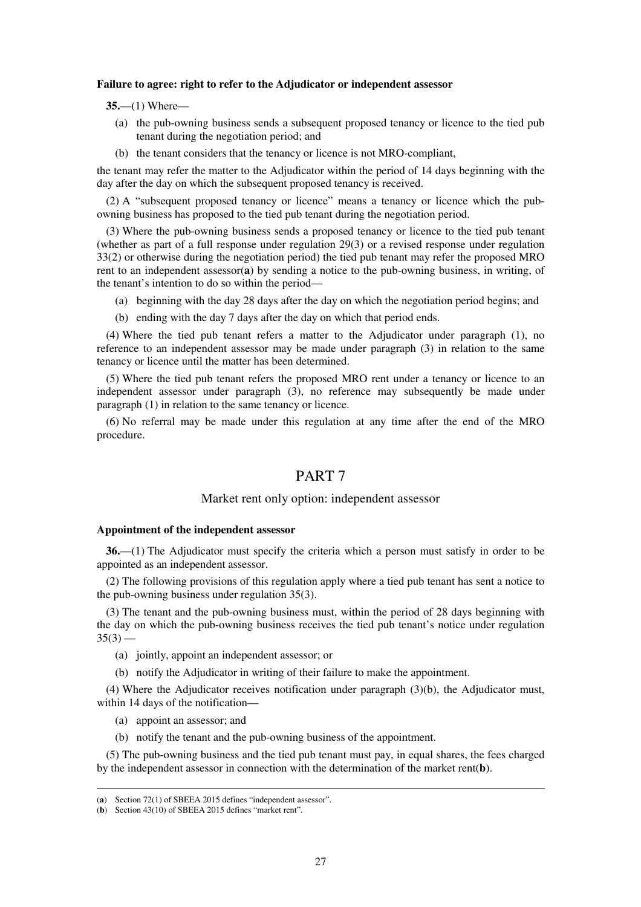**Failure to agree: right to refer to the Adjudicator or independent assessor**

**35.**—(1) Where—

(a) the pub-owning business sends a subsequent proposed tenancy or licence to the tied pub tenant during the negotiation period; and

(b) the tenant considers that the tenancy or licence is not MRO-compliant,

the tenant may refer the matter to the Adjudicator within the period of 14 days beginning with the day after the day on which the subsequent proposed tenancy is received.

(2) A "subsequent proposed tenancy or licence" means a tenancy or licence which the pub-owning business has proposed to the tied pub tenant during the negotiation period.

(3) Where the pub-owning business sends a proposed tenancy or licence to the tied pub tenant (whether as part of a full response under regulation 29(3) or a revised response under regulation 33(2) or otherwise during the negotiation period) the tied pub tenant may refer the proposed MRO rent to an independent assessor(**a**) by sending a notice to the pub-owning business, in writing, of the tenant's intention to do so within the period—

(a) beginning with the day 28 days after the day on which the negotiation period begins; and

(b) ending with the day 7 days after the day on which that period ends.

(4) Where the tied pub tenant refers a matter to the Adjudicator under paragraph (1), no reference to an independent assessor may be made under paragraph (3) in relation to the same tenancy or licence until the matter has been determined.

(5) Where the tied pub tenant refers the proposed MRO rent under a tenancy or licence to an independent assessor under paragraph (3), no reference may subsequently be made under paragraph (1) in relation to the same tenancy or licence.

(6) No referral may be made under this regulation at any time after the end of the MRO procedure.

# PART 7

## Market rent only option: independent assessor

**Appointment of the independent assessor**

**36.**—(1) The Adjudicator must specify the criteria which a person must satisfy in order to be appointed as an independent assessor.

(2) The following provisions of this regulation apply where a tied pub tenant has sent a notice to the pub-owning business under regulation 35(3).

(3) The tenant and the pub-owning business must, within the period of 28 days beginning with the day on which the pub-owning business receives the tied pub tenant's notice under regulation 35(3) —

(a) jointly, appoint an independent assessor; or

(b) notify the Adjudicator in writing of their failure to make the appointment.

(4) Where the Adjudicator receives notification under paragraph (3)(b), the Adjudicator must, within 14 days of the notification—

(a) appoint an assessor; and

(b) notify the tenant and the pub-owning business of the appointment.

(5) The pub-owning business and the tied pub tenant must pay, in equal shares, the fees charged by the independent assessor in connection with the determination of the market rent(**b**).

---

(**a**) Section 72(1) of SBEEA 2015 defines "independent assessor".

(**b**) Section 43(10) of SBEEA 2015 defines "market rent".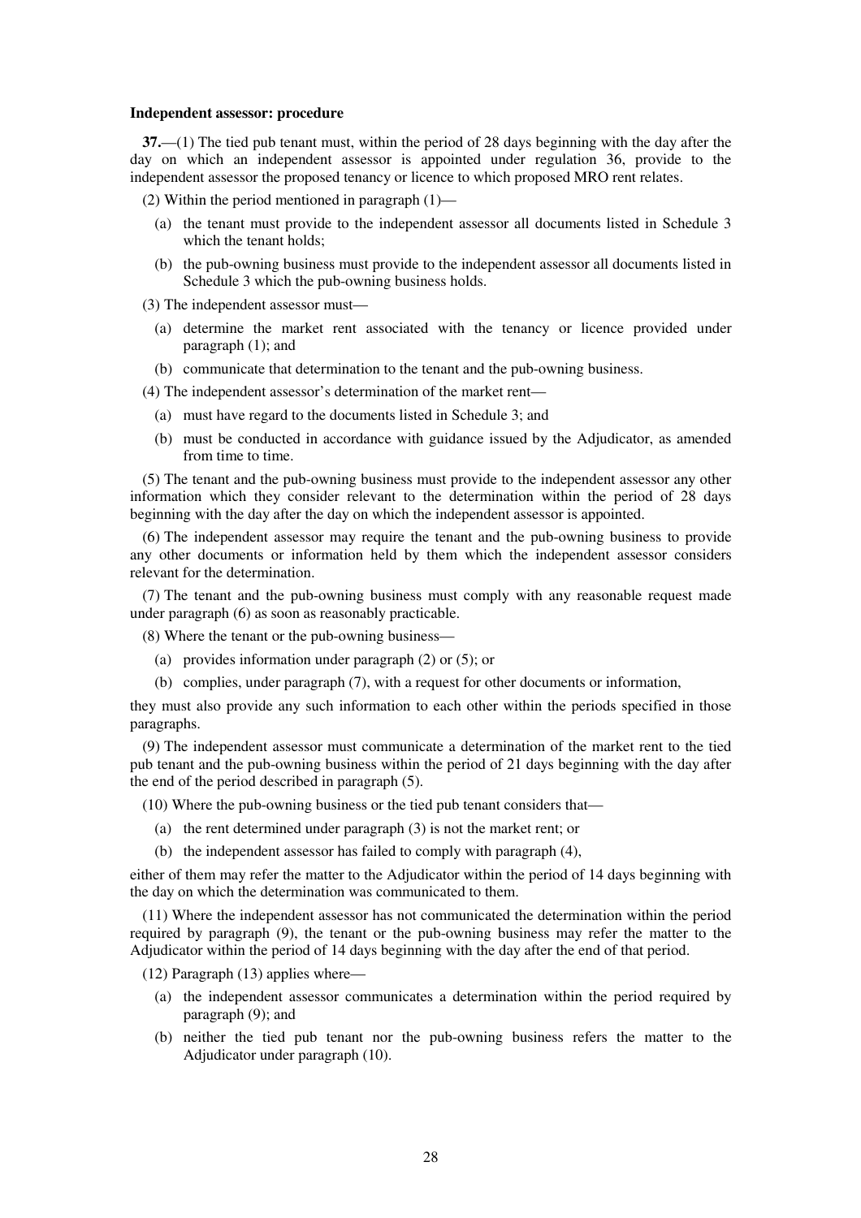**Independent assessor: procedure**

**37.**—(1) The tied pub tenant must, within the period of 28 days beginning with the day after the day on which an independent assessor is appointed under regulation 36, provide to the independent assessor the proposed tenancy or licence to which proposed MRO rent relates.

(2) Within the period mentioned in paragraph (1)—

(a) the tenant must provide to the independent assessor all documents listed in Schedule 3 which the tenant holds;

(b) the pub-owning business must provide to the independent assessor all documents listed in Schedule 3 which the pub-owning business holds.

(3) The independent assessor must—

(a) determine the market rent associated with the tenancy or licence provided under paragraph (1); and

(b) communicate that determination to the tenant and the pub-owning business.

(4) The independent assessor's determination of the market rent—

(a) must have regard to the documents listed in Schedule 3; and

(b) must be conducted in accordance with guidance issued by the Adjudicator, as amended from time to time.

(5) The tenant and the pub-owning business must provide to the independent assessor any other information which they consider relevant to the determination within the period of 28 days beginning with the day after the day on which the independent assessor is appointed.

(6) The independent assessor may require the tenant and the pub-owning business to provide any other documents or information held by them which the independent assessor considers relevant for the determination.

(7) The tenant and the pub-owning business must comply with any reasonable request made under paragraph (6) as soon as reasonably practicable.

(8) Where the tenant or the pub-owning business—

(a) provides information under paragraph (2) or (5); or

(b) complies, under paragraph (7), with a request for other documents or information,

they must also provide any such information to each other within the periods specified in those paragraphs.

(9) The independent assessor must communicate a determination of the market rent to the tied pub tenant and the pub-owning business within the period of 21 days beginning with the day after the end of the period described in paragraph (5).

(10) Where the pub-owning business or the tied pub tenant considers that—

(a) the rent determined under paragraph (3) is not the market rent; or

(b) the independent assessor has failed to comply with paragraph (4),

either of them may refer the matter to the Adjudicator within the period of 14 days beginning with the day on which the determination was communicated to them.

(11) Where the independent assessor has not communicated the determination within the period required by paragraph (9), the tenant or the pub-owning business may refer the matter to the Adjudicator within the period of 14 days beginning with the day after the end of that period.

(12) Paragraph (13) applies where—

(a) the independent assessor communicates a determination within the period required by paragraph (9); and

(b) neither the tied pub tenant nor the pub-owning business refers the matter to the Adjudicator under paragraph (10).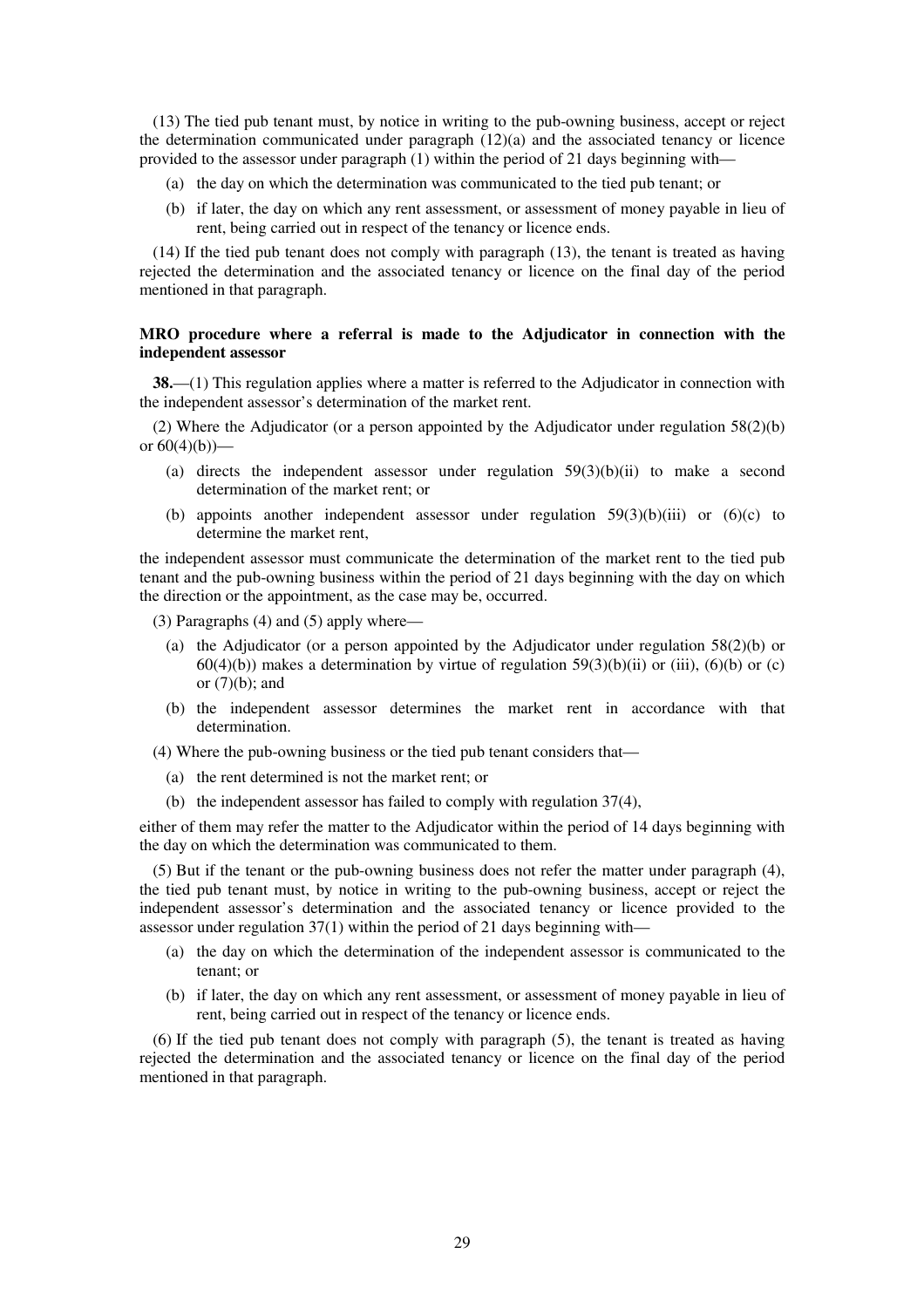(13) The tied pub tenant must, by notice in writing to the pub-owning business, accept or reject the determination communicated under paragraph (12)(a) and the associated tenancy or licence provided to the assessor under paragraph (1) within the period of 21 days beginning with—

(a) the day on which the determination was communicated to the tied pub tenant; or

(b) if later, the day on which any rent assessment, or assessment of money payable in lieu of rent, being carried out in respect of the tenancy or licence ends.

(14) If the tied pub tenant does not comply with paragraph (13), the tenant is treated as having rejected the determination and the associated tenancy or licence on the final day of the period mentioned in that paragraph.

**MRO procedure where a referral is made to the Adjudicator in connection with the independent assessor**

**38.**—(1) This regulation applies where a matter is referred to the Adjudicator in connection with the independent assessor's determination of the market rent.

(2) Where the Adjudicator (or a person appointed by the Adjudicator under regulation 58(2)(b) or 60(4)(b))—

(a) directs the independent assessor under regulation 59(3)(b)(ii) to make a second determination of the market rent; or

(b) appoints another independent assessor under regulation 59(3)(b)(iii) or (6)(c) to determine the market rent,

the independent assessor must communicate the determination of the market rent to the tied pub tenant and the pub-owning business within the period of 21 days beginning with the day on which the direction or the appointment, as the case may be, occurred.

(3) Paragraphs (4) and (5) apply where—

(a) the Adjudicator (or a person appointed by the Adjudicator under regulation 58(2)(b) or 60(4)(b)) makes a determination by virtue of regulation 59(3)(b)(ii) or (iii), (6)(b) or (c) or (7)(b); and

(b) the independent assessor determines the market rent in accordance with that determination.

(4) Where the pub-owning business or the tied pub tenant considers that—

(a) the rent determined is not the market rent; or

(b) the independent assessor has failed to comply with regulation 37(4),

either of them may refer the matter to the Adjudicator within the period of 14 days beginning with the day on which the determination was communicated to them.

(5) But if the tenant or the pub-owning business does not refer the matter under paragraph (4), the tied pub tenant must, by notice in writing to the pub-owning business, accept or reject the independent assessor's determination and the associated tenancy or licence provided to the assessor under regulation 37(1) within the period of 21 days beginning with—

(a) the day on which the determination of the independent assessor is communicated to the tenant; or

(b) if later, the day on which any rent assessment, or assessment of money payable in lieu of rent, being carried out in respect of the tenancy or licence ends.

(6) If the tied pub tenant does not comply with paragraph (5), the tenant is treated as having rejected the determination and the associated tenancy or licence on the final day of the period mentioned in that paragraph.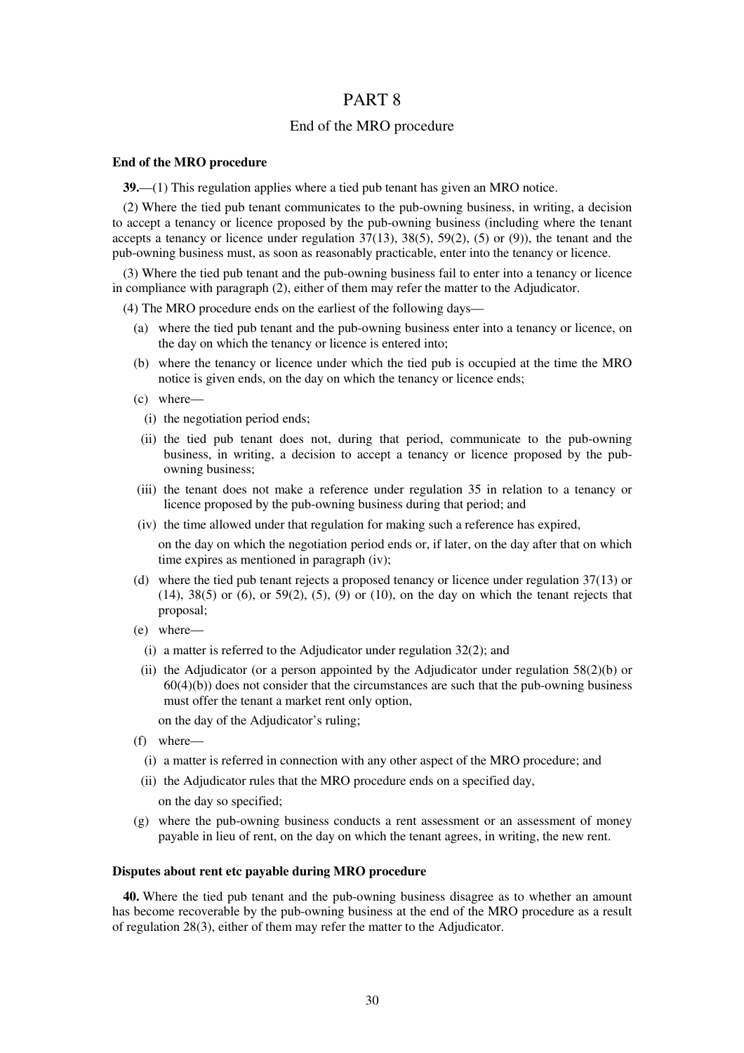# PART 8

## End of the MRO procedure

### End of the MRO procedure

**39.**—(1) This regulation applies where a tied pub tenant has given an MRO notice.

(2) Where the tied pub tenant communicates to the pub-owning business, in writing, a decision to accept a tenancy or licence proposed by the pub-owning business (including where the tenant accepts a tenancy or licence under regulation 37(13), 38(5), 59(2), (5) or (9)), the tenant and the pub-owning business must, as soon as reasonably practicable, enter into the tenancy or licence.

(3) Where the tied pub tenant and the pub-owning business fail to enter into a tenancy or licence in compliance with paragraph (2), either of them may refer the matter to the Adjudicator.

(4) The MRO procedure ends on the earliest of the following days—

(a) where the tied pub tenant and the pub-owning business enter into a tenancy or licence, on the day on which the tenancy or licence is entered into;

(b) where the tenancy or licence under which the tied pub is occupied at the time the MRO notice is given ends, on the day on which the tenancy or licence ends;

(c) where—

(i) the negotiation period ends;

(ii) the tied pub tenant does not, during that period, communicate to the pub-owning business, in writing, a decision to accept a tenancy or licence proposed by the pub-owning business;

(iii) the tenant does not make a reference under regulation 35 in relation to a tenancy or licence proposed by the pub-owning business during that period; and

(iv) the time allowed under that regulation for making such a reference has expired,

on the day on which the negotiation period ends or, if later, on the day after that on which time expires as mentioned in paragraph (iv);

(d) where the tied pub tenant rejects a proposed tenancy or licence under regulation 37(13) or (14), 38(5) or (6), or 59(2), (5), (9) or (10), on the day on which the tenant rejects that proposal;

(e) where—

(i) a matter is referred to the Adjudicator under regulation 32(2); and

(ii) the Adjudicator (or a person appointed by the Adjudicator under regulation 58(2)(b) or 60(4)(b)) does not consider that the circumstances are such that the pub-owning business must offer the tenant a market rent only option,

on the day of the Adjudicator's ruling;

(f) where—

(i) a matter is referred in connection with any other aspect of the MRO procedure; and

(ii) the Adjudicator rules that the MRO procedure ends on a specified day,

on the day so specified;

(g) where the pub-owning business conducts a rent assessment or an assessment of money payable in lieu of rent, on the day on which the tenant agrees, in writing, the new rent.

### Disputes about rent etc payable during MRO procedure

**40.** Where the tied pub tenant and the pub-owning business disagree as to whether an amount has become recoverable by the pub-owning business at the end of the MRO procedure as a result of regulation 28(3), either of them may refer the matter to the Adjudicator.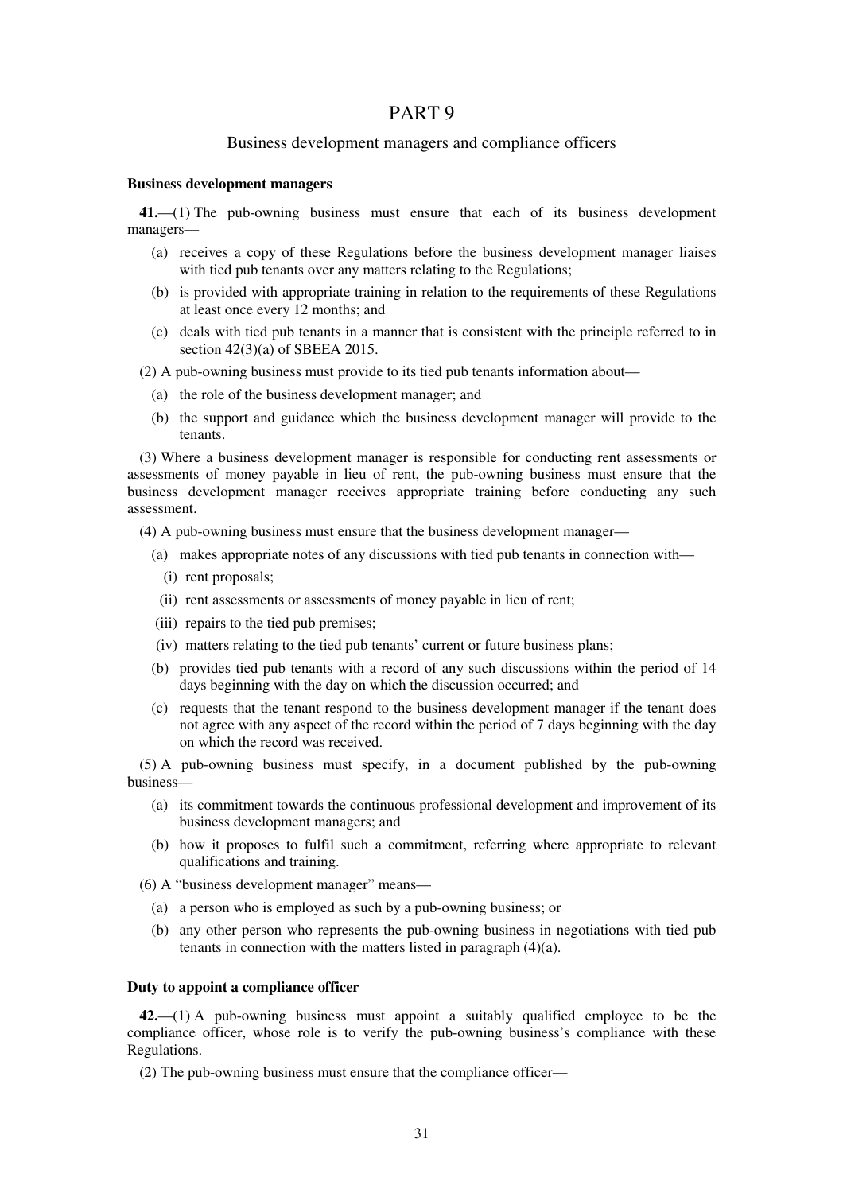# PART 9

## Business development managers and compliance officers

**Business development managers**

**41.**—(1) The pub-owning business must ensure that each of its business development managers—

(a) receives a copy of these Regulations before the business development manager liaises with tied pub tenants over any matters relating to the Regulations;

(b) is provided with appropriate training in relation to the requirements of these Regulations at least once every 12 months; and

(c) deals with tied pub tenants in a manner that is consistent with the principle referred to in section 42(3)(a) of SBEEA 2015.

(2) A pub-owning business must provide to its tied pub tenants information about—

(a) the role of the business development manager; and

(b) the support and guidance which the business development manager will provide to the tenants.

(3) Where a business development manager is responsible for conducting rent assessments or assessments of money payable in lieu of rent, the pub-owning business must ensure that the business development manager receives appropriate training before conducting any such assessment.

(4) A pub-owning business must ensure that the business development manager—

(a) makes appropriate notes of any discussions with tied pub tenants in connection with—

(i) rent proposals;

(ii) rent assessments or assessments of money payable in lieu of rent;

(iii) repairs to the tied pub premises;

(iv) matters relating to the tied pub tenants' current or future business plans;

(b) provides tied pub tenants with a record of any such discussions within the period of 14 days beginning with the day on which the discussion occurred; and

(c) requests that the tenant respond to the business development manager if the tenant does not agree with any aspect of the record within the period of 7 days beginning with the day on which the record was received.

(5) A pub-owning business must specify, in a document published by the pub-owning business—

(a) its commitment towards the continuous professional development and improvement of its business development managers; and

(b) how it proposes to fulfil such a commitment, referring where appropriate to relevant qualifications and training.

(6) A "business development manager" means—

(a) a person who is employed as such by a pub-owning business; or

(b) any other person who represents the pub-owning business in negotiations with tied pub tenants in connection with the matters listed in paragraph (4)(a).

**Duty to appoint a compliance officer**

**42.**—(1) A pub-owning business must appoint a suitably qualified employee to be the compliance officer, whose role is to verify the pub-owning business's compliance with these Regulations.

(2) The pub-owning business must ensure that the compliance officer—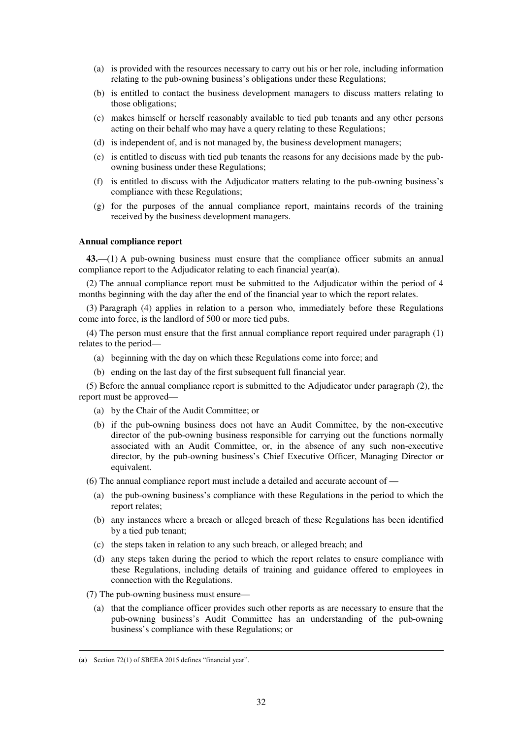(a) is provided with the resources necessary to carry out his or her role, including information relating to the pub-owning business's obligations under these Regulations;

(b) is entitled to contact the business development managers to discuss matters relating to those obligations;

(c) makes himself or herself reasonably available to tied pub tenants and any other persons acting on their behalf who may have a query relating to these Regulations;

(d) is independent of, and is not managed by, the business development managers;

(e) is entitled to discuss with tied pub tenants the reasons for any decisions made by the pub-owning business under these Regulations;

(f) is entitled to discuss with the Adjudicator matters relating to the pub-owning business's compliance with these Regulations;

(g) for the purposes of the annual compliance report, maintains records of the training received by the business development managers.

**Annual compliance report**

**43.**—(1) A pub-owning business must ensure that the compliance officer submits an annual compliance report to the Adjudicator relating to each financial year(**a**).

(2) The annual compliance report must be submitted to the Adjudicator within the period of 4 months beginning with the day after the end of the financial year to which the report relates.

(3) Paragraph (4) applies in relation to a person who, immediately before these Regulations come into force, is the landlord of 500 or more tied pubs.

(4) The person must ensure that the first annual compliance report required under paragraph (1) relates to the period—

(a) beginning with the day on which these Regulations come into force; and

(b) ending on the last day of the first subsequent full financial year.

(5) Before the annual compliance report is submitted to the Adjudicator under paragraph (2), the report must be approved—

(a) by the Chair of the Audit Committee; or

(b) if the pub-owning business does not have an Audit Committee, by the non-executive director of the pub-owning business responsible for carrying out the functions normally associated with an Audit Committee, or, in the absence of any such non-executive director, by the pub-owning business's Chief Executive Officer, Managing Director or equivalent.

(6) The annual compliance report must include a detailed and accurate account of —

(a) the pub-owning business's compliance with these Regulations in the period to which the report relates;

(b) any instances where a breach or alleged breach of these Regulations has been identified by a tied pub tenant;

(c) the steps taken in relation to any such breach, or alleged breach; and

(d) any steps taken during the period to which the report relates to ensure compliance with these Regulations, including details of training and guidance offered to employees in connection with the Regulations.

(7) The pub-owning business must ensure—

(a) that the compliance officer provides such other reports as are necessary to ensure that the pub-owning business's Audit Committee has an understanding of the pub-owning business's compliance with these Regulations; or

---

(**a**) Section 72(1) of SBEEA 2015 defines "financial year".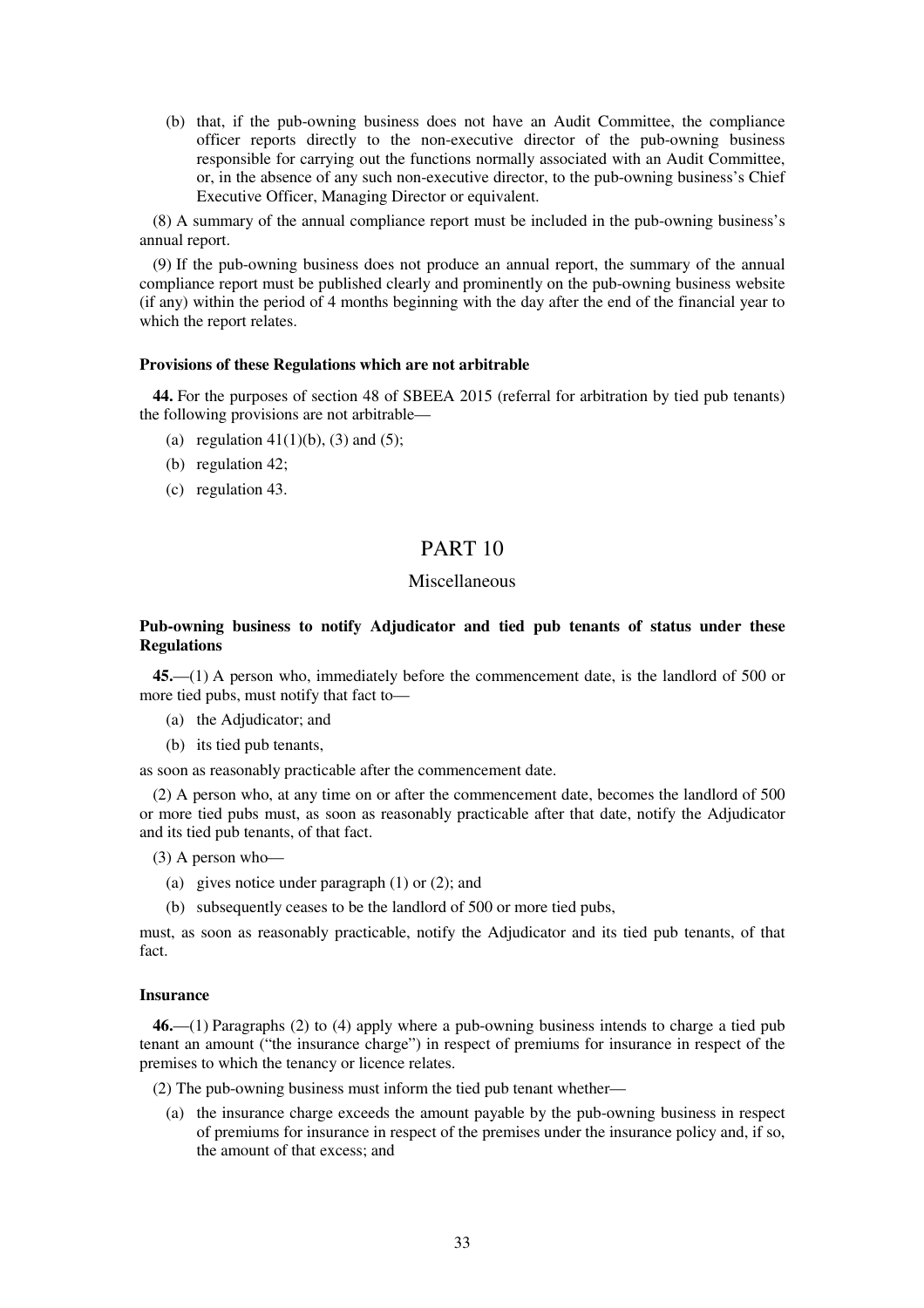(b) that, if the pub-owning business does not have an Audit Committee, the compliance officer reports directly to the non-executive director of the pub-owning business responsible for carrying out the functions normally associated with an Audit Committee, or, in the absence of any such non-executive director, to the pub-owning business's Chief Executive Officer, Managing Director or equivalent.

(8) A summary of the annual compliance report must be included in the pub-owning business's annual report.

(9) If the pub-owning business does not produce an annual report, the summary of the annual compliance report must be published clearly and prominently on the pub-owning business website (if any) within the period of 4 months beginning with the day after the end of the financial year to which the report relates.

**Provisions of these Regulations which are not arbitrable**

**44.** For the purposes of section 48 of SBEEA 2015 (referral for arbitration by tied pub tenants) the following provisions are not arbitrable—

(a) regulation 41(1)(b), (3) and (5);

(b) regulation 42;

(c) regulation 43.

# PART 10

## Miscellaneous

**Pub-owning business to notify Adjudicator and tied pub tenants of status under these Regulations**

**45.**—(1) A person who, immediately before the commencement date, is the landlord of 500 or more tied pubs, must notify that fact to—

(a) the Adjudicator; and

(b) its tied pub tenants,

as soon as reasonably practicable after the commencement date.

(2) A person who, at any time on or after the commencement date, becomes the landlord of 500 or more tied pubs must, as soon as reasonably practicable after that date, notify the Adjudicator and its tied pub tenants, of that fact.

(3) A person who—

(a) gives notice under paragraph (1) or (2); and

(b) subsequently ceases to be the landlord of 500 or more tied pubs,

must, as soon as reasonably practicable, notify the Adjudicator and its tied pub tenants, of that fact.

**Insurance**

**46.**—(1) Paragraphs (2) to (4) apply where a pub-owning business intends to charge a tied pub tenant an amount ("the insurance charge") in respect of premiums for insurance in respect of the premises to which the tenancy or licence relates.

(2) The pub-owning business must inform the tied pub tenant whether—

(a) the insurance charge exceeds the amount payable by the pub-owning business in respect of premiums for insurance in respect of the premises under the insurance policy and, if so, the amount of that excess; and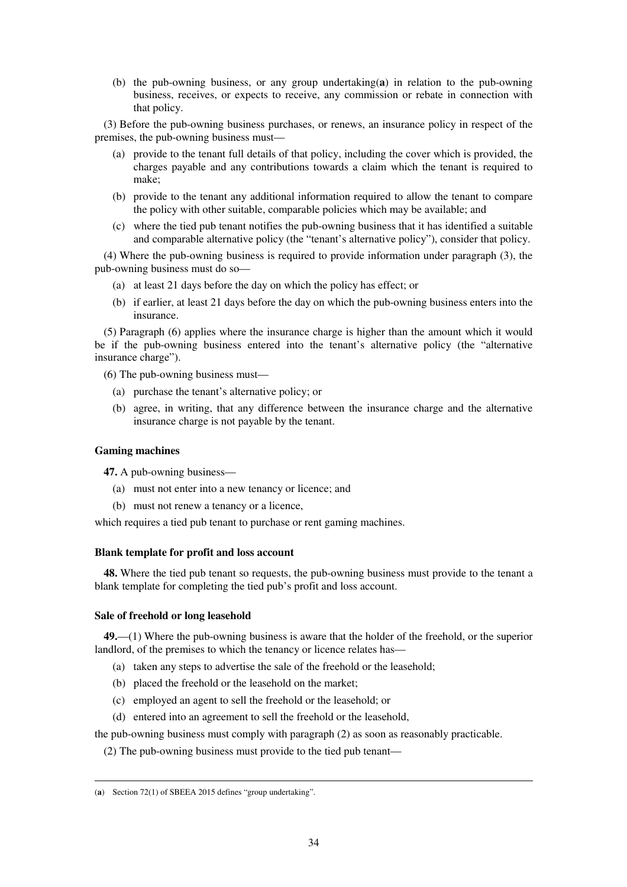(b) the pub-owning business, or any group undertaking(**a**) in relation to the pub-owning business, receives, or expects to receive, any commission or rebate in connection with that policy.

(3) Before the pub-owning business purchases, or renews, an insurance policy in respect of the premises, the pub-owning business must—

(a) provide to the tenant full details of that policy, including the cover which is provided, the charges payable and any contributions towards a claim which the tenant is required to make;

(b) provide to the tenant any additional information required to allow the tenant to compare the policy with other suitable, comparable policies which may be available; and

(c) where the tied pub tenant notifies the pub-owning business that it has identified a suitable and comparable alternative policy (the "tenant's alternative policy"), consider that policy.

(4) Where the pub-owning business is required to provide information under paragraph (3), the pub-owning business must do so—

(a) at least 21 days before the day on which the policy has effect; or

(b) if earlier, at least 21 days before the day on which the pub-owning business enters into the insurance.

(5) Paragraph (6) applies where the insurance charge is higher than the amount which it would be if the pub-owning business entered into the tenant's alternative policy (the "alternative insurance charge").

(6) The pub-owning business must—

(a) purchase the tenant's alternative policy; or

(b) agree, in writing, that any difference between the insurance charge and the alternative insurance charge is not payable by the tenant.

**Gaming machines**

**47.** A pub-owning business—

(a) must not enter into a new tenancy or licence; and

(b) must not renew a tenancy or a licence,

which requires a tied pub tenant to purchase or rent gaming machines.

**Blank template for profit and loss account**

**48.** Where the tied pub tenant so requests, the pub-owning business must provide to the tenant a blank template for completing the tied pub's profit and loss account.

**Sale of freehold or long leasehold**

**49.**—(1) Where the pub-owning business is aware that the holder of the freehold, or the superior landlord, of the premises to which the tenancy or licence relates has—

(a) taken any steps to advertise the sale of the freehold or the leasehold;

(b) placed the freehold or the leasehold on the market;

(c) employed an agent to sell the freehold or the leasehold; or

(d) entered into an agreement to sell the freehold or the leasehold,

the pub-owning business must comply with paragraph (2) as soon as reasonably practicable.

(2) The pub-owning business must provide to the tied pub tenant—

(**a**) Section 72(1) of SBEEA 2015 defines "group undertaking".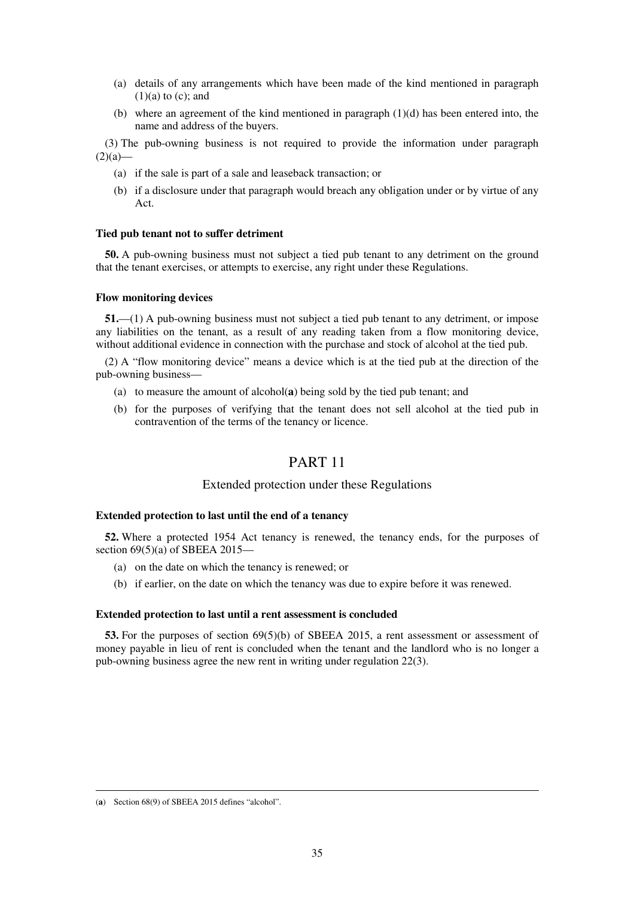(a) details of any arrangements which have been made of the kind mentioned in paragraph (1)(a) to (c); and

(b) where an agreement of the kind mentioned in paragraph (1)(d) has been entered into, the name and address of the buyers.

(3) The pub-owning business is not required to provide the information under paragraph (2)(a)—

(a) if the sale is part of a sale and leaseback transaction; or

(b) if a disclosure under that paragraph would breach any obligation under or by virtue of any Act.

**Tied pub tenant not to suffer detriment**

**50.** A pub-owning business must not subject a tied pub tenant to any detriment on the ground that the tenant exercises, or attempts to exercise, any right under these Regulations.

**Flow monitoring devices**

**51.**—(1) A pub-owning business must not subject a tied pub tenant to any detriment, or impose any liabilities on the tenant, as a result of any reading taken from a flow monitoring device, without additional evidence in connection with the purchase and stock of alcohol at the tied pub.

(2) A "flow monitoring device" means a device which is at the tied pub at the direction of the pub-owning business—

(a) to measure the amount of alcohol(**a**) being sold by the tied pub tenant; and

(b) for the purposes of verifying that the tenant does not sell alcohol at the tied pub in contravention of the terms of the tenancy or licence.

## PART 11

### Extended protection under these Regulations

**Extended protection to last until the end of a tenancy**

**52.** Where a protected 1954 Act tenancy is renewed, the tenancy ends, for the purposes of section 69(5)(a) of SBEEA 2015—

(a) on the date on which the tenancy is renewed; or

(b) if earlier, on the date on which the tenancy was due to expire before it was renewed.

**Extended protection to last until a rent assessment is concluded**

**53.** For the purposes of section 69(5)(b) of SBEEA 2015, a rent assessment or assessment of money payable in lieu of rent is concluded when the tenant and the landlord who is no longer a pub-owning business agree the new rent in writing under regulation 22(3).

---

(**a**) Section 68(9) of SBEEA 2015 defines "alcohol".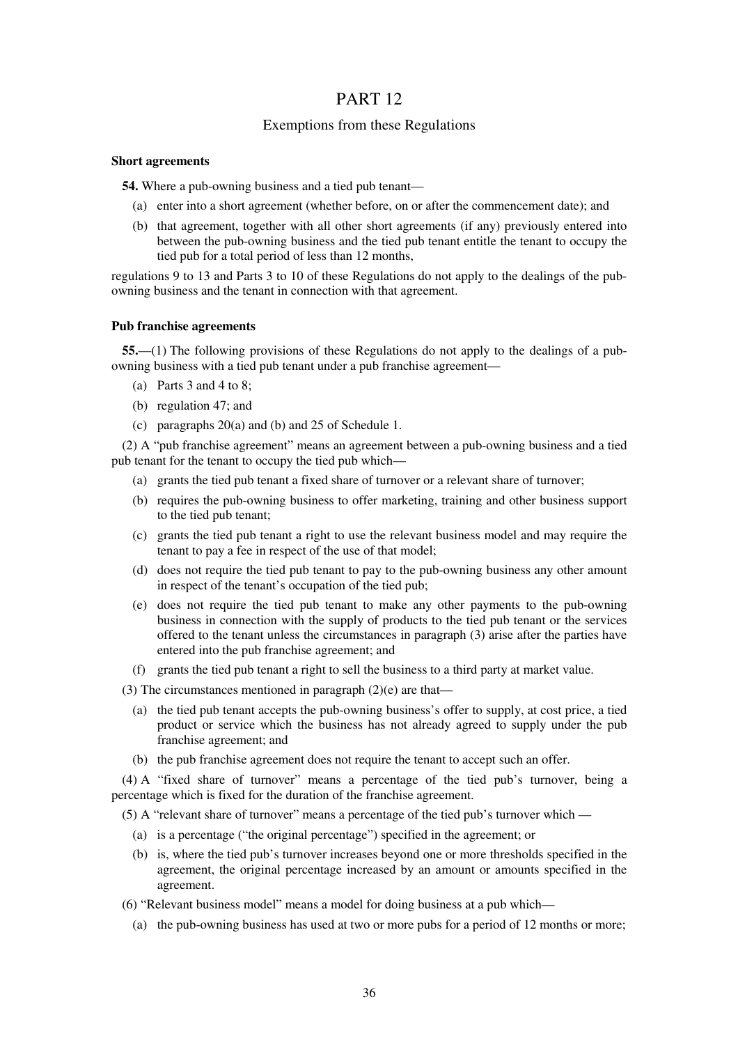# PART 12

## Exemptions from these Regulations

**Short agreements**

**54.** Where a pub-owning business and a tied pub tenant—

- (a) enter into a short agreement (whether before, on or after the commencement date); and
- (b) that agreement, together with all other short agreements (if any) previously entered into between the pub-owning business and the tied pub tenant entitle the tenant to occupy the tied pub for a total period of less than 12 months,

regulations 9 to 13 and Parts 3 to 10 of these Regulations do not apply to the dealings of the pub-owning business and the tenant in connection with that agreement.

**Pub franchise agreements**

**55.**—(1) The following provisions of these Regulations do not apply to the dealings of a pub-owning business with a tied pub tenant under a pub franchise agreement—

- (a) Parts 3 and 4 to 8;
- (b) regulation 47; and
- (c) paragraphs 20(a) and (b) and 25 of Schedule 1.

(2) A "pub franchise agreement" means an agreement between a pub-owning business and a tied pub tenant for the tenant to occupy the tied pub which—

- (a) grants the tied pub tenant a fixed share of turnover or a relevant share of turnover;
- (b) requires the pub-owning business to offer marketing, training and other business support to the tied pub tenant;
- (c) grants the tied pub tenant a right to use the relevant business model and may require the tenant to pay a fee in respect of the use of that model;
- (d) does not require the tied pub tenant to pay to the pub-owning business any other amount in respect of the tenant's occupation of the tied pub;
- (e) does not require the tied pub tenant to make any other payments to the pub-owning business in connection with the supply of products to the tied pub tenant or the services offered to the tenant unless the circumstances in paragraph (3) arise after the parties have entered into the pub franchise agreement; and
- (f) grants the tied pub tenant a right to sell the business to a third party at market value.

(3) The circumstances mentioned in paragraph (2)(e) are that—

- (a) the tied pub tenant accepts the pub-owning business's offer to supply, at cost price, a tied product or service which the business has not already agreed to supply under the pub franchise agreement; and
- (b) the pub franchise agreement does not require the tenant to accept such an offer.

(4) A "fixed share of turnover" means a percentage of the tied pub's turnover, being a percentage which is fixed for the duration of the franchise agreement.

(5) A "relevant share of turnover" means a percentage of the tied pub's turnover which —

- (a) is a percentage ("the original percentage") specified in the agreement; or
- (b) is, where the tied pub's turnover increases beyond one or more thresholds specified in the agreement, the original percentage increased by an amount or amounts specified in the agreement.

(6) "Relevant business model" means a model for doing business at a pub which—

- (a) the pub-owning business has used at two or more pubs for a period of 12 months or more;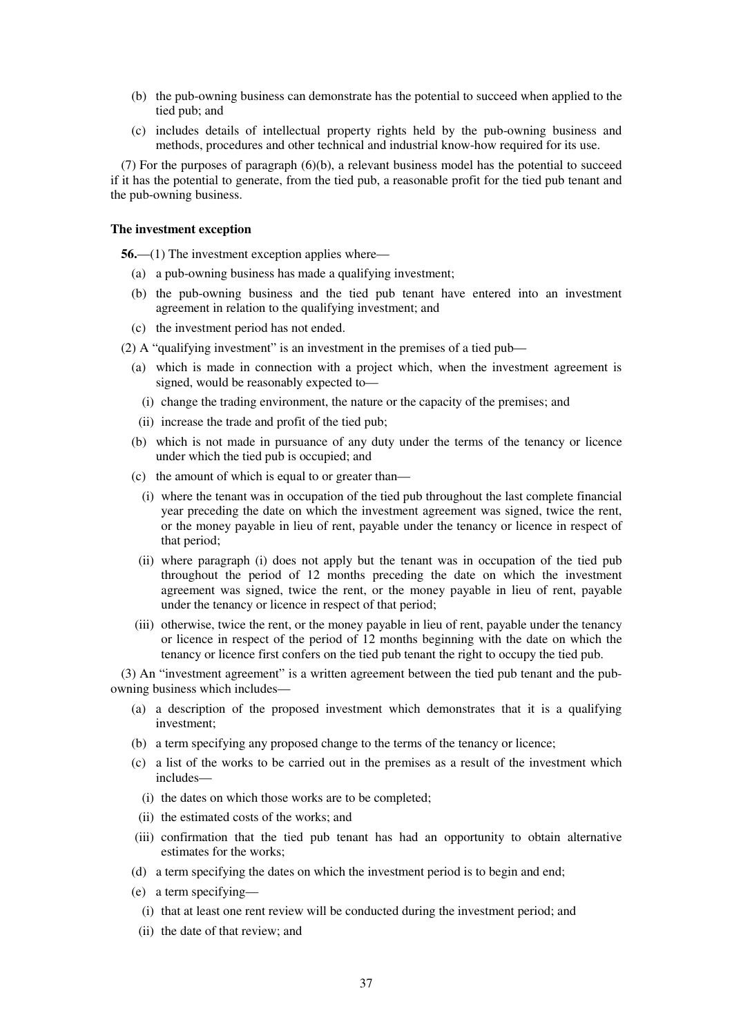(b) the pub-owning business can demonstrate has the potential to succeed when applied to the tied pub; and

(c) includes details of intellectual property rights held by the pub-owning business and methods, procedures and other technical and industrial know-how required for its use.

(7) For the purposes of paragraph (6)(b), a relevant business model has the potential to succeed if it has the potential to generate, from the tied pub, a reasonable profit for the tied pub tenant and the pub-owning business.

**The investment exception**

**56.**—(1) The investment exception applies where—

(a) a pub-owning business has made a qualifying investment;

(b) the pub-owning business and the tied pub tenant have entered into an investment agreement in relation to the qualifying investment; and

(c) the investment period has not ended.

(2) A "qualifying investment" is an investment in the premises of a tied pub—

(a) which is made in connection with a project which, when the investment agreement is signed, would be reasonably expected to—

(i) change the trading environment, the nature or the capacity of the premises; and

(ii) increase the trade and profit of the tied pub;

(b) which is not made in pursuance of any duty under the terms of the tenancy or licence under which the tied pub is occupied; and

(c) the amount of which is equal to or greater than—

(i) where the tenant was in occupation of the tied pub throughout the last complete financial year preceding the date on which the investment agreement was signed, twice the rent, or the money payable in lieu of rent, payable under the tenancy or licence in respect of that period;

(ii) where paragraph (i) does not apply but the tenant was in occupation of the tied pub throughout the period of 12 months preceding the date on which the investment agreement was signed, twice the rent, or the money payable in lieu of rent, payable under the tenancy or licence in respect of that period;

(iii) otherwise, twice the rent, or the money payable in lieu of rent, payable under the tenancy or licence in respect of the period of 12 months beginning with the date on which the tenancy or licence first confers on the tied pub tenant the right to occupy the tied pub.

(3) An "investment agreement" is a written agreement between the tied pub tenant and the pub-owning business which includes—

(a) a description of the proposed investment which demonstrates that it is a qualifying investment;

(b) a term specifying any proposed change to the terms of the tenancy or licence;

(c) a list of the works to be carried out in the premises as a result of the investment which includes—

(i) the dates on which those works are to be completed;

(ii) the estimated costs of the works; and

(iii) confirmation that the tied pub tenant has had an opportunity to obtain alternative estimates for the works;

(d) a term specifying the dates on which the investment period is to begin and end;

(e) a term specifying—

(i) that at least one rent review will be conducted during the investment period; and

(ii) the date of that review; and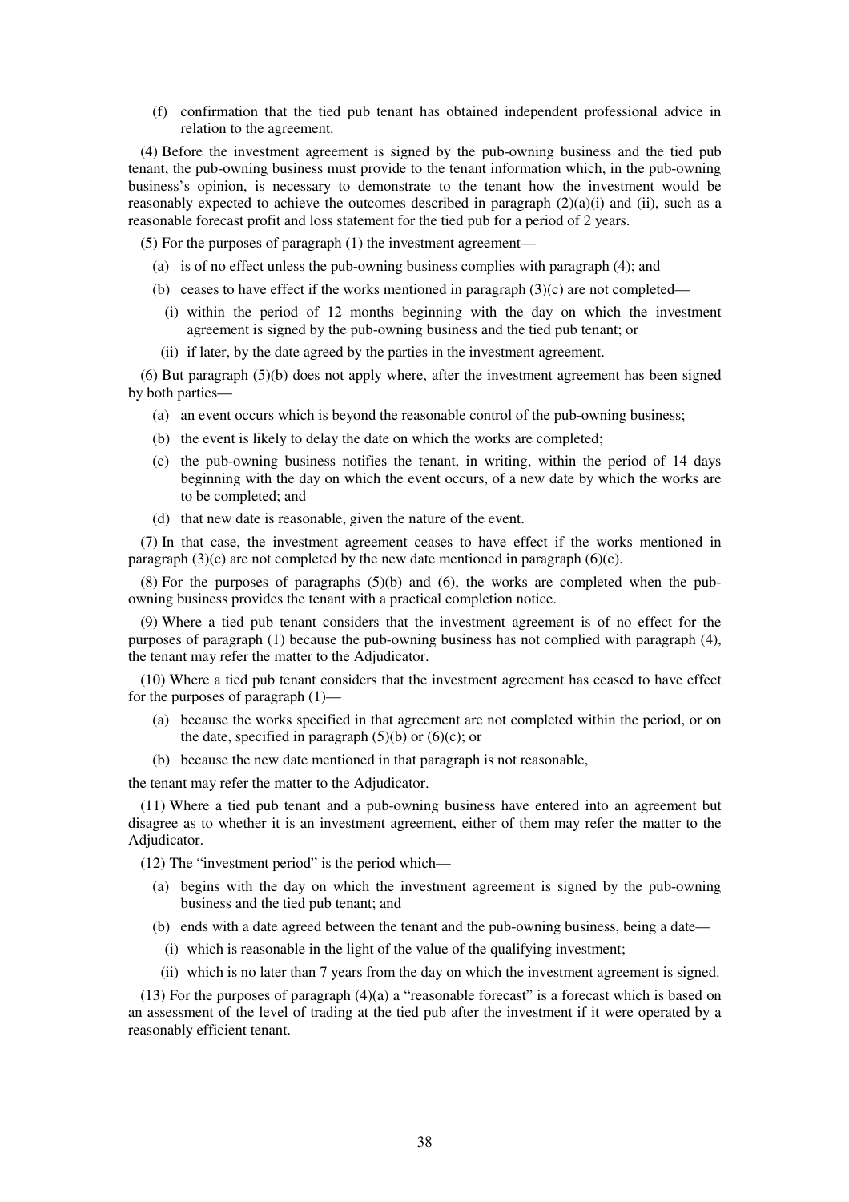(f) confirmation that the tied pub tenant has obtained independent professional advice in relation to the agreement.

(4) Before the investment agreement is signed by the pub-owning business and the tied pub tenant, the pub-owning business must provide to the tenant information which, in the pub-owning business's opinion, is necessary to demonstrate to the tenant how the investment would be reasonably expected to achieve the outcomes described in paragraph (2)(a)(i) and (ii), such as a reasonable forecast profit and loss statement for the tied pub for a period of 2 years.

(5) For the purposes of paragraph (1) the investment agreement—

(a) is of no effect unless the pub-owning business complies with paragraph (4); and

(b) ceases to have effect if the works mentioned in paragraph (3)(c) are not completed—

(i) within the period of 12 months beginning with the day on which the investment agreement is signed by the pub-owning business and the tied pub tenant; or

(ii) if later, by the date agreed by the parties in the investment agreement.

(6) But paragraph (5)(b) does not apply where, after the investment agreement has been signed by both parties—

(a) an event occurs which is beyond the reasonable control of the pub-owning business;

(b) the event is likely to delay the date on which the works are completed;

(c) the pub-owning business notifies the tenant, in writing, within the period of 14 days beginning with the day on which the event occurs, of a new date by which the works are to be completed; and

(d) that new date is reasonable, given the nature of the event.

(7) In that case, the investment agreement ceases to have effect if the works mentioned in paragraph (3)(c) are not completed by the new date mentioned in paragraph (6)(c).

(8) For the purposes of paragraphs (5)(b) and (6), the works are completed when the pub-owning business provides the tenant with a practical completion notice.

(9) Where a tied pub tenant considers that the investment agreement is of no effect for the purposes of paragraph (1) because the pub-owning business has not complied with paragraph (4), the tenant may refer the matter to the Adjudicator.

(10) Where a tied pub tenant considers that the investment agreement has ceased to have effect for the purposes of paragraph (1)—

(a) because the works specified in that agreement are not completed within the period, or on the date, specified in paragraph (5)(b) or (6)(c); or

(b) because the new date mentioned in that paragraph is not reasonable,

the tenant may refer the matter to the Adjudicator.

(11) Where a tied pub tenant and a pub-owning business have entered into an agreement but disagree as to whether it is an investment agreement, either of them may refer the matter to the Adjudicator.

(12) The "investment period" is the period which—

(a) begins with the day on which the investment agreement is signed by the pub-owning business and the tied pub tenant; and

(b) ends with a date agreed between the tenant and the pub-owning business, being a date—

(i) which is reasonable in the light of the value of the qualifying investment;

(ii) which is no later than 7 years from the day on which the investment agreement is signed.

(13) For the purposes of paragraph (4)(a) a "reasonable forecast" is a forecast which is based on an assessment of the level of trading at the tied pub after the investment if it were operated by a reasonably efficient tenant.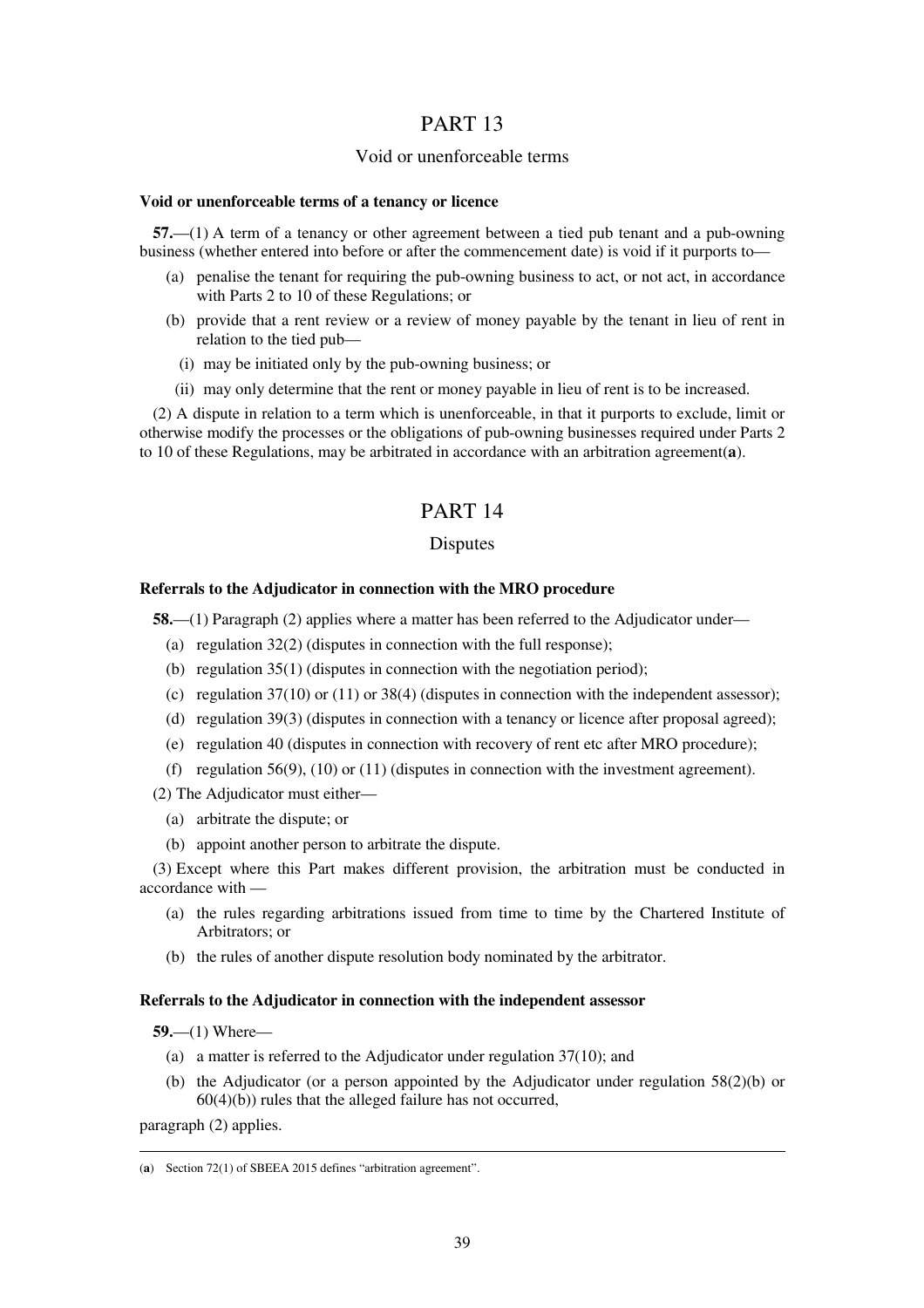# PART 13

## Void or unenforceable terms

### Void or unenforceable terms of a tenancy or licence

**57.**—(1) A term of a tenancy or other agreement between a tied pub tenant and a pub-owning business (whether entered into before or after the commencement date) is void if it purports to—

- (a) penalise the tenant for requiring the pub-owning business to act, or not act, in accordance with Parts 2 to 10 of these Regulations; or
- (b) provide that a rent review or a review of money payable by the tenant in lieu of rent in relation to the tied pub—
  - (i) may be initiated only by the pub-owning business; or
  - (ii) may only determine that the rent or money payable in lieu of rent is to be increased.

(2) A dispute in relation to a term which is unenforceable, in that it purports to exclude, limit or otherwise modify the processes or the obligations of pub-owning businesses required under Parts 2 to 10 of these Regulations, may be arbitrated in accordance with an arbitration agreement(**a**).

# PART 14

## Disputes

### Referrals to the Adjudicator in connection with the MRO procedure

**58.**—(1) Paragraph (2) applies where a matter has been referred to the Adjudicator under—

- (a) regulation 32(2) (disputes in connection with the full response);
- (b) regulation 35(1) (disputes in connection with the negotiation period);
- (c) regulation 37(10) or (11) or 38(4) (disputes in connection with the independent assessor);
- (d) regulation 39(3) (disputes in connection with a tenancy or licence after proposal agreed);
- (e) regulation 40 (disputes in connection with recovery of rent etc after MRO procedure);
- (f) regulation 56(9), (10) or (11) (disputes in connection with the investment agreement).

(2) The Adjudicator must either—

- (a) arbitrate the dispute; or
- (b) appoint another person to arbitrate the dispute.

(3) Except where this Part makes different provision, the arbitration must be conducted in accordance with —

- (a) the rules regarding arbitrations issued from time to time by the Chartered Institute of Arbitrators; or
- (b) the rules of another dispute resolution body nominated by the arbitrator.

### Referrals to the Adjudicator in connection with the independent assessor

**59.**—(1) Where—

- (a) a matter is referred to the Adjudicator under regulation 37(10); and
- (b) the Adjudicator (or a person appointed by the Adjudicator under regulation 58(2)(b) or 60(4)(b)) rules that the alleged failure has not occurred,

paragraph (2) applies.

---

(**a**) Section 72(1) of SBEEA 2015 defines "arbitration agreement".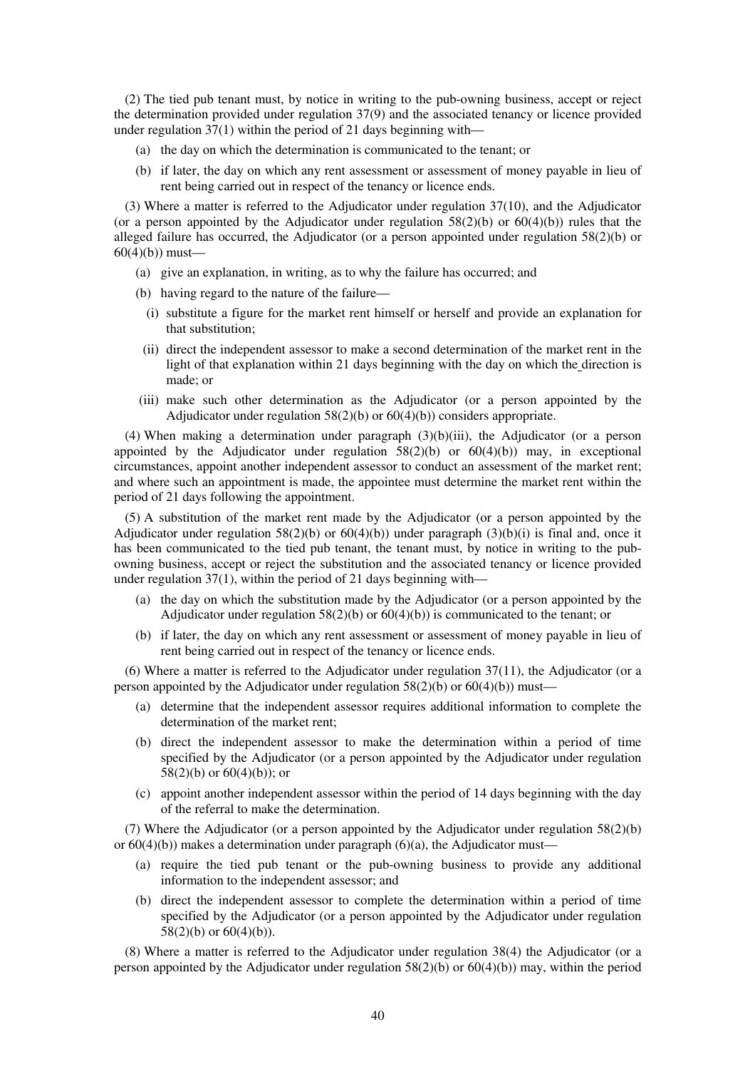(2) The tied pub tenant must, by notice in writing to the pub-owning business, accept or reject the determination provided under regulation 37(9) and the associated tenancy or licence provided under regulation 37(1) within the period of 21 days beginning with—

- (a) the day on which the determination is communicated to the tenant; or
- (b) if later, the day on which any rent assessment or assessment of money payable in lieu of rent being carried out in respect of the tenancy or licence ends.

(3) Where a matter is referred to the Adjudicator under regulation 37(10), and the Adjudicator (or a person appointed by the Adjudicator under regulation 58(2)(b) or 60(4)(b)) rules that the alleged failure has occurred, the Adjudicator (or a person appointed under regulation 58(2)(b) or 60(4)(b)) must—

- (a) give an explanation, in writing, as to why the failure has occurred; and
- (b) having regard to the nature of the failure—
  - (i) substitute a figure for the market rent himself or herself and provide an explanation for that substitution;
  - (ii) direct the independent assessor to make a second determination of the market rent in the light of that explanation within 21 days beginning with the day on which the direction is made; or
  - (iii) make such other determination as the Adjudicator (or a person appointed by the Adjudicator under regulation 58(2)(b) or 60(4)(b)) considers appropriate.

(4) When making a determination under paragraph (3)(b)(iii), the Adjudicator (or a person appointed by the Adjudicator under regulation 58(2)(b) or 60(4)(b)) may, in exceptional circumstances, appoint another independent assessor to conduct an assessment of the market rent; and where such an appointment is made, the appointee must determine the market rent within the period of 21 days following the appointment.

(5) A substitution of the market rent made by the Adjudicator (or a person appointed by the Adjudicator under regulation 58(2)(b) or 60(4)(b)) under paragraph (3)(b)(i) is final and, once it has been communicated to the tied pub tenant, the tenant must, by notice in writing to the pub-owning business, accept or reject the substitution and the associated tenancy or licence provided under regulation 37(1), within the period of 21 days beginning with—

- (a) the day on which the substitution made by the Adjudicator (or a person appointed by the Adjudicator under regulation 58(2)(b) or 60(4)(b)) is communicated to the tenant; or
- (b) if later, the day on which any rent assessment or assessment of money payable in lieu of rent being carried out in respect of the tenancy or licence ends.

(6) Where a matter is referred to the Adjudicator under regulation 37(11), the Adjudicator (or a person appointed by the Adjudicator under regulation 58(2)(b) or 60(4)(b)) must—

- (a) determine that the independent assessor requires additional information to complete the determination of the market rent;
- (b) direct the independent assessor to make the determination within a period of time specified by the Adjudicator (or a person appointed by the Adjudicator under regulation 58(2)(b) or 60(4)(b)); or
- (c) appoint another independent assessor within the period of 14 days beginning with the day of the referral to make the determination.

(7) Where the Adjudicator (or a person appointed by the Adjudicator under regulation 58(2)(b) or 60(4)(b)) makes a determination under paragraph (6)(a), the Adjudicator must—

- (a) require the tied pub tenant or the pub-owning business to provide any additional information to the independent assessor; and
- (b) direct the independent assessor to complete the determination within a period of time specified by the Adjudicator (or a person appointed by the Adjudicator under regulation 58(2)(b) or 60(4)(b)).

(8) Where a matter is referred to the Adjudicator under regulation 38(4) the Adjudicator (or a person appointed by the Adjudicator under regulation 58(2)(b) or 60(4)(b)) may, within the period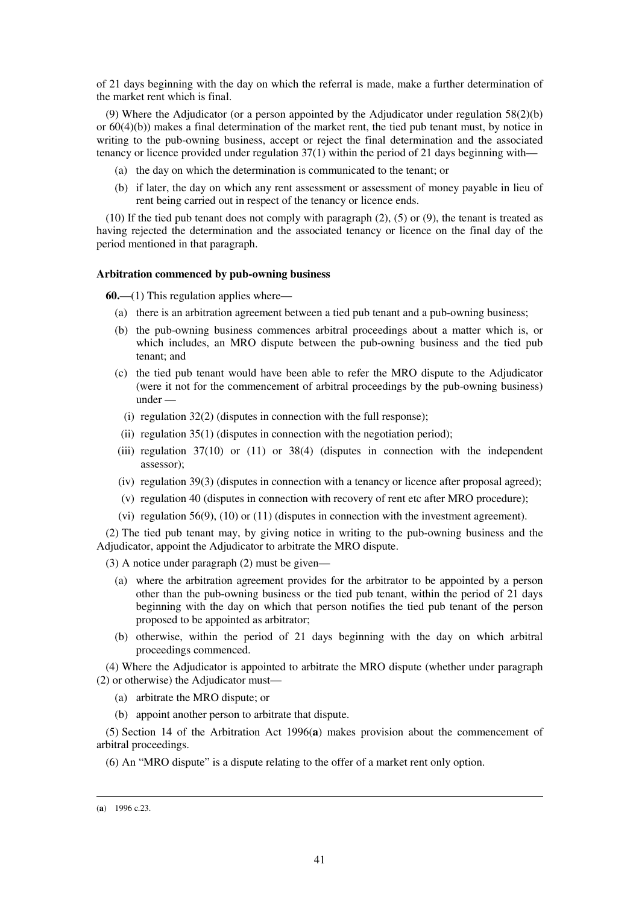of 21 days beginning with the day on which the referral is made, make a further determination of the market rent which is final.

(9) Where the Adjudicator (or a person appointed by the Adjudicator under regulation 58(2)(b) or 60(4)(b)) makes a final determination of the market rent, the tied pub tenant must, by notice in writing to the pub-owning business, accept or reject the final determination and the associated tenancy or licence provided under regulation 37(1) within the period of 21 days beginning with—

- (a) the day on which the determination is communicated to the tenant; or
- (b) if later, the day on which any rent assessment or assessment of money payable in lieu of rent being carried out in respect of the tenancy or licence ends.

(10) If the tied pub tenant does not comply with paragraph (2), (5) or (9), the tenant is treated as having rejected the determination and the associated tenancy or licence on the final day of the period mentioned in that paragraph.

**Arbitration commenced by pub-owning business**

**60.**—(1) This regulation applies where—

- (a) there is an arbitration agreement between a tied pub tenant and a pub-owning business;
- (b) the pub-owning business commences arbitral proceedings about a matter which is, or which includes, an MRO dispute between the pub-owning business and the tied pub tenant; and
- (c) the tied pub tenant would have been able to refer the MRO dispute to the Adjudicator (were it not for the commencement of arbitral proceedings by the pub-owning business) under —
  - (i) regulation 32(2) (disputes in connection with the full response);
  - (ii) regulation 35(1) (disputes in connection with the negotiation period);
  - (iii) regulation 37(10) or (11) or 38(4) (disputes in connection with the independent assessor);
  - (iv) regulation 39(3) (disputes in connection with a tenancy or licence after proposal agreed);
  - (v) regulation 40 (disputes in connection with recovery of rent etc after MRO procedure);
  - (vi) regulation 56(9), (10) or (11) (disputes in connection with the investment agreement).

(2) The tied pub tenant may, by giving notice in writing to the pub-owning business and the Adjudicator, appoint the Adjudicator to arbitrate the MRO dispute.

(3) A notice under paragraph (2) must be given—

- (a) where the arbitration agreement provides for the arbitrator to be appointed by a person other than the pub-owning business or the tied pub tenant, within the period of 21 days beginning with the day on which that person notifies the tied pub tenant of the person proposed to be appointed as arbitrator;
- (b) otherwise, within the period of 21 days beginning with the day on which arbitral proceedings commenced.

(4) Where the Adjudicator is appointed to arbitrate the MRO dispute (whether under paragraph (2) or otherwise) the Adjudicator must—

- (a) arbitrate the MRO dispute; or
- (b) appoint another person to arbitrate that dispute.

(5) Section 14 of the Arbitration Act 1996(**a**) makes provision about the commencement of arbitral proceedings.

(6) An "MRO dispute" is a dispute relating to the offer of a market rent only option.

---

(**a**) 1996 c.23.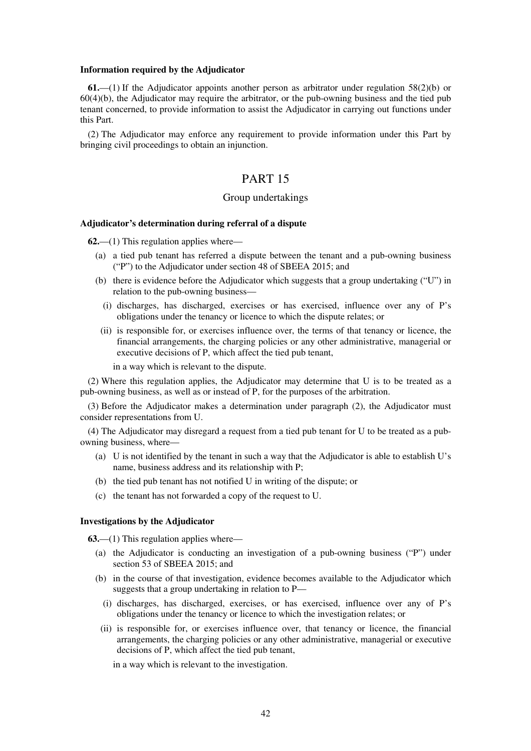**Information required by the Adjudicator**

**61.**—(1) If the Adjudicator appoints another person as arbitrator under regulation 58(2)(b) or 60(4)(b), the Adjudicator may require the arbitrator, or the pub-owning business and the tied pub tenant concerned, to provide information to assist the Adjudicator in carrying out functions under this Part.

(2) The Adjudicator may enforce any requirement to provide information under this Part by bringing civil proceedings to obtain an injunction.

# PART 15

## Group undertakings

**Adjudicator's determination during referral of a dispute**

**62.**—(1) This regulation applies where—

(a) a tied pub tenant has referred a dispute between the tenant and a pub-owning business ("P") to the Adjudicator under section 48 of SBEEA 2015; and

(b) there is evidence before the Adjudicator which suggests that a group undertaking ("U") in relation to the pub-owning business—

(i) discharges, has discharged, exercises or has exercised, influence over any of P's obligations under the tenancy or licence to which the dispute relates; or

(ii) is responsible for, or exercises influence over, the terms of that tenancy or licence, the financial arrangements, the charging policies or any other administrative, managerial or executive decisions of P, which affect the tied pub tenant,

in a way which is relevant to the dispute.

(2) Where this regulation applies, the Adjudicator may determine that U is to be treated as a pub-owning business, as well as or instead of P, for the purposes of the arbitration.

(3) Before the Adjudicator makes a determination under paragraph (2), the Adjudicator must consider representations from U.

(4) The Adjudicator may disregard a request from a tied pub tenant for U to be treated as a pub-owning business, where—

(a) U is not identified by the tenant in such a way that the Adjudicator is able to establish U's name, business address and its relationship with P;

(b) the tied pub tenant has not notified U in writing of the dispute; or

(c) the tenant has not forwarded a copy of the request to U.

**Investigations by the Adjudicator**

**63.**—(1) This regulation applies where—

(a) the Adjudicator is conducting an investigation of a pub-owning business ("P") under section 53 of SBEEA 2015; and

(b) in the course of that investigation, evidence becomes available to the Adjudicator which suggests that a group undertaking in relation to P—

(i) discharges, has discharged, exercises, or has exercised, influence over any of P's obligations under the tenancy or licence to which the investigation relates; or

(ii) is responsible for, or exercises influence over, that tenancy or licence, the financial arrangements, the charging policies or any other administrative, managerial or executive decisions of P, which affect the tied pub tenant,

in a way which is relevant to the investigation.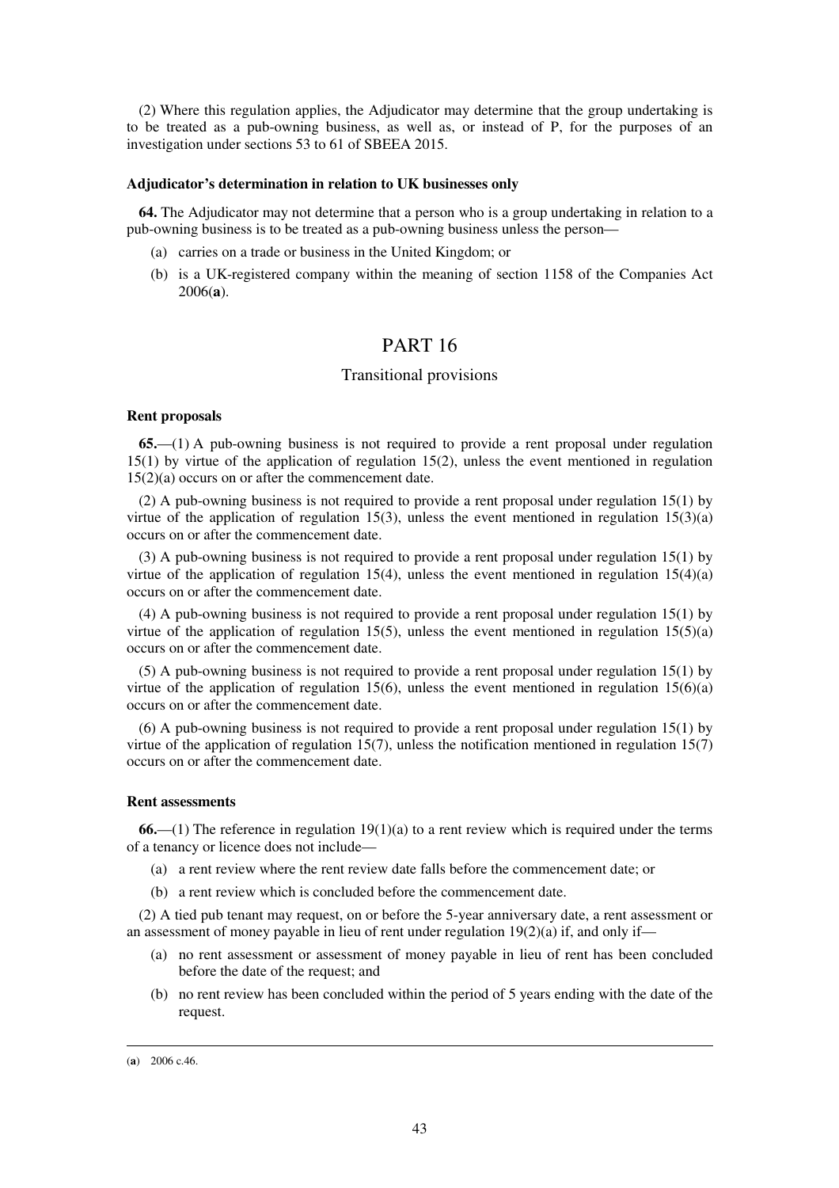(2) Where this regulation applies, the Adjudicator may determine that the group undertaking is to be treated as a pub-owning business, as well as, or instead of P, for the purposes of an investigation under sections 53 to 61 of SBEEA 2015.

**Adjudicator's determination in relation to UK businesses only**

**64.** The Adjudicator may not determine that a person who is a group undertaking in relation to a pub-owning business is to be treated as a pub-owning business unless the person—

- (a) carries on a trade or business in the United Kingdom; or
- (b) is a UK-registered company within the meaning of section 1158 of the Companies Act 2006(**a**).

# PART 16

## Transitional provisions

**Rent proposals**

**65.**—(1) A pub-owning business is not required to provide a rent proposal under regulation 15(1) by virtue of the application of regulation 15(2), unless the event mentioned in regulation 15(2)(a) occurs on or after the commencement date.

(2) A pub-owning business is not required to provide a rent proposal under regulation 15(1) by virtue of the application of regulation 15(3), unless the event mentioned in regulation 15(3)(a) occurs on or after the commencement date.

(3) A pub-owning business is not required to provide a rent proposal under regulation 15(1) by virtue of the application of regulation 15(4), unless the event mentioned in regulation 15(4)(a) occurs on or after the commencement date.

(4) A pub-owning business is not required to provide a rent proposal under regulation 15(1) by virtue of the application of regulation 15(5), unless the event mentioned in regulation 15(5)(a) occurs on or after the commencement date.

(5) A pub-owning business is not required to provide a rent proposal under regulation 15(1) by virtue of the application of regulation 15(6), unless the event mentioned in regulation 15(6)(a) occurs on or after the commencement date.

(6) A pub-owning business is not required to provide a rent proposal under regulation 15(1) by virtue of the application of regulation 15(7), unless the notification mentioned in regulation 15(7) occurs on or after the commencement date.

**Rent assessments**

**66.**—(1) The reference in regulation 19(1)(a) to a rent review which is required under the terms of a tenancy or licence does not include—

- (a) a rent review where the rent review date falls before the commencement date; or
- (b) a rent review which is concluded before the commencement date.

(2) A tied pub tenant may request, on or before the 5-year anniversary date, a rent assessment or an assessment of money payable in lieu of rent under regulation 19(2)(a) if, and only if—

- (a) no rent assessment or assessment of money payable in lieu of rent has been concluded before the date of the request; and
- (b) no rent review has been concluded within the period of 5 years ending with the date of the request.

---

(**a**) 2006 c.46.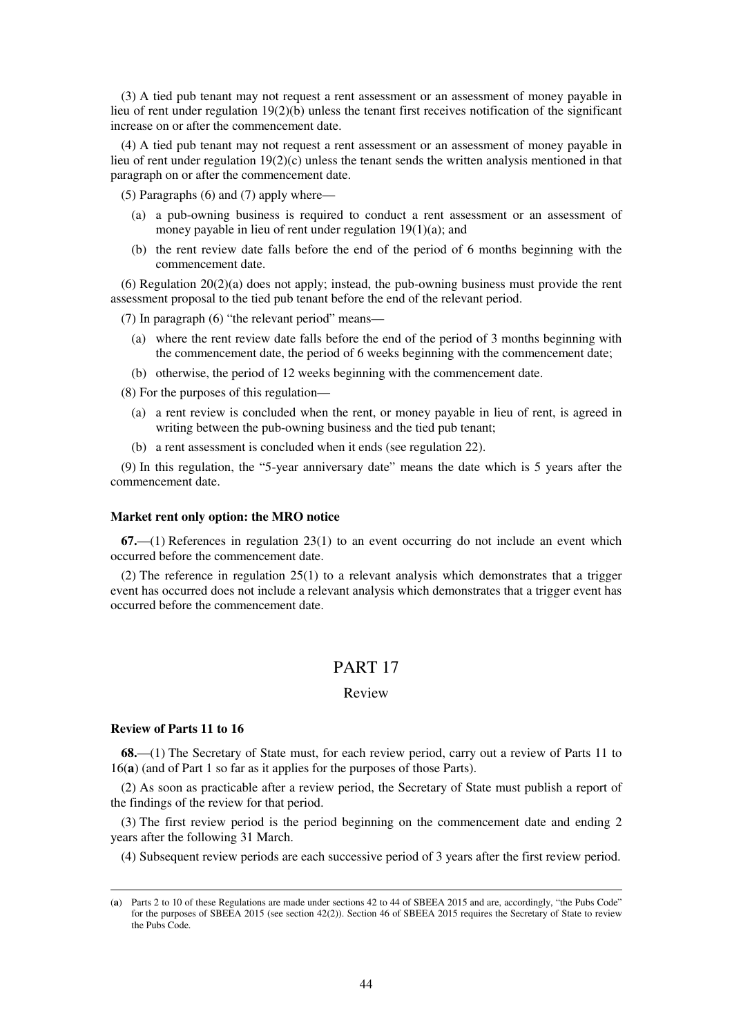(3) A tied pub tenant may not request a rent assessment or an assessment of money payable in lieu of rent under regulation 19(2)(b) unless the tenant first receives notification of the significant increase on or after the commencement date.

(4) A tied pub tenant may not request a rent assessment or an assessment of money payable in lieu of rent under regulation 19(2)(c) unless the tenant sends the written analysis mentioned in that paragraph on or after the commencement date.

(5) Paragraphs (6) and (7) apply where—

(a) a pub-owning business is required to conduct a rent assessment or an assessment of money payable in lieu of rent under regulation 19(1)(a); and

(b) the rent review date falls before the end of the period of 6 months beginning with the commencement date.

(6) Regulation 20(2)(a) does not apply; instead, the pub-owning business must provide the rent assessment proposal to the tied pub tenant before the end of the relevant period.

(7) In paragraph (6) "the relevant period" means—

(a) where the rent review date falls before the end of the period of 3 months beginning with the commencement date, the period of 6 weeks beginning with the commencement date;

(b) otherwise, the period of 12 weeks beginning with the commencement date.

(8) For the purposes of this regulation—

(a) a rent review is concluded when the rent, or money payable in lieu of rent, is agreed in writing between the pub-owning business and the tied pub tenant;

(b) a rent assessment is concluded when it ends (see regulation 22).

(9) In this regulation, the "5-year anniversary date" means the date which is 5 years after the commencement date.

**Market rent only option: the MRO notice**

**67.**—(1) References in regulation 23(1) to an event occurring do not include an event which occurred before the commencement date.

(2) The reference in regulation 25(1) to a relevant analysis which demonstrates that a trigger event has occurred does not include a relevant analysis which demonstrates that a trigger event has occurred before the commencement date.

# PART 17

## Review

**Review of Parts 11 to 16**

**68.**—(1) The Secretary of State must, for each review period, carry out a review of Parts 11 to 16(**a**) (and of Part 1 so far as it applies for the purposes of those Parts).

(2) As soon as practicable after a review period, the Secretary of State must publish a report of the findings of the review for that period.

(3) The first review period is the period beginning on the commencement date and ending 2 years after the following 31 March.

(4) Subsequent review periods are each successive period of 3 years after the first review period.

---

(**a**) Parts 2 to 10 of these Regulations are made under sections 42 to 44 of SBEEA 2015 and are, accordingly, "the Pubs Code" for the purposes of SBEEA 2015 (see section 42(2)). Section 46 of SBEEA 2015 requires the Secretary of State to review the Pubs Code.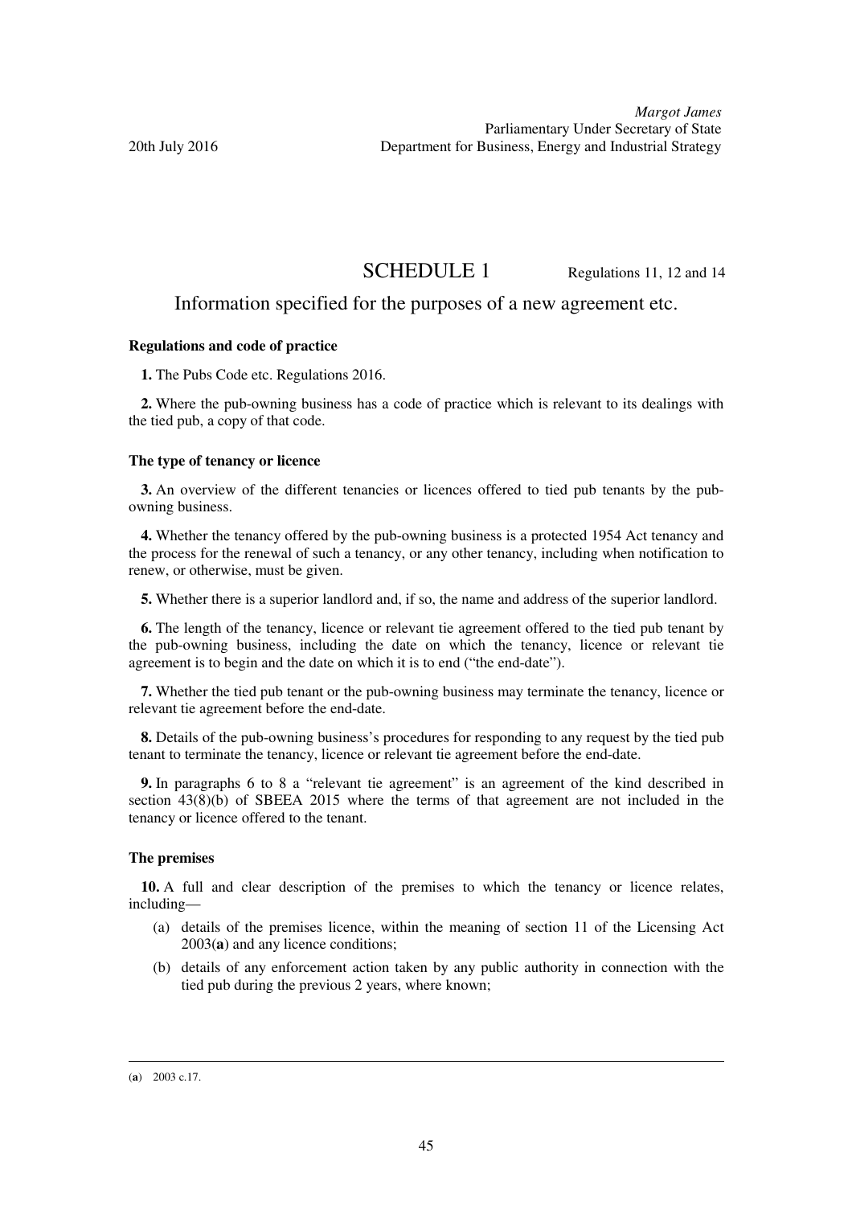*Margot James*
Parliamentary Under Secretary of State
Department for Business, Energy and Industrial Strategy

20th July 2016

# SCHEDULE 1

Regulations 11, 12 and 14

## Information specified for the purposes of a new agreement etc.

### Regulations and code of practice

**1.** The Pubs Code etc. Regulations 2016.

**2.** Where the pub-owning business has a code of practice which is relevant to its dealings with the tied pub, a copy of that code.

### The type of tenancy or licence

**3.** An overview of the different tenancies or licences offered to tied pub tenants by the pub-owning business.

**4.** Whether the tenancy offered by the pub-owning business is a protected 1954 Act tenancy and the process for the renewal of such a tenancy, or any other tenancy, including when notification to renew, or otherwise, must be given.

**5.** Whether there is a superior landlord and, if so, the name and address of the superior landlord.

**6.** The length of the tenancy, licence or relevant tie agreement offered to the tied pub tenant by the pub-owning business, including the date on which the tenancy, licence or relevant tie agreement is to begin and the date on which it is to end ("the end-date").

**7.** Whether the tied pub tenant or the pub-owning business may terminate the tenancy, licence or relevant tie agreement before the end-date.

**8.** Details of the pub-owning business's procedures for responding to any request by the tied pub tenant to terminate the tenancy, licence or relevant tie agreement before the end-date.

**9.** In paragraphs 6 to 8 a "relevant tie agreement" is an agreement of the kind described in section 43(8)(b) of SBEEA 2015 where the terms of that agreement are not included in the tenancy or licence offered to the tenant.

### The premises

**10.** A full and clear description of the premises to which the tenancy or licence relates, including—

(a) details of the premises licence, within the meaning of section 11 of the Licensing Act 2003(**a**) and any licence conditions;

(b) details of any enforcement action taken by any public authority in connection with the tied pub during the previous 2 years, where known;

(**a**) 2003 c.17.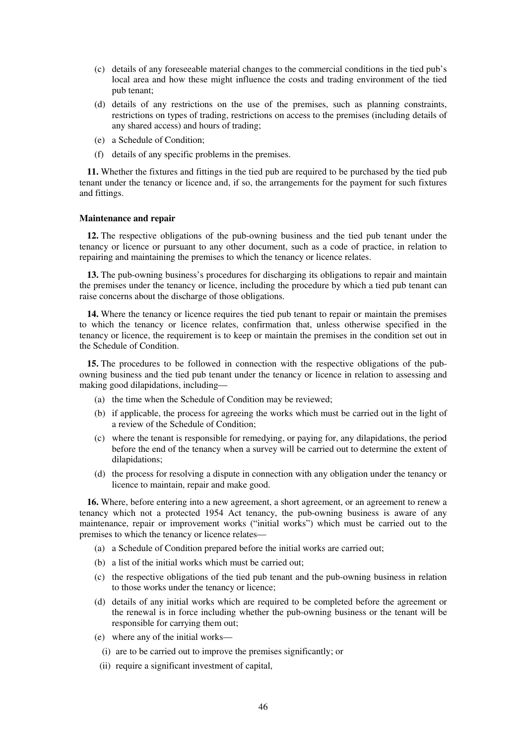(c) details of any foreseeable material changes to the commercial conditions in the tied pub's local area and how these might influence the costs and trading environment of the tied pub tenant;

(d) details of any restrictions on the use of the premises, such as planning constraints, restrictions on types of trading, restrictions on access to the premises (including details of any shared access) and hours of trading;

(e) a Schedule of Condition;

(f) details of any specific problems in the premises.

**11.** Whether the fixtures and fittings in the tied pub are required to be purchased by the tied pub tenant under the tenancy or licence and, if so, the arrangements for the payment for such fixtures and fittings.

**Maintenance and repair**

**12.** The respective obligations of the pub-owning business and the tied pub tenant under the tenancy or licence or pursuant to any other document, such as a code of practice, in relation to repairing and maintaining the premises to which the tenancy or licence relates.

**13.** The pub-owning business's procedures for discharging its obligations to repair and maintain the premises under the tenancy or licence, including the procedure by which a tied pub tenant can raise concerns about the discharge of those obligations.

**14.** Where the tenancy or licence requires the tied pub tenant to repair or maintain the premises to which the tenancy or licence relates, confirmation that, unless otherwise specified in the tenancy or licence, the requirement is to keep or maintain the premises in the condition set out in the Schedule of Condition.

**15.** The procedures to be followed in connection with the respective obligations of the pub-owning business and the tied pub tenant under the tenancy or licence in relation to assessing and making good dilapidations, including—

(a) the time when the Schedule of Condition may be reviewed;

(b) if applicable, the process for agreeing the works which must be carried out in the light of a review of the Schedule of Condition;

(c) where the tenant is responsible for remedying, or paying for, any dilapidations, the period before the end of the tenancy when a survey will be carried out to determine the extent of dilapidations;

(d) the process for resolving a dispute in connection with any obligation under the tenancy or licence to maintain, repair and make good.

**16.** Where, before entering into a new agreement, a short agreement, or an agreement to renew a tenancy which not a protected 1954 Act tenancy, the pub-owning business is aware of any maintenance, repair or improvement works ("initial works") which must be carried out to the premises to which the tenancy or licence relates—

(a) a Schedule of Condition prepared before the initial works are carried out;

(b) a list of the initial works which must be carried out;

(c) the respective obligations of the tied pub tenant and the pub-owning business in relation to those works under the tenancy or licence;

(d) details of any initial works which are required to be completed before the agreement or the renewal is in force including whether the pub-owning business or the tenant will be responsible for carrying them out;

(e) where any of the initial works—

(i) are to be carried out to improve the premises significantly; or

(ii) require a significant investment of capital,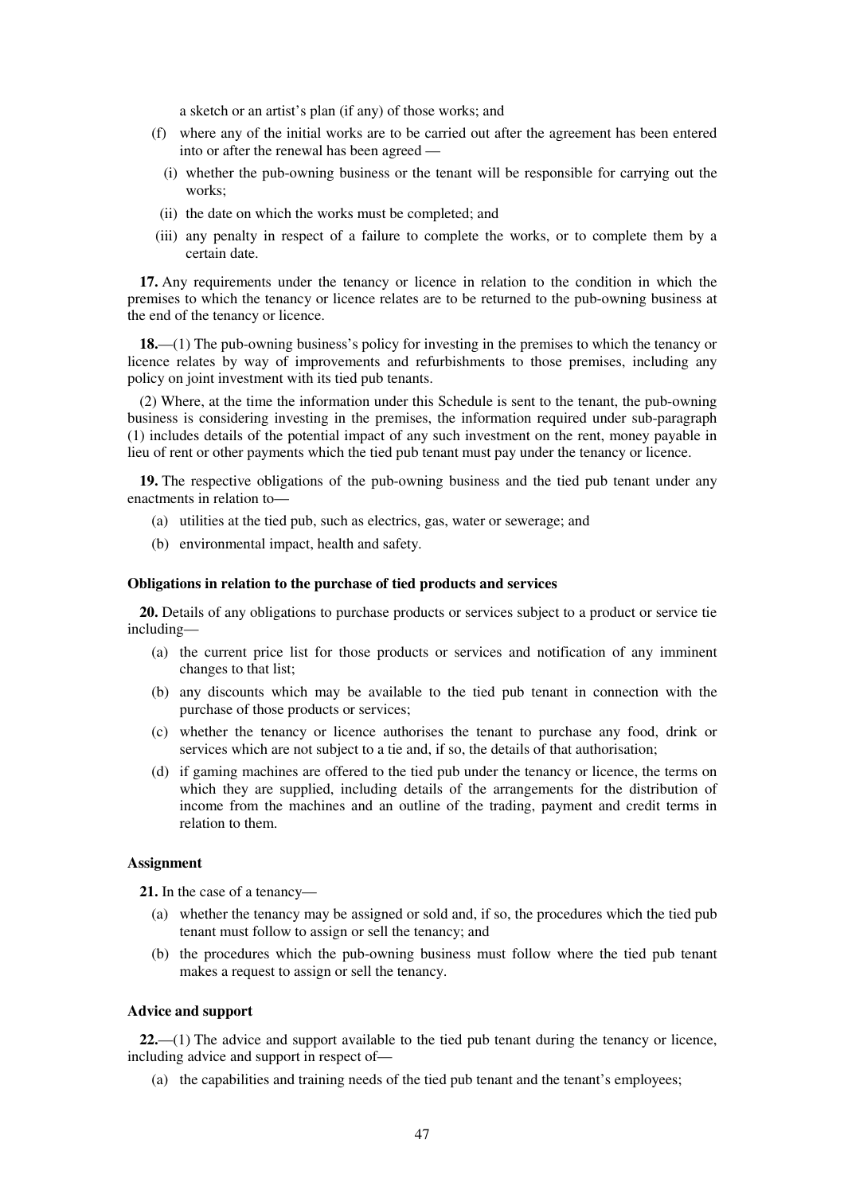a sketch or an artist's plan (if any) of those works; and

(f) where any of the initial works are to be carried out after the agreement has been entered into or after the renewal has been agreed —

(i) whether the pub-owning business or the tenant will be responsible for carrying out the works;

(ii) the date on which the works must be completed; and

(iii) any penalty in respect of a failure to complete the works, or to complete them by a certain date.

**17.** Any requirements under the tenancy or licence in relation to the condition in which the premises to which the tenancy or licence relates are to be returned to the pub-owning business at the end of the tenancy or licence.

**18.**—(1) The pub-owning business's policy for investing in the premises to which the tenancy or licence relates by way of improvements and refurbishments to those premises, including any policy on joint investment with its tied pub tenants.

(2) Where, at the time the information under this Schedule is sent to the tenant, the pub-owning business is considering investing in the premises, the information required under sub-paragraph (1) includes details of the potential impact of any such investment on the rent, money payable in lieu of rent or other payments which the tied pub tenant must pay under the tenancy or licence.

**19.** The respective obligations of the pub-owning business and the tied pub tenant under any enactments in relation to—

(a) utilities at the tied pub, such as electrics, gas, water or sewerage; and

(b) environmental impact, health and safety.

**Obligations in relation to the purchase of tied products and services**

**20.** Details of any obligations to purchase products or services subject to a product or service tie including—

(a) the current price list for those products or services and notification of any imminent changes to that list;

(b) any discounts which may be available to the tied pub tenant in connection with the purchase of those products or services;

(c) whether the tenancy or licence authorises the tenant to purchase any food, drink or services which are not subject to a tie and, if so, the details of that authorisation;

(d) if gaming machines are offered to the tied pub under the tenancy or licence, the terms on which they are supplied, including details of the arrangements for the distribution of income from the machines and an outline of the trading, payment and credit terms in relation to them.

**Assignment**

**21.** In the case of a tenancy—

(a) whether the tenancy may be assigned or sold and, if so, the procedures which the tied pub tenant must follow to assign or sell the tenancy; and

(b) the procedures which the pub-owning business must follow where the tied pub tenant makes a request to assign or sell the tenancy.

**Advice and support**

**22.**—(1) The advice and support available to the tied pub tenant during the tenancy or licence, including advice and support in respect of—

(a) the capabilities and training needs of the tied pub tenant and the tenant's employees;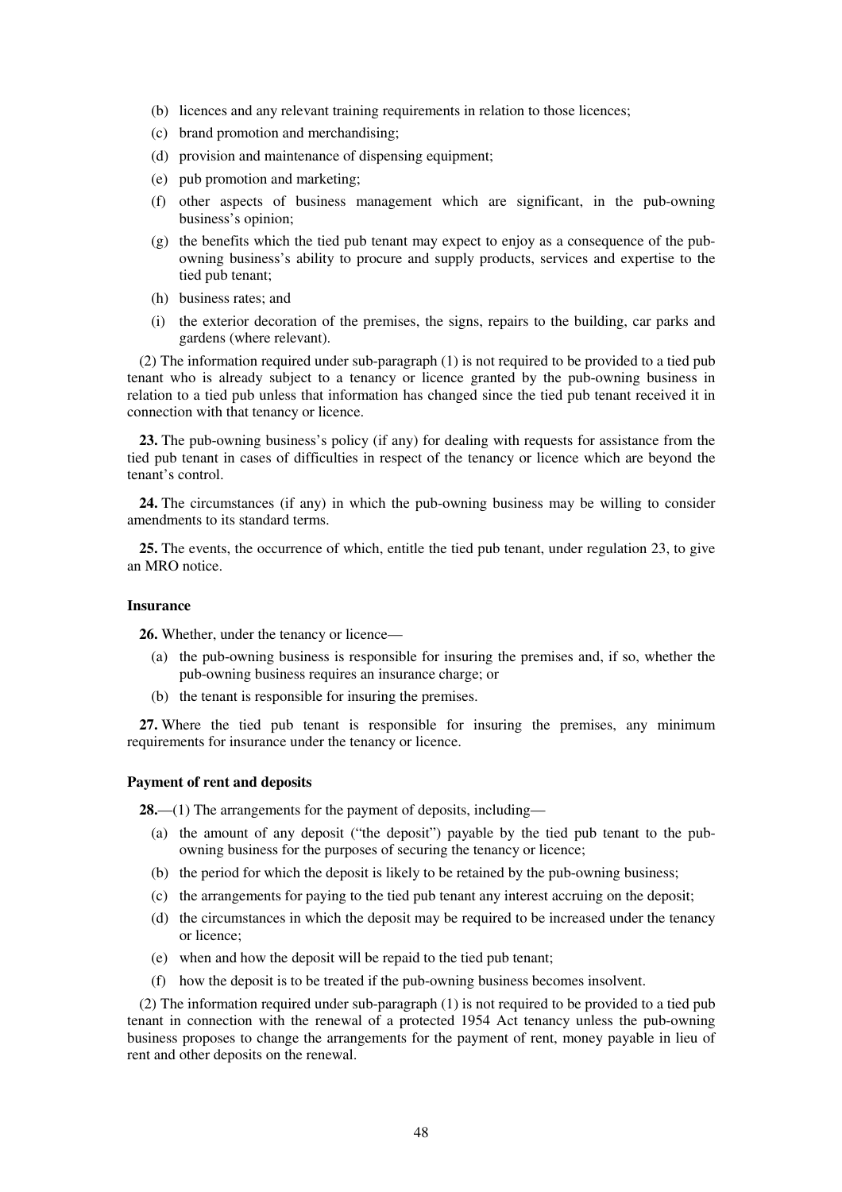(b) licences and any relevant training requirements in relation to those licences;

(c) brand promotion and merchandising;

(d) provision and maintenance of dispensing equipment;

(e) pub promotion and marketing;

(f) other aspects of business management which are significant, in the pub-owning business's opinion;

(g) the benefits which the tied pub tenant may expect to enjoy as a consequence of the pub-owning business's ability to procure and supply products, services and expertise to the tied pub tenant;

(h) business rates; and

(i) the exterior decoration of the premises, the signs, repairs to the building, car parks and gardens (where relevant).

(2) The information required under sub-paragraph (1) is not required to be provided to a tied pub tenant who is already subject to a tenancy or licence granted by the pub-owning business in relation to a tied pub unless that information has changed since the tied pub tenant received it in connection with that tenancy or licence.

**23.** The pub-owning business's policy (if any) for dealing with requests for assistance from the tied pub tenant in cases of difficulties in respect of the tenancy or licence which are beyond the tenant's control.

**24.** The circumstances (if any) in which the pub-owning business may be willing to consider amendments to its standard terms.

**25.** The events, the occurrence of which, entitle the tied pub tenant, under regulation 23, to give an MRO notice.

**Insurance**

**26.** Whether, under the tenancy or licence—

(a) the pub-owning business is responsible for insuring the premises and, if so, whether the pub-owning business requires an insurance charge; or

(b) the tenant is responsible for insuring the premises.

**27.** Where the tied pub tenant is responsible for insuring the premises, any minimum requirements for insurance under the tenancy or licence.

**Payment of rent and deposits**

**28.**—(1) The arrangements for the payment of deposits, including—

(a) the amount of any deposit ("the deposit") payable by the tied pub tenant to the pub-owning business for the purposes of securing the tenancy or licence;

(b) the period for which the deposit is likely to be retained by the pub-owning business;

(c) the arrangements for paying to the tied pub tenant any interest accruing on the deposit;

(d) the circumstances in which the deposit may be required to be increased under the tenancy or licence;

(e) when and how the deposit will be repaid to the tied pub tenant;

(f) how the deposit is to be treated if the pub-owning business becomes insolvent.

(2) The information required under sub-paragraph (1) is not required to be provided to a tied pub tenant in connection with the renewal of a protected 1954 Act tenancy unless the pub-owning business proposes to change the arrangements for the payment of rent, money payable in lieu of rent and other deposits on the renewal.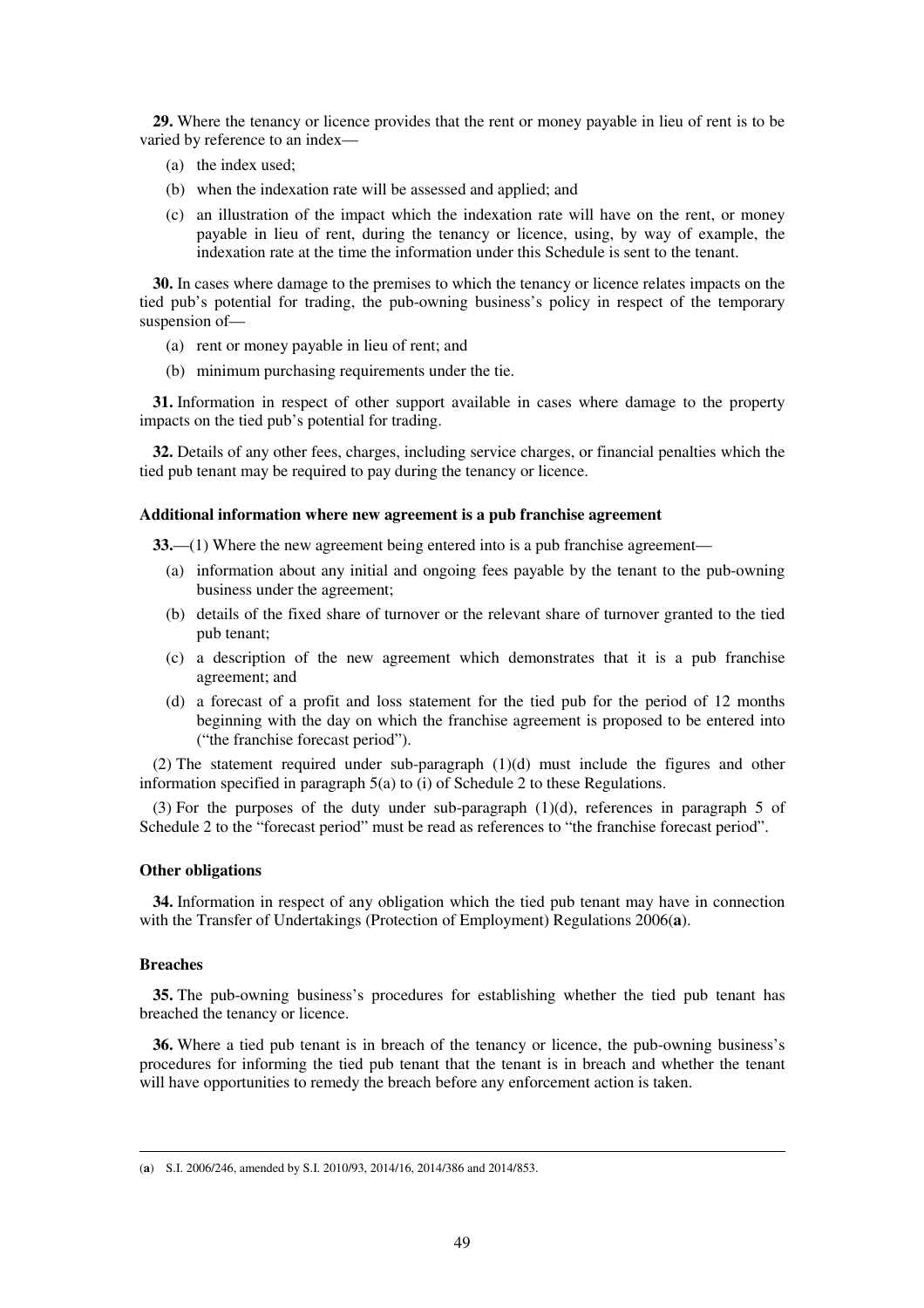**29.** Where the tenancy or licence provides that the rent or money payable in lieu of rent is to be varied by reference to an index—

(a) the index used;

(b) when the indexation rate will be assessed and applied; and

(c) an illustration of the impact which the indexation rate will have on the rent, or money payable in lieu of rent, during the tenancy or licence, using, by way of example, the indexation rate at the time the information under this Schedule is sent to the tenant.

**30.** In cases where damage to the premises to which the tenancy or licence relates impacts on the tied pub's potential for trading, the pub-owning business's policy in respect of the temporary suspension of—

(a) rent or money payable in lieu of rent; and

(b) minimum purchasing requirements under the tie.

**31.** Information in respect of other support available in cases where damage to the property impacts on the tied pub's potential for trading.

**32.** Details of any other fees, charges, including service charges, or financial penalties which the tied pub tenant may be required to pay during the tenancy or licence.

**Additional information where new agreement is a pub franchise agreement**

**33.**—(1) Where the new agreement being entered into is a pub franchise agreement—

(a) information about any initial and ongoing fees payable by the tenant to the pub-owning business under the agreement;

(b) details of the fixed share of turnover or the relevant share of turnover granted to the tied pub tenant;

(c) a description of the new agreement which demonstrates that it is a pub franchise agreement; and

(d) a forecast of a profit and loss statement for the tied pub for the period of 12 months beginning with the day on which the franchise agreement is proposed to be entered into ("the franchise forecast period").

(2) The statement required under sub-paragraph (1)(d) must include the figures and other information specified in paragraph 5(a) to (i) of Schedule 2 to these Regulations.

(3) For the purposes of the duty under sub-paragraph (1)(d), references in paragraph 5 of Schedule 2 to the "forecast period" must be read as references to "the franchise forecast period".

**Other obligations**

**34.** Information in respect of any obligation which the tied pub tenant may have in connection with the Transfer of Undertakings (Protection of Employment) Regulations 2006(**a**).

**Breaches**

**35.** The pub-owning business's procedures for establishing whether the tied pub tenant has breached the tenancy or licence.

**36.** Where a tied pub tenant is in breach of the tenancy or licence, the pub-owning business's procedures for informing the tied pub tenant that the tenant is in breach and whether the tenant will have opportunities to remedy the breach before any enforcement action is taken.

---

(**a**) S.I. 2006/246, amended by S.I. 2010/93, 2014/16, 2014/386 and 2014/853.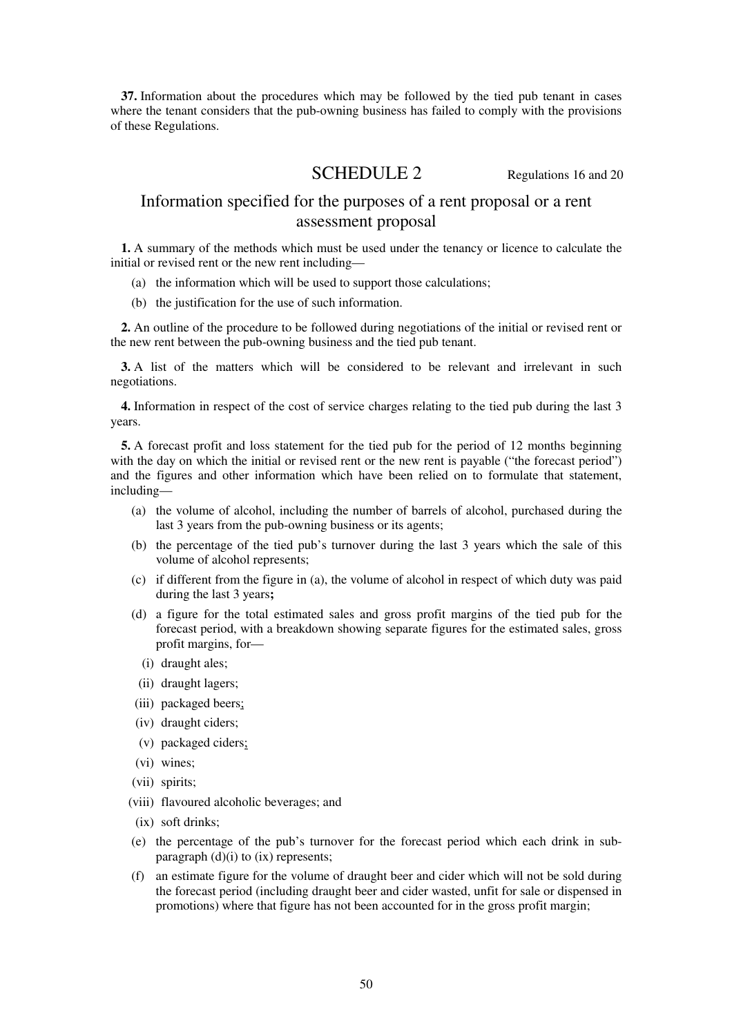**37.** Information about the procedures which may be followed by the tied pub tenant in cases where the tenant considers that the pub-owning business has failed to comply with the provisions of these Regulations.

## SCHEDULE 2

Regulations 16 and 20

### Information specified for the purposes of a rent proposal or a rent assessment proposal

**1.** A summary of the methods which must be used under the tenancy or licence to calculate the initial or revised rent or the new rent including—

- (a) the information which will be used to support those calculations;
- (b) the justification for the use of such information.

**2.** An outline of the procedure to be followed during negotiations of the initial or revised rent or the new rent between the pub-owning business and the tied pub tenant.

**3.** A list of the matters which will be considered to be relevant and irrelevant in such negotiations.

**4.** Information in respect of the cost of service charges relating to the tied pub during the last 3 years.

**5.** A forecast profit and loss statement for the tied pub for the period of 12 months beginning with the day on which the initial or revised rent or the new rent is payable ("the forecast period") and the figures and other information which have been relied on to formulate that statement, including—

- (a) the volume of alcohol, including the number of barrels of alcohol, purchased during the last 3 years from the pub-owning business or its agents;
- (b) the percentage of the tied pub's turnover during the last 3 years which the sale of this volume of alcohol represents;
- (c) if different from the figure in (a), the volume of alcohol in respect of which duty was paid during the last 3 years**;**
- (d) a figure for the total estimated sales and gross profit margins of the tied pub for the forecast period, with a breakdown showing separate figures for the estimated sales, gross profit margins, for—
  - (i) draught ales;
  - (ii) draught lagers;
  - (iii) packaged beers;
  - (iv) draught ciders;
  - (v) packaged ciders;
  - (vi) wines;
  - (vii) spirits;
  - (viii) flavoured alcoholic beverages; and
  - (ix) soft drinks;
- (e) the percentage of the pub's turnover for the forecast period which each drink in sub-paragraph (d)(i) to (ix) represents;
- (f) an estimate figure for the volume of draught beer and cider which will not be sold during the forecast period (including draught beer and cider wasted, unfit for sale or dispensed in promotions) where that figure has not been accounted for in the gross profit margin;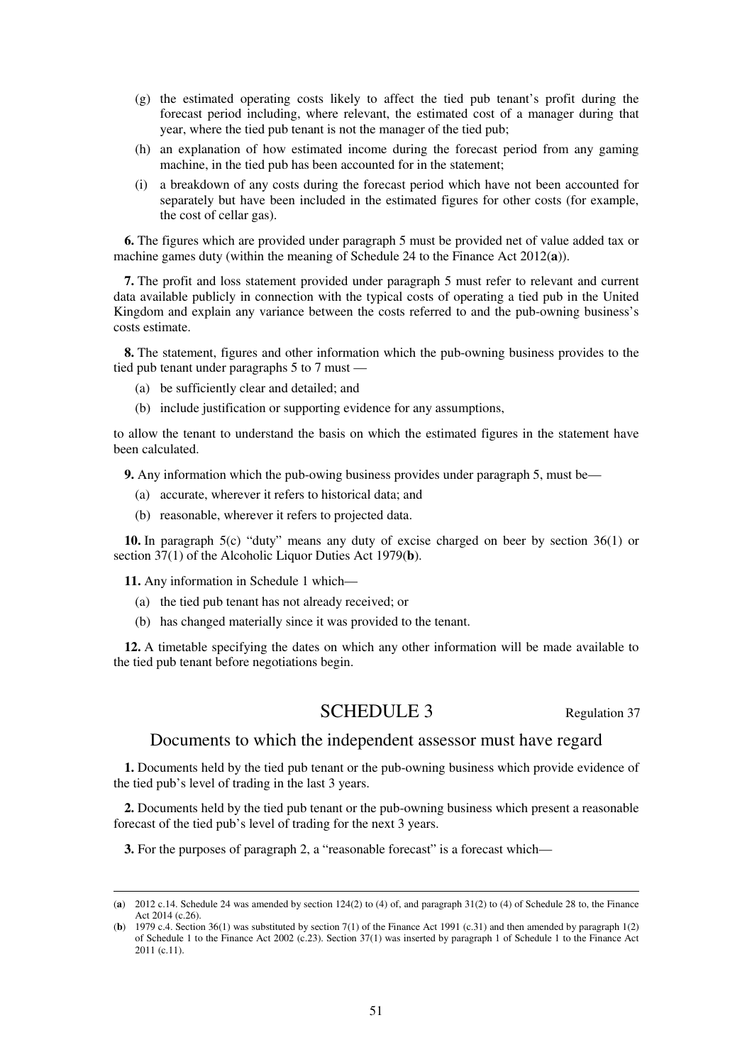(g) the estimated operating costs likely to affect the tied pub tenant's profit during the forecast period including, where relevant, the estimated cost of a manager during that year, where the tied pub tenant is not the manager of the tied pub;

(h) an explanation of how estimated income during the forecast period from any gaming machine, in the tied pub has been accounted for in the statement;

(i) a breakdown of any costs during the forecast period which have not been accounted for separately but have been included in the estimated figures for other costs (for example, the cost of cellar gas).

**6.** The figures which are provided under paragraph 5 must be provided net of value added tax or machine games duty (within the meaning of Schedule 24 to the Finance Act 2012(**a**)).

**7.** The profit and loss statement provided under paragraph 5 must refer to relevant and current data available publicly in connection with the typical costs of operating a tied pub in the United Kingdom and explain any variance between the costs referred to and the pub-owning business's costs estimate.

**8.** The statement, figures and other information which the pub-owning business provides to the tied pub tenant under paragraphs 5 to 7 must —

(a) be sufficiently clear and detailed; and

(b) include justification or supporting evidence for any assumptions,

to allow the tenant to understand the basis on which the estimated figures in the statement have been calculated.

**9.** Any information which the pub-owing business provides under paragraph 5, must be—

(a) accurate, wherever it refers to historical data; and

(b) reasonable, wherever it refers to projected data.

**10.** In paragraph 5(c) "duty" means any duty of excise charged on beer by section 36(1) or section 37(1) of the Alcoholic Liquor Duties Act 1979(**b**).

**11.** Any information in Schedule 1 which—

(a) the tied pub tenant has not already received; or

(b) has changed materially since it was provided to the tenant.

**12.** A timetable specifying the dates on which any other information will be made available to the tied pub tenant before negotiations begin.

## SCHEDULE 3

Regulation 37

### Documents to which the independent assessor must have regard

**1.** Documents held by the tied pub tenant or the pub-owning business which provide evidence of the tied pub's level of trading in the last 3 years.

**2.** Documents held by the tied pub tenant or the pub-owning business which present a reasonable forecast of the tied pub's level of trading for the next 3 years.

**3.** For the purposes of paragraph 2, a "reasonable forecast" is a forecast which—

---

(**a**) 2012 c.14. Schedule 24 was amended by section 124(2) to (4) of, and paragraph 31(2) to (4) of Schedule 28 to, the Finance Act 2014 (c.26).

(**b**) 1979 c.4. Section 36(1) was substituted by section 7(1) of the Finance Act 1991 (c.31) and then amended by paragraph 1(2) of Schedule 1 to the Finance Act 2002 (c.23). Section 37(1) was inserted by paragraph 1 of Schedule 1 to the Finance Act 2011 (c.11).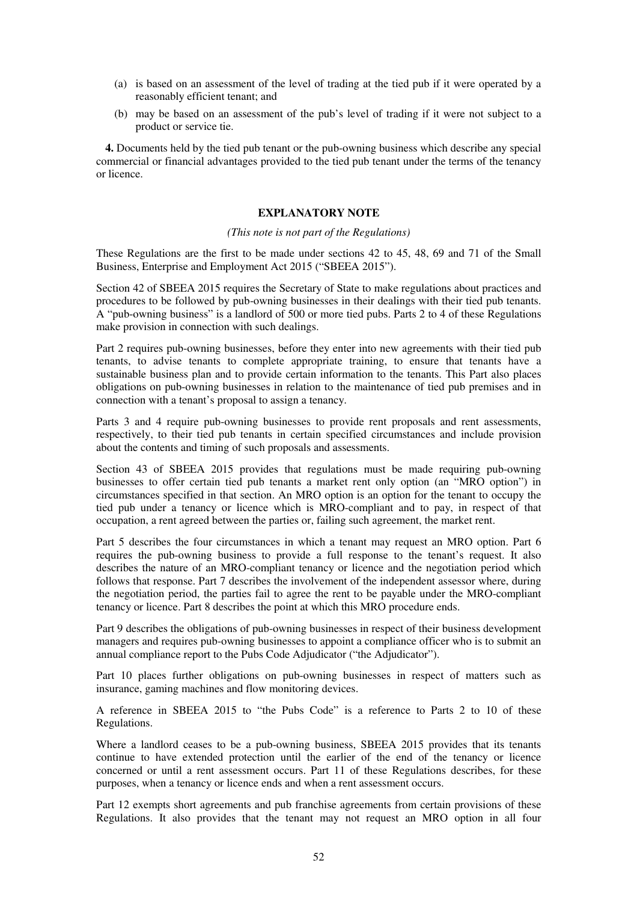(a) is based on an assessment of the level of trading at the tied pub if it were operated by a reasonably efficient tenant; and

(b) may be based on an assessment of the pub's level of trading if it were not subject to a product or service tie.

**4.** Documents held by the tied pub tenant or the pub-owning business which describe any special commercial or financial advantages provided to the tied pub tenant under the terms of the tenancy or licence.

## EXPLANATORY NOTE

*(This note is not part of the Regulations)*

These Regulations are the first to be made under sections 42 to 45, 48, 69 and 71 of the Small Business, Enterprise and Employment Act 2015 ("SBEEA 2015").

Section 42 of SBEEA 2015 requires the Secretary of State to make regulations about practices and procedures to be followed by pub-owning businesses in their dealings with their tied pub tenants. A "pub-owning business" is a landlord of 500 or more tied pubs. Parts 2 to 4 of these Regulations make provision in connection with such dealings.

Part 2 requires pub-owning businesses, before they enter into new agreements with their tied pub tenants, to advise tenants to complete appropriate training, to ensure that tenants have a sustainable business plan and to provide certain information to the tenants. This Part also places obligations on pub-owning businesses in relation to the maintenance of tied pub premises and in connection with a tenant's proposal to assign a tenancy.

Parts 3 and 4 require pub-owning businesses to provide rent proposals and rent assessments, respectively, to their tied pub tenants in certain specified circumstances and include provision about the contents and timing of such proposals and assessments.

Section 43 of SBEEA 2015 provides that regulations must be made requiring pub-owning businesses to offer certain tied pub tenants a market rent only option (an "MRO option") in circumstances specified in that section. An MRO option is an option for the tenant to occupy the tied pub under a tenancy or licence which is MRO-compliant and to pay, in respect of that occupation, a rent agreed between the parties or, failing such agreement, the market rent.

Part 5 describes the four circumstances in which a tenant may request an MRO option. Part 6 requires the pub-owning business to provide a full response to the tenant's request. It also describes the nature of an MRO-compliant tenancy or licence and the negotiation period which follows that response. Part 7 describes the involvement of the independent assessor where, during the negotiation period, the parties fail to agree the rent to be payable under the MRO-compliant tenancy or licence. Part 8 describes the point at which this MRO procedure ends.

Part 9 describes the obligations of pub-owning businesses in respect of their business development managers and requires pub-owning businesses to appoint a compliance officer who is to submit an annual compliance report to the Pubs Code Adjudicator ("the Adjudicator").

Part 10 places further obligations on pub-owning businesses in respect of matters such as insurance, gaming machines and flow monitoring devices.

A reference in SBEEA 2015 to "the Pubs Code" is a reference to Parts 2 to 10 of these Regulations.

Where a landlord ceases to be a pub-owning business, SBEEA 2015 provides that its tenants continue to have extended protection until the earlier of the end of the tenancy or licence concerned or until a rent assessment occurs. Part 11 of these Regulations describes, for these purposes, when a tenancy or licence ends and when a rent assessment occurs.

Part 12 exempts short agreements and pub franchise agreements from certain provisions of these Regulations. It also provides that the tenant may not request an MRO option in all four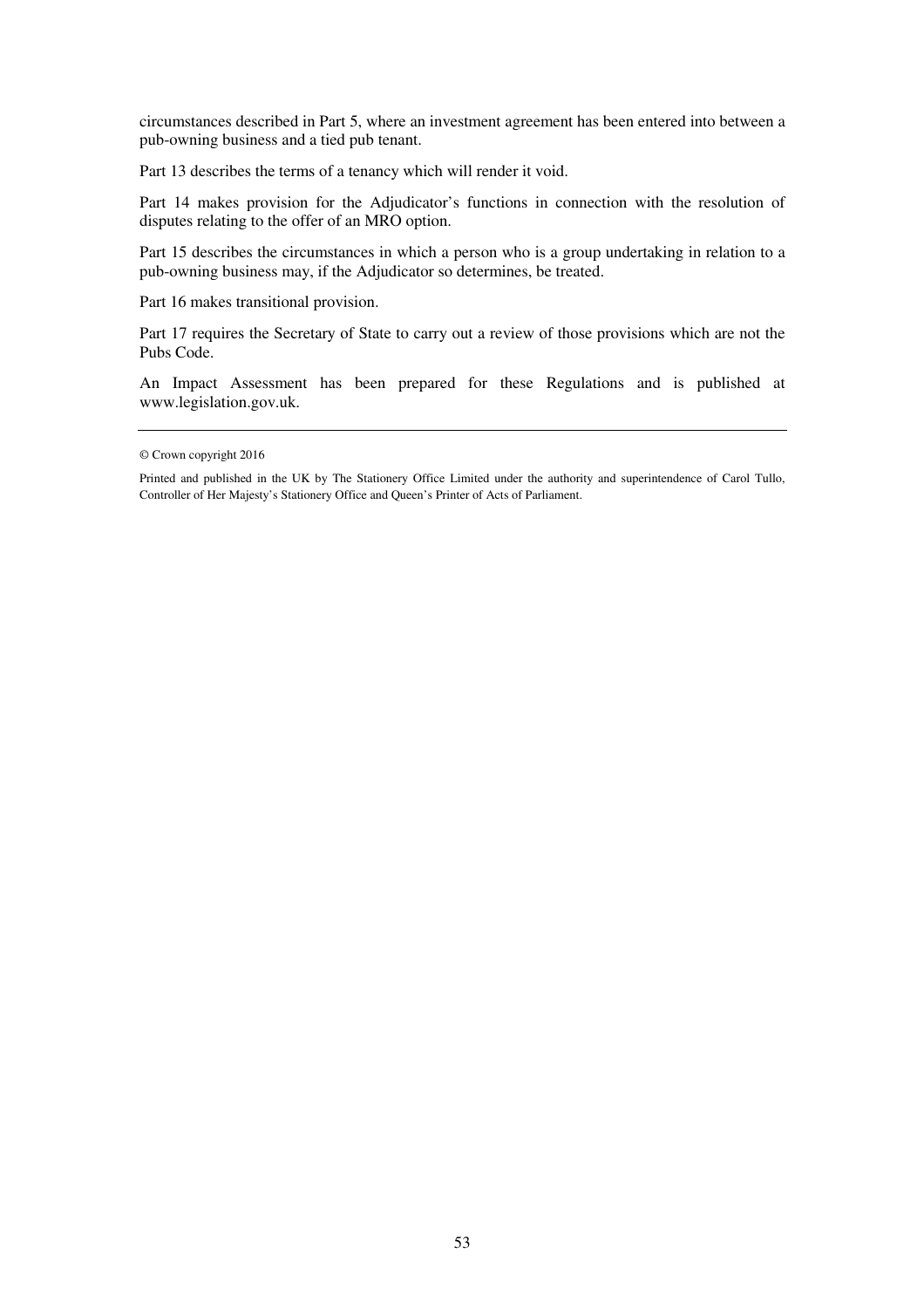circumstances described in Part 5, where an investment agreement has been entered into between a pub-owning business and a tied pub tenant.

Part 13 describes the terms of a tenancy which will render it void.

Part 14 makes provision for the Adjudicator's functions in connection with the resolution of disputes relating to the offer of an MRO option.

Part 15 describes the circumstances in which a person who is a group undertaking in relation to a pub-owning business may, if the Adjudicator so determines, be treated.

Part 16 makes transitional provision.

Part 17 requires the Secretary of State to carry out a review of those provisions which are not the Pubs Code.

An Impact Assessment has been prepared for these Regulations and is published at www.legislation.gov.uk.

---

© Crown copyright 2016

Printed and published in the UK by The Stationery Office Limited under the authority and superintendence of Carol Tullo, Controller of Her Majesty's Stationery Office and Queen's Printer of Acts of Parliament.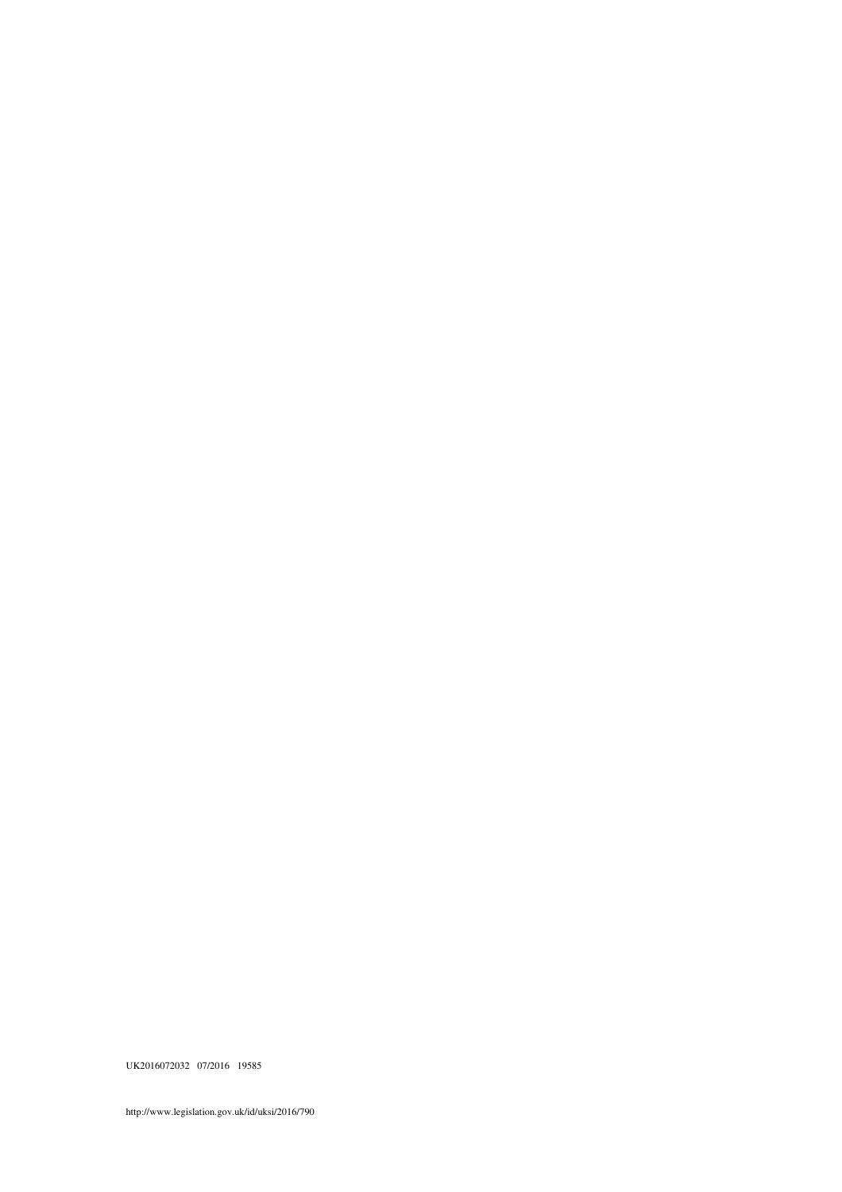UK2016072032 07/2016 19585

http://www.legislation.gov.uk/id/uksi/2016/790